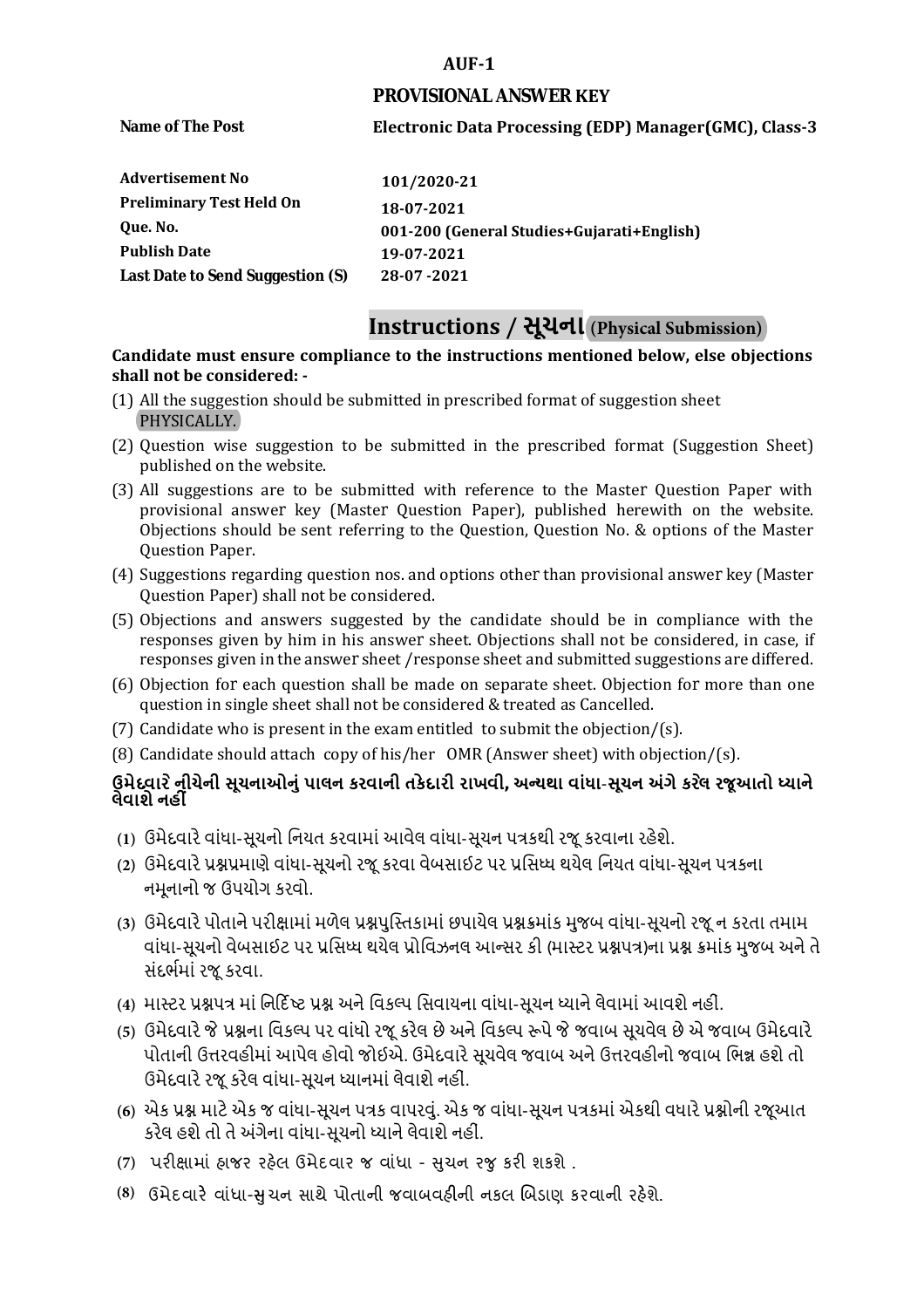**AUF-1**

## PROVISIONAL ANSWER KEY

| | |
|---|---|
| **Name of The Post** | **Electronic Data Processing (EDP) Manager(GMC), Class-3** |
| **Advertisement No** | **101/2020-21** |
| **Preliminary Test Held On** | **18-07-2021** |
| **Que. No.** | **001-200 (General Studies+Gujarati+English)** |
| **Publish Date** | **19-07-2021** |
| **Last Date to Send Suggestion (S)** | **28-07 -2021** |

# Instructions / સૂચના (Physical Submission)

**Candidate must ensure compliance to the instructions mentioned below, else objections shall not be considered: -**

(1) All the suggestion should be submitted in prescribed format of suggestion sheet PHYSICALLY.

(2) Question wise suggestion to be submitted in the prescribed format (Suggestion Sheet) published on the website.

(3) All suggestions are to be submitted with reference to the Master Question Paper with provisional answer key (Master Question Paper), published herewith on the website. Objections should be sent referring to the Question, Question No. & options of the Master Question Paper.

(4) Suggestions regarding question nos. and options other than provisional answer key (Master Question Paper) shall not be considered.

(5) Objections and answers suggested by the candidate should be in compliance with the responses given by him in his answer sheet. Objections shall not be considered, in case, if responses given in the answer sheet /response sheet and submitted suggestions are differed.

(6) Objection for each question shall be made on separate sheet. Objection for more than one question in single sheet shall not be considered & treated as Cancelled.

(7) Candidate who is present in the exam entitled to submit the objection/(s).

(8) Candidate should attach copy of his/her OMR (Answer sheet) with objection/(s).

**ઉમેદવારે નીચેની સૂચનાઓનું પાલન કરવાની તકેદારી રાખવી, અન્યથા વાંધા-સૂચન અંગે કરેલ રજૂઆતો ધ્યાને લેવાશે નહીં**

(1) ઉમેદવારે વાંધા-સૂચનો નિયત કરવામાં આવેલ વાંધા-સૂચન પત્રકથી રજૂ કરવાના રહેશે.

(2) ઉમેદવારે પ્રશ્નપ્રમાણે વાંધા-સૂચનો રજૂ કરવા વેબસાઇટ પર પ્રસિધ્ધ થયેલ નિયત વાંધા-સૂચન પત્રકના નમૂનાનો જ ઉપયોગ કરવો.

(3) ઉમેદવારે પોતાને પરીક્ષામાં મળેલ પ્રશ્નપુસ્તિકામાં છપાયેલ પ્રશ્નક્રમાંક મુજબ વાંધા-સૂચનો રજૂ ન કરતા તમામ વાંધા-સૂચનો વેબસાઇટ પર પ્રસિધ્ધ થયેલ પ્રોવિઝનલ આન્સર કી (માસ્ટર પ્રશ્નપત્ર)ના પ્રશ્ન ક્રમાંક મુજબ અને તે સંદર્ભમાં રજૂ કરવા.

(4) માસ્ટર પ્રશ્નપત્ર માં નિર્દિષ્ટ પ્રશ્ન અને વિકલ્પ સિવાયના વાંધા-સૂચન ધ્યાને લેવામાં આવશે નહીં.

(5) ઉમેદવારે જે પ્રશ્નના વિકલ્પ પર વાંધો રજૂ કરેલ છે અને વિકલ્પ રૂપે જે જવાબ સૂચવેલ છે એ જવાબ ઉમેદવારે પોતાની ઉત્તરવહીમાં આપેલ હોવો જોઇએ. ઉમેદવારે સૂચવેલ જવાબ અને ઉત્તરવહીનો જવાબ ભિન્ન હશે તો ઉમેદવારે રજૂ કરેલ વાંધા-સૂચન ધ્યાનમાં લેવાશે નહીં.

(6) એક પ્રશ્ન માટે એક જ વાંધા-સૂચન પત્રક વાપરવું. એક જ વાંધા-સૂચન પત્રકમાં એકથી વધારે પ્રશ્નોની રજૂઆત કરેલ હશે તો તે અંગેના વાંધા-સૂચનો ધ્યાને લેવાશે નહીં.

(7) પરીક્ષામાં હાજર રહેલ ઉમેદવાર જ વાંધા - સુચન રજુ કરી શકશે .

(8) ઉમેદવારે વાંધા-સુચન સાથે પોતાની જવાબવહીની નકલ બિડાણ કરવાની રહેશે.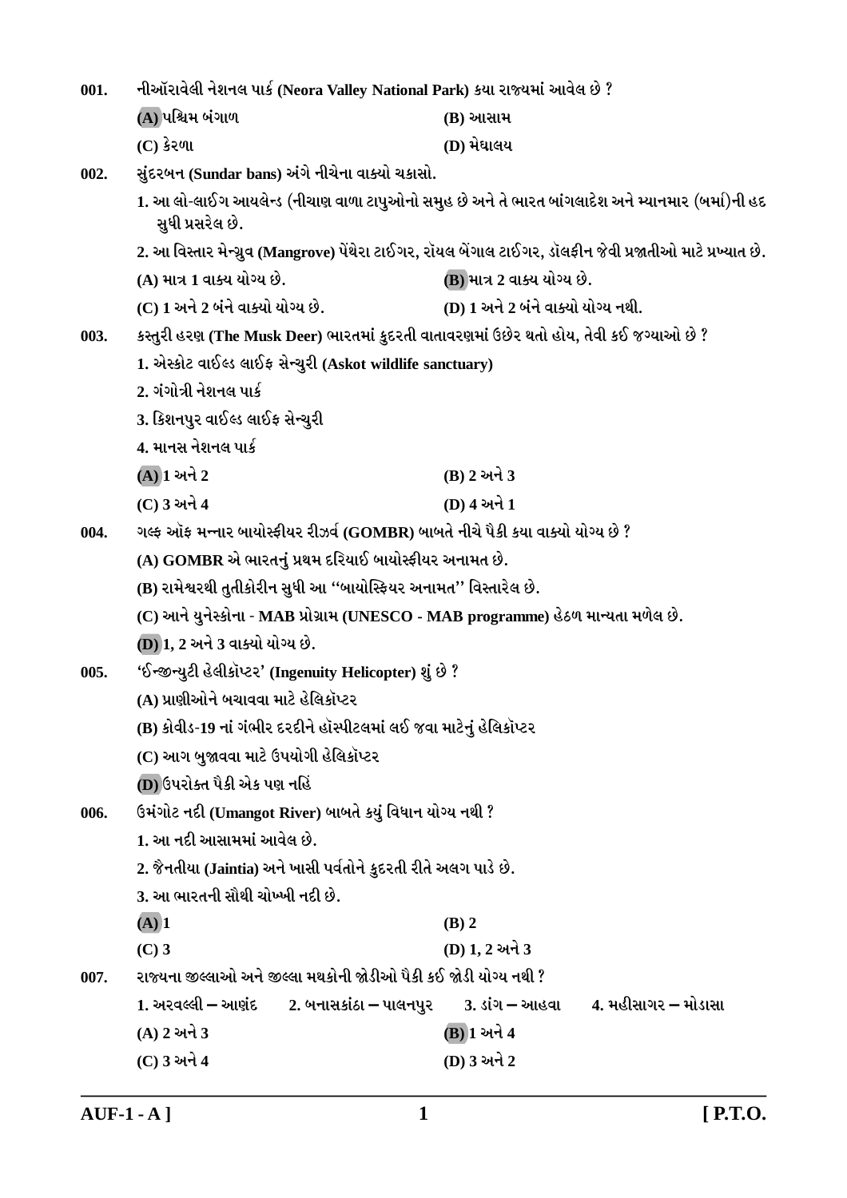001. નીઑરાવેલી નેશનલ પાર્ક (Neora Valley National Park) કયા રાજ્યમાં આવેલ છે ?

(A) પશ્ચિમ બંગાળ
(B) આસામ
(C) કેરળા
(D) મેઘાલય

002. સુંદરબન (Sundar bans) અંગે નીચેના વાક્યો ચકાસો.

1. આ લો-લાઈંગ આયલેન્ડ (નીચાણ વાળા ટાપુઓનો સમુહ છે અને તે ભારત બાંગલાદેશ અને મ્યાનમાર (બર્મા)ની હદ સુધી પ્રસરેલ છે.

2. આ વિસ્તાર મેન્ગ્રુવ (Mangrove) પેંથેરા ટાઈગર, રૉયલ બેંગાલ ટાઈગર, ડૉલફીન જેવી પ્રજાતીઓ માટે પ્રખ્યાત છે.

(A) માત્ર 1 વાક્ય યોગ્ય છે.
(B) માત્ર 2 વાક્ય યોગ્ય છે.
(C) 1 અને 2 બંને વાક્યો યોગ્ય છે.
(D) 1 અને 2 બંને વાક્યો યોગ્ય નથી.

003. કસ્તુરી હરણ (The Musk Deer) ભારતમાં કુદરતી વાતાવરણમાં ઉછેર થતો હોય, તેવી કઈ જગ્યાઓ છે ?

1. એસ્કોટ વાઈલ્ડ લાઈફ સેન્ચુરી (Askot wildlife sanctuary)
2. ગંગોત્રી નેશનલ પાર્ક
3. કિશનપુર વાઈલ્ડ લાઈફ સેન્ચુરી
4. માનસ નેશનલ પાર્ક

(A) 1 અને 2
(B) 2 અને 3
(C) 3 અને 4
(D) 4 અને 1

004. ગલ્ફ ઑફ મન્નાર બાયોસ્ફીયર રીઝર્વ (GOMBR) બાબતે નીચે પૈકી કયા વાક્યો યોગ્ય છે ?

(A) GOMBR એ ભારતનું પ્રથમ દરિયાઈ બાયોસ્ફીયર અનામત છે.
(B) રામેશ્વરથી તુતીકોરીન સુધી આ ''બાયોસ્ફિયર અનામત'' વિસ્તારેલ છે.
(C) આને યુનેસ્કોના - MAB પ્રોગ્રામ (UNESCO - MAB programme) હેઠળ માન્યતા મળેલ છે.
(D) 1, 2 અને 3 વાક્યો યોગ્ય છે.

005. 'ઈન્જીન્યુટી હેલીકૉપ્ટર' (Ingenuity Helicopter) શું છે ?

(A) પ્રાણીઓને બચાવવા માટે હેલિકૉપ્ટર
(B) કોવીડ-19 નાં ગંભીર દરદીને હૉસ્પીટલમાં લઈ જવા માટેનું હેલિકૉપ્ટર
(C) આગ બુજાવવા માટે ઉપયોગી હેલિકૉપ્ટર
(D) ઉપરોક્ત પૈકી એક પણ નહિં

006. ઉમંગોટ નદી (Umangot River) બાબતે કયું વિધાન યોગ્ય નથી ?

1. આ નદી આસામમાં આવેલ છે.
2. જૈનતીયા (Jaintia) અને ખાસી પર્વતોને કુદરતી રીતે અલગ પાડે છે.
3. આ ભારતની સૌથી ચોખ્ખી નદી છે.

(A) 1
(B) 2
(C) 3
(D) 1, 2 અને 3

007. રાજ્યના જીલ્લાઓ અને જીલ્લા મથકોની જોડીઓ પૈકી કઈ જોડી યોગ્ય નથી ?

1. અરવલ્લી – આણંદ
2. બનાસકાંઠા – પાલનપુર
3. ડાંગ – આહવા
4. મહીસાગર – મોડાસા

(A) 2 અને 3
(B) 1 અને 4
(C) 3 અને 4
(D) 3 અને 2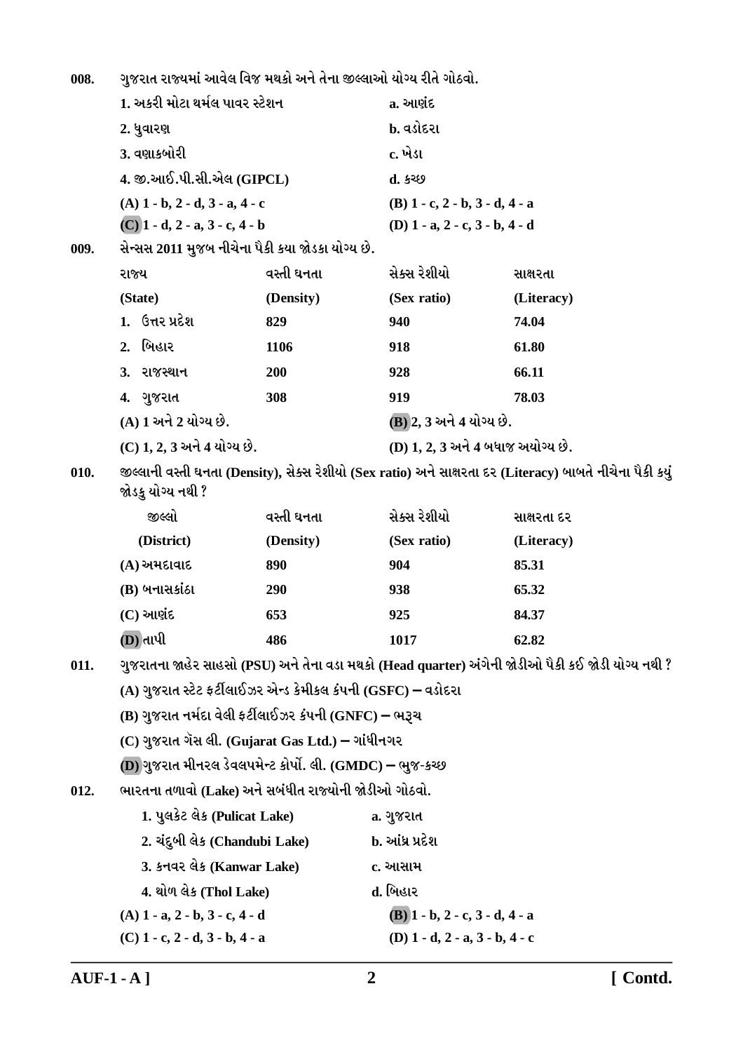008. ગુજરાત રાજ્યમાં આવેલ વિજ મથકો અને તેના જીલ્લાઓ યોગ્ય રીતે ગોઠવો.

| | |
|---|---|
| 1. અકરી મોટા થર્મલ પાવર સ્ટેશન | a. આણંદ |
| 2. ધુવારણ | b. વડોદરા |
| 3. વણાકબોરી | c. ખેડા |
| 4. જી.આઈ.પી.સી.એલ (GIPCL) | d. કચ્છ |

(A) 1 - b, 2 - d, 3 - a, 4 - c
(B) 1 - c, 2 - b, 3 - d, 4 - a
**(C)** 1 - d, 2 - a, 3 - c, 4 - b
(D) 1 - a, 2 - c, 3 - b, 4 - d

009. સેન્સસ 2011 મુજબ નીચેના પૈકી કયા જોડકા યોગ્ય છે.

| રાજ્ય (State) | વસ્તી ઘનતા (Density) | સેક્સ રેશીયો (Sex ratio) | સાક્ષરતા (Literacy) |
|---|---|---|---|
| 1. ઉત્તર પ્રદેશ | 829 | 940 | 74.04 |
| 2. બિહાર | 1106 | 918 | 61.80 |
| 3. રાજસ્થાન | 200 | 928 | 66.11 |
| 4. ગુજરાત | 308 | 919 | 78.03 |

(A) 1 અને 2 યોગ્ય છે.
**(B)** 2, 3 અને 4 યોગ્ય છે.
(C) 1, 2, 3 અને 4 યોગ્ય છે.
(D) 1, 2, 3 અને 4 બધાજ અયોગ્ય છે.

010. જીલ્લાની વસ્તી ઘનતા (Density), સેક્સ રેશીયો (Sex ratio) અને સાક્ષરતા દર (Literacy) બાબતે નીચેના પૈકી કયું જોડકુ યોગ્ય નથી ?

| જીલ્લો (District) | વસ્તી ઘનતા (Density) | સેક્સ રેશીયો (Sex ratio) | સાક્ષરતા દર (Literacy) |
|---|---|---|---|
| (A) અમદાવાદ | 890 | 904 | 85.31 |
| (B) બનાસકાંઠા | 290 | 938 | 65.32 |
| (C) આણંદ | 653 | 925 | 84.37 |
| **(D)** તાપી | 486 | 1017 | 62.82 |

011. ગુજરાતના જાહેર સાહસો (PSU) અને તેના વડા મથકો (Head quarter) અંગેની જોડીઓ પૈકી કઈ જોડી યોગ્ય નથી ?

(A) ગુજરાત સ્ટેટ ફર્ટીલાઈઝર એન્ડ કેમીકલ કંપની (GSFC) – વડોદરા
(B) ગુજરાત નર્મદા વેલી ફર્ટીલાઈઝર કંપની (GNFC) – ભરૂચ
(C) ગુજરાત ગૅસ લી. (Gujarat Gas Ltd.) – ગાંધીનગર
**(D)** ગુજરાત મીનરલ ડેવલપમેન્ટ કોર્પો. લી. (GMDC) – ભુજ-કચ્છ

012. ભારતના તળાવો (Lake) અને સબંધીત રાજ્યોની જોડીઓ ગોઠવો.

| | |
|---|---|
| 1. પુલકેટ લેક (Pulicat Lake) | a. ગુજરાત |
| 2. ચંદુબી લેક (Chandubi Lake) | b. આંધ્ર પ્રદેશ |
| 3. કનવર લેક (Kanwar Lake) | c. આસામ |
| 4. થોળ લેક (Thol Lake) | d. બિહાર |

(A) 1 - a, 2 - b, 3 - c, 4 - d
**(B)** 1 - b, 2 - c, 3 - d, 4 - a
(C) 1 - c, 2 - d, 3 - b, 4 - a
(D) 1 - d, 2 - a, 3 - b, 4 - c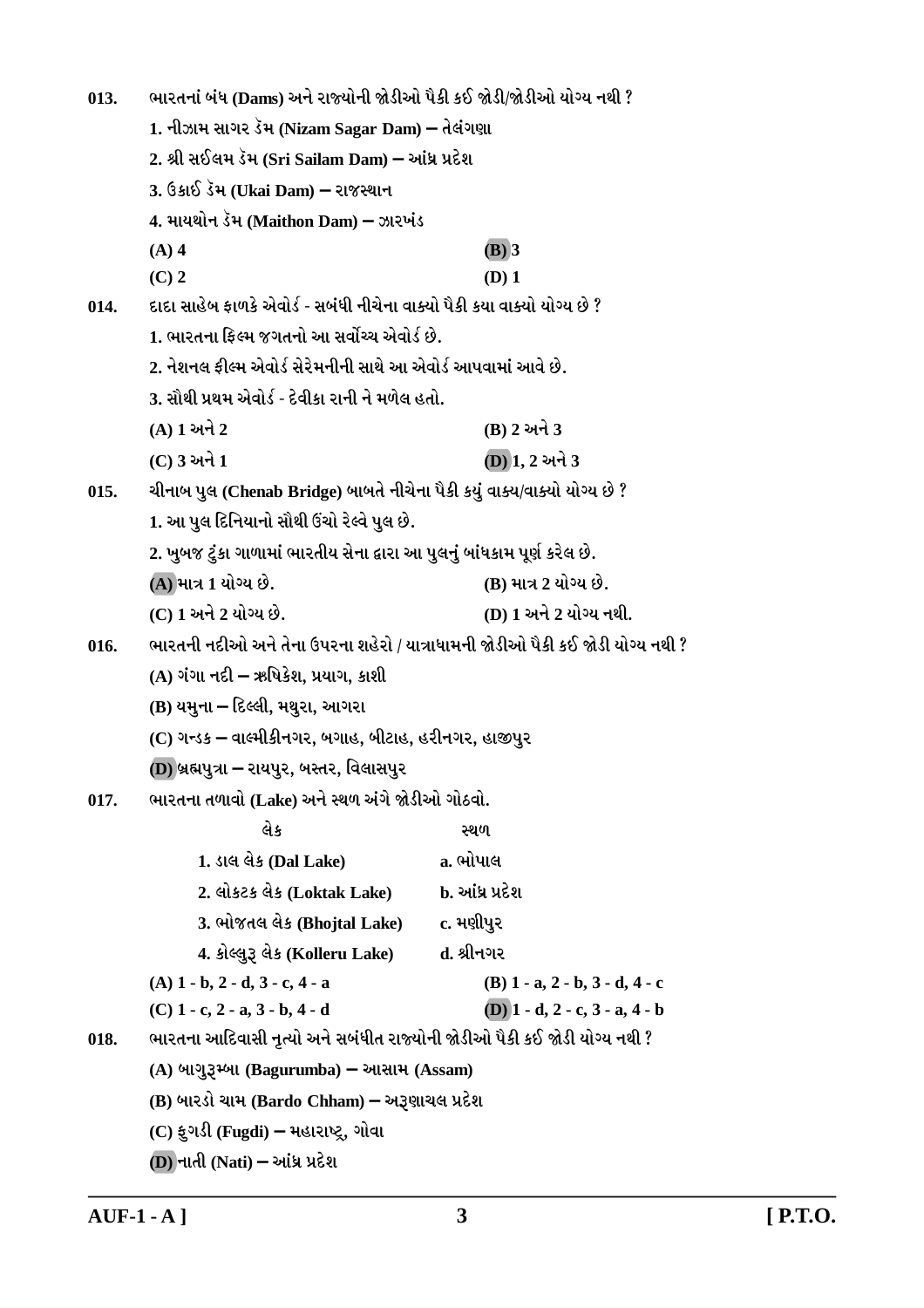**013.** ભારતનાં બંધ (Dams) અને રાજ્યોની જોડીઓ પૈકી કઈ જોડી/જોડીઓ યોગ્ય નથી ?

1. નીઝામ સાગર ડૅમ (Nizam Sagar Dam) – તેલંગણા
2. શ્રી સઈલમ ડૅમ (Sri Sailam Dam) – આંધ્ર પ્રદેશ
3. ઉકાઈ ડૅમ (Ukai Dam) – રાજસ્થાન
4. માયથોન ડૅમ (Maithon Dam) – ઝારખંડ

(A) 4 (B) 3
(C) 2 (D) 1

**014.** દાદા સાહેબ ફાળકે એવોર્ડ - સબંધી નીચેના વાક્યો પૈકી કયા વાક્યો યોગ્ય છે ?

1. ભારતના ફિલ્મ જગતનો આ સર્વોચ્ચ એવોર્ડ છે.
2. નેશનલ ફીલ્મ એવોર્ડ સેરેમનીની સાથે આ એવોર્ડ આપવામાં આવે છે.
3. સૌથી પ્રથમ એવોર્ડ - દેવીકા રાની ને મળેલ હતો.

(A) 1 અને 2 (B) 2 અને 3
(C) 3 અને 1 (D) 1, 2 અને 3

**015.** ચીનાબ પુલ (Chenab Bridge) બાબતે નીચેના પૈકી કયું વાક્ય/વાક્યો યોગ્ય છે ?

1. આ પુલ દિનિયાનો સૌથી ઉંચો રેલ્વે પુલ છે.
2. ખુબજ ટુંકા ગાળામાં ભારતીય સેના દ્વારા આ પુલનું બાંધકામ પૂર્ણ કરેલ છે.

(A) માત્ર 1 યોગ્ય છે. (B) માત્ર 2 યોગ્ય છે.
(C) 1 અને 2 યોગ્ય છે. (D) 1 અને 2 યોગ્ય નથી.

**016.** ભારતની નદીઓ અને તેના ઉપરના શહેરો / યાત્રાધામની જોડીઓ પૈકી કઈ જોડી યોગ્ય નથી ?

(A) ગંગા નદી – ઋષિકેશ, પ્રયાગ, કાશી
(B) યમુના – દિલ્લી, મથુરા, આગરા
(C) ગન્ડક – વાલ્મીકીનગર, બગાહ, બીટાહ, હરીનગર, હાજીપુર
(D) બ્રહ્મપુત્રા – રાયપુર, બસ્તર, વિલાસપુર

**017.** ભારતના તળાવો (Lake) અને સ્થળ અંગે જોડીઓ ગોઠવો.

| લેક | સ્થળ |
|---|---|
| 1. ડાલ લેક (Dal Lake) | a. ભોપાલ |
| 2. લોકટક લેક (Loktak Lake) | b. આંધ્ર પ્રદેશ |
| 3. ભોજતલ લેક (Bhojtal Lake) | c. મણીપુર |
| 4. કોલ્લુરૂ લેક (Kolleru Lake) | d. શ્રીનગર |

(A) 1 - b, 2 - d, 3 - c, 4 - a (B) 1 - a, 2 - b, 3 - d, 4 - c
(C) 1 - c, 2 - a, 3 - b, 4 - d (D) 1 - d, 2 - c, 3 - a, 4 - b

**018.** ભારતના આદિવાસી નૃત્યો અને સબંધીત રાજ્યોની જોડીઓ પૈકી કઈ જોડી યોગ્ય નથી ?

(A) બાગુરૂમ્બા (Bagurumba) – આસામ (Assam)
(B) બારડો ચામ (Bardo Chham) – અરૂણાચલ પ્રદેશ
(C) ફુગડી (Fugdi) – મહારાષ્ટ્ર, ગોવા
(D) નાતી (Nati) – આંધ્ર પ્રદેશ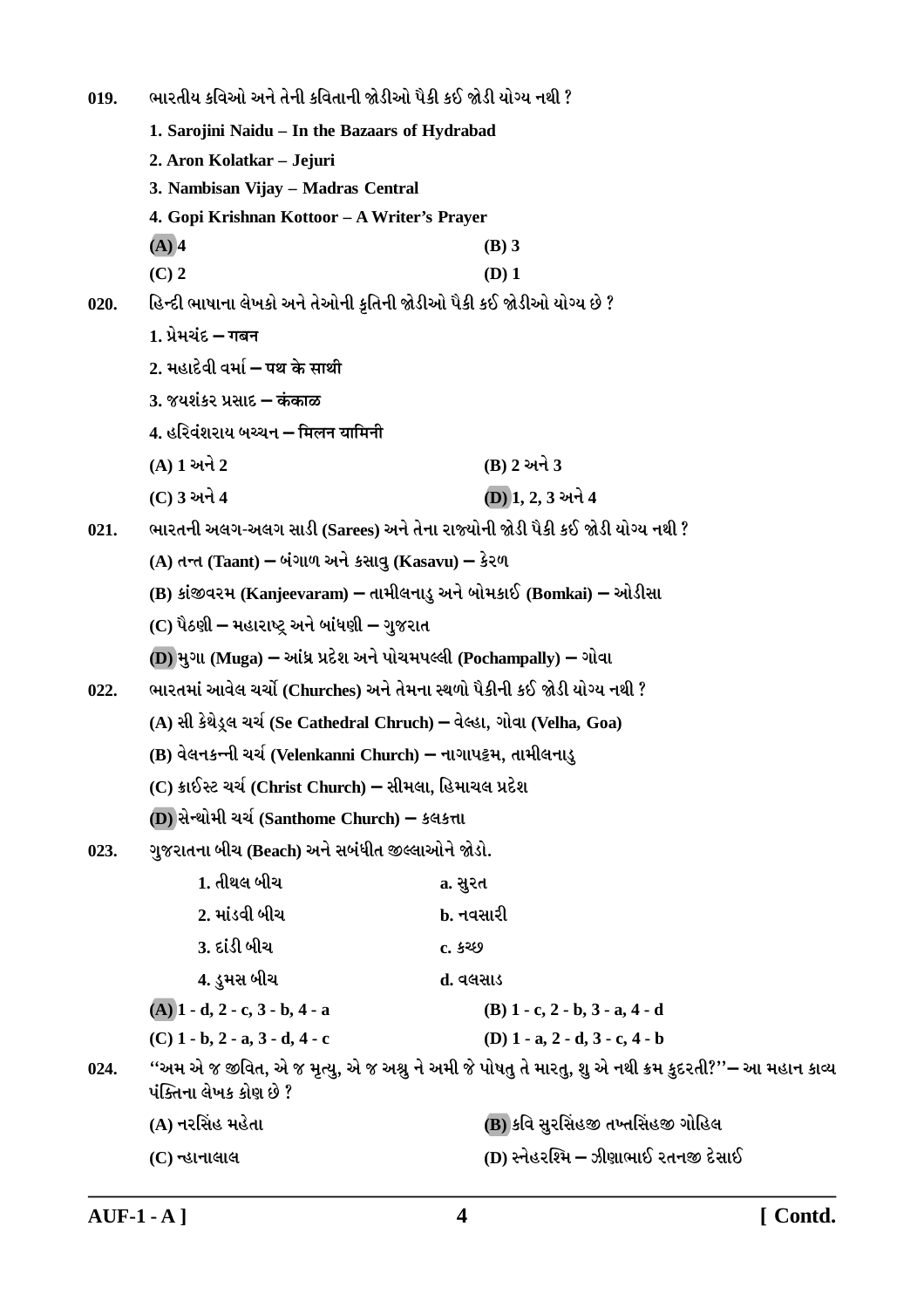019. ભારતીય કવિઓ અને તેની કવિતાની જોડીઓ પૈકી કઈ જોડી યોગ્ય નથી ?

**1. Sarojini Naidu – In the Bazaars of Hydrabad**

**2. Aron Kolatkar – Jejuri**

**3. Nambisan Vijay – Madras Central**

**4. Gopi Krishnan Kottoor – A Writer's Prayer**

(A) 4 (B) 3

(C) 2 (D) 1

020. હિન્દી ભાષાના લેખકો અને તેઓની કૃતિની જોડીઓ પૈકી કઈ જોડીઓ યોગ્ય છે ?

1. પ્રેમચંદ – गबन

2. મહાદેવી વર્મા – पथ के साथी

3. જયશંકર પ્રસાદ – कंकाळ

4. હરિવંશરાય બચ્ચન – मिलन यामिनी

(A) 1 અને 2 (B) 2 અને 3

(C) 3 અને 4 (D) 1, 2, 3 અને 4

021. ભારતની અલગ-અલગ સાડી (Sarees) અને તેના રાજ્યોની જોડી પૈકી કઈ જોડી યોગ્ય નથી ?

(A) તન્ત (Taant) – બંગાળ અને કસાવુ (Kasavu) – કેરળ

(B) કાંજીવરમ (Kanjeevaram) – તામીલનાડુ અને બોમકાઈ (Bomkai) – ઓડીસા

(C) પૈઠણી – મહારાષ્ટ્ર અને બાંધણી – ગુજરાત

(D) મુગા (Muga) – આંધ્ર પ્રદેશ અને પોચમપલ્લી (Pochampally) – ગોવા

022. ભારતમાં આવેલ ચર્ચો (Churches) અને તેમના સ્થળો પૈકીની કઈ જોડી યોગ્ય નથી ?

(A) સી કેથેડ્રલ ચર્ચ (Se Cathedral Chruch) – વેલ્હા, ગોવા (Velha, Goa)

(B) વેલનકન્ની ચર્ચ (Velenkanni Church) – નાગાપટ્ટમ, તામીલનાડુ

(C) ક્રાઈસ્ટ ચર્ચ (Christ Church) – સીમલા, હિમાચલ પ્રદેશ

(D) સેન્થોમી ચર્ચ (Santhome Church) – કલકત્તા

023. ગુજરાતના બીચ (Beach) અને સબંધીત જીલ્લાઓને જોડો.

| | |
|---|---|
| 1. તીથલ બીચ | a. સુરત |
| 2. માંડવી બીચ | b. નવસારી |
| 3. દાંડી બીચ | c. કચ્છ |
| 4. ડુમસ બીચ | d. વલસાડ |

(A) 1 - d, 2 - c, 3 - b, 4 - a (B) 1 - c, 2 - b, 3 - a, 4 - d

(C) 1 - b, 2 - a, 3 - d, 4 - c (D) 1 - a, 2 - d, 3 - c, 4 - b

024. ''અમ એ જ જીવિત, એ જ મૃત્યુ, એ જ અશ્રુ ને અમી જે પોષતુ તે મારતુ, શુ એ નથી ક્રમ કુદરતી?''– આ મહાન કાવ્ય પંક્તિના લેખક કોણ છે ?

(A) નરસિંહ મહેતા (B) કવિ સુરસિંહજી તખ્તસિંહજી ગોહિલ

(C) ન્હાનાલાલ (D) સ્નેહરશ્મિ – ઝીણાભાઈ રતનજી દેસાઈ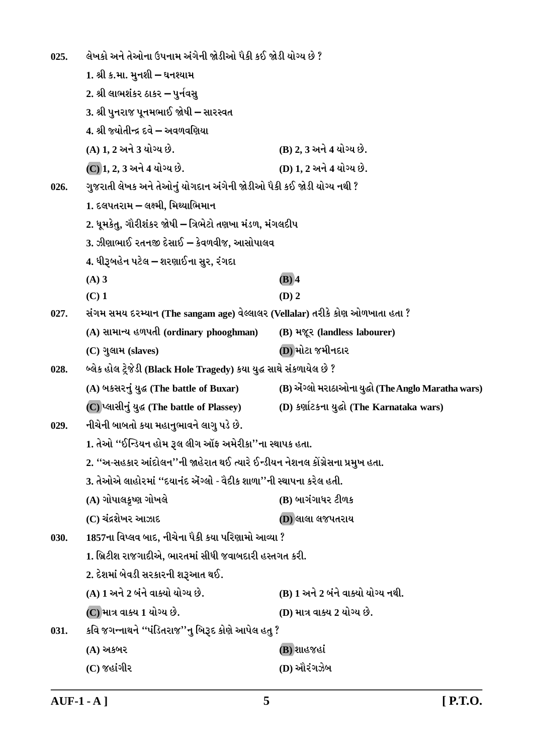025. લેખકો અને તેઓના ઉપનામ અંગેની જોડીઓ પૈકી કઈ જોડી યોગ્ય છે ?

1. શ્રી ક.મા. મુનશી – ઘનશ્યામ
2. શ્રી લાભશંકર ઠાકર – પુર્નવસુ
3. શ્રી પુનરાજ પૂનમભાઈ જોષી – સારસ્વત
4. શ્રી જ્યોતીન્દ્ર દવે – અવળવણિયા

(A) 1, 2 અને 3 યોગ્ય છે.
(B) 2, 3 અને 4 યોગ્ય છે.
(C) 1, 2, 3 અને 4 યોગ્ય છે.
(D) 1, 2 અને 4 યોગ્ય છે.

026. ગુજરાતી લેખક અને તેઓનું યોગદાન અંગેની જોડીઓ પૈકી કઈ જોડી યોગ્ય નથી ?

1. દલપતરામ – લક્ષ્મી, મિથ્યાભિમાન
2. ધૂમકેતુ, ગૌરીશંકર જોષી – ત્રિભેટો તણખા મંડળ, મંગલદીપ
3. ઝીણાભાઈ રતનજી દેસાઈ – કેવળવીજ, આસોપાલવ
4. ધીરૂબહેન પટેલ – શરણાઈના સુર, રંગદા

(A) 3
(B) 4
(C) 1
(D) 2

027. સંગમ સમય દરમ્યાન (The sangam age) વેલ્લાલર (Vellalar) તરીકે કોણ ઓળખાતા હતા ?

(A) સામાન્ય હળપતી (ordinary phooghman)
(B) મજૂર (landless labourer)
(C) ગુલામ (slaves)
(D) મોટા જમીનદાર

028. બ્લેક હોલ ટ્રેજેડી (Black Hole Tragedy) કયા યુદ્ધ સાથે સંકળાયેલ છે ?

(A) બકસરનું યુદ્ધ (The battle of Buxar)
(B) એંગ્લો મરાઠાઓના યુદ્ધો (The Anglo Maratha wars)
(C) પ્લાસીનું યુદ્ધ (The battle of Plassey)
(D) કર્ણાટકના યુદ્ધો (The Karnataka wars)

029. નીચેની બાબતો કયા મહાનુભાવને લાગુ પડે છે.

1. તેઓ "ઈન્ડિયન હોમ રૂલ લીગ ઑફ અમેરીકા"ના સ્થાપક હતા.
2. "અ-સહકાર આંદોલન"ની જાહેરાત થઈ ત્યારે ઈન્ડીયન નેશનલ કોંગ્રેસના પ્રમુખ હતા.
3. તેઓએ લાહોરમાં "દયાનંદ એંગ્લો - વૈદીક શાળા"ની સ્થાપના કરેલ હતી.

(A) ગોપાલકૃષ્ણ ગોખલે
(B) બાળગંગાધર ટીળક
(C) ચંદ્રશેખર આઝાદ
(D) લાલા લજપતરાય

030. 1857ના વિપ્લવ બાદ, નીચેના પૈકી કયા પરિણામો આવ્યા ?

1. બ્રિટીશ રાજગાદીએ, ભારતમાં સીધી જવાબદારી હસ્તગત કરી.
2. દેશમાં બેવડી સરકારની શરૂઆત થઈ.

(A) 1 અને 2 બંને વાક્યો યોગ્ય છે.
(B) 1 અને 2 બંને વાક્યો યોગ્ય નથી.
(C) માત્ર વાક્ય 1 યોગ્ય છે.
(D) માત્ર વાક્ય 2 યોગ્ય છે.

031. કવિ જગન્નાથને "પંડિતરાજ"નુ બિરૂદ કોણે આપેલ હતુ ?

(A) અકબર
(B) શાહજહાં
(C) જહાંગીર
(D) ઔરંગઝેબ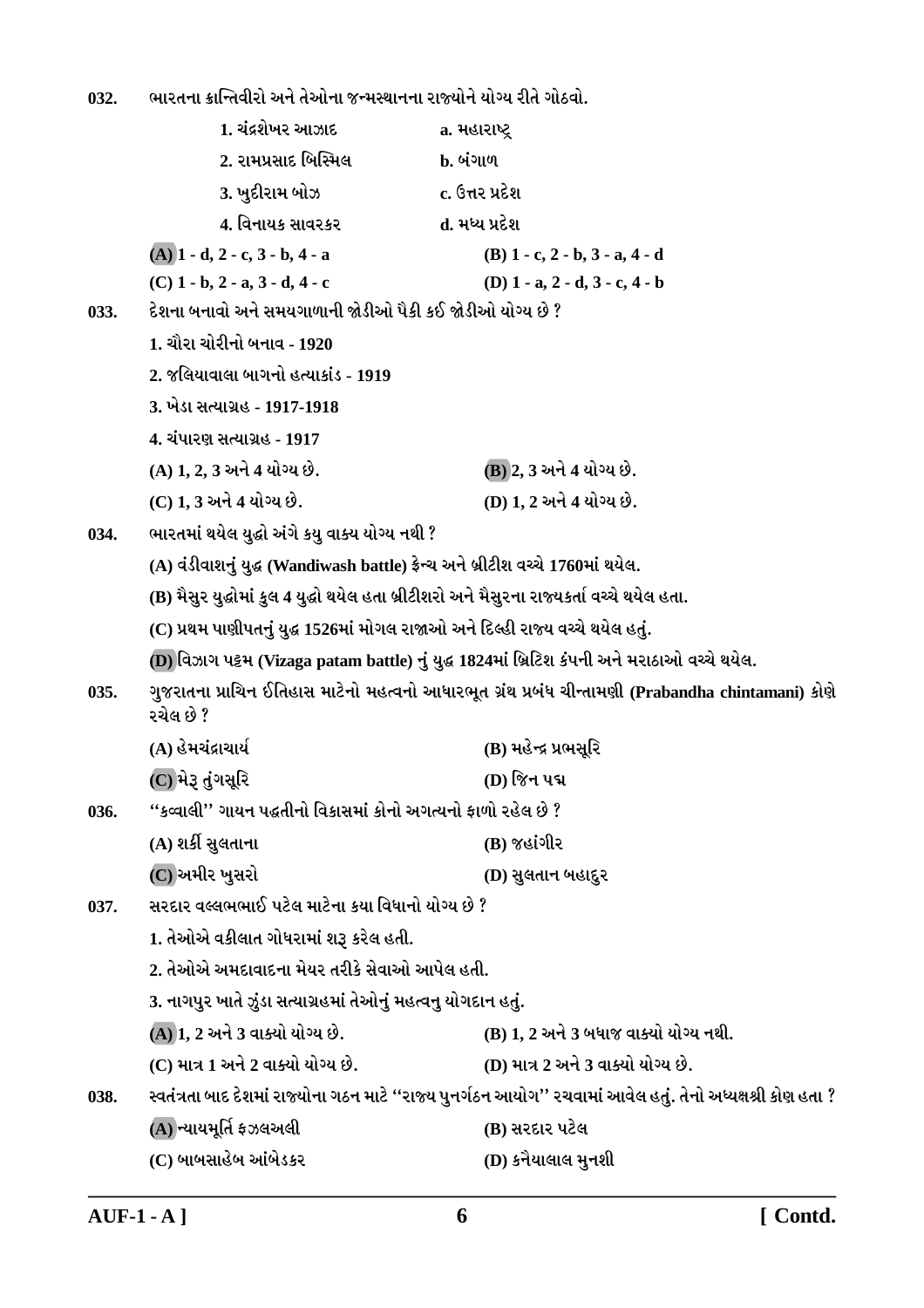032. ભારતના ક્રાન્તિવીરો અને તેઓના જન્મસ્થાનના રાજ્યોને યોગ્ય રીતે ગોઠવો.

| | |
|---|---|
| 1. ચંદ્રશેખર આઝાદ | a. મહારાષ્ટ્ર |
| 2. રામપ્રસાદ બિસ્મિલ | b. બંગાળ |
| 3. ખુદીરામ બોઝ | c. ઉત્તર પ્રદેશ |
| 4. વિનાયક સાવરકર | d. મધ્ય પ્રદેશ |

(A) 1 - d, 2 - c, 3 - b, 4 - a
(B) 1 - c, 2 - b, 3 - a, 4 - d
(C) 1 - b, 2 - a, 3 - d, 4 - c
(D) 1 - a, 2 - d, 3 - c, 4 - b

033. દેશના બનાવો અને સમયગાળાની જોડીઓ પૈકી કઈ જોડીઓ યોગ્ય છે ?

1. ચૌરા ચોરીનો બનાવ - 1920
2. જલિયાવાલા બાગનો હત્યાકાંડ - 1919
3. ખેડા સત્યાગ્રહ - 1917-1918
4. ચંપારણ સત્યાગ્રહ - 1917

(A) 1, 2, 3 અને 4 યોગ્ય છે.
(B) 2, 3 અને 4 યોગ્ય છે.
(C) 1, 3 અને 4 યોગ્ય છે.
(D) 1, 2 અને 4 યોગ્ય છે.

034. ભારતમાં થયેલ યુદ્ધો અંગે કયુ વાક્ય યોગ્ય નથી ?

(A) વંડીવાશનું યુદ્ધ (Wandiwash battle) ફ્રેન્ચ અને બ્રીટીશ વચ્ચે 1760માં થયેલ.
(B) મૈસુર યુદ્ધોમાં કુલ 4 યુદ્ધો થયેલ હતા બ્રીટીશરો અને મૈસુરના રાજ્યકર્તા વચ્ચે થયેલ હતા.
(C) પ્રથમ પાણીપતનું યુદ્ધ 1526માં મોગલ રાજાઓ અને દિલ્હી રાજ્ય વચ્ચે થયેલ હતું.
(D) વિઝાગ પટ્ટમ (Vizaga patam battle) નું યુદ્ધ 1824માં બ્રિટિશ કંપની અને મરાઠાઓ વચ્ચે થયેલ.

035. ગુજરાતના પ્રાચિન ઈતિહાસ માટેનો મહત્વનો આધારભૂત ગ્રંથ પ્રબંધ ચીન્તામણી (Prabandha chintamani) કોણે રચેલ છે ?

(A) હેમચંદ્રાચાર્ય
(B) મહેન્દ્ર પ્રભસૂરિ
(C) મેરૂ તુંગસૂરિ
(D) જિન પદ્મ

036. ''કવ્વાલી'' ગાયન પદ્ધતીનો વિકાસમાં કોનો અગત્યનો ફાળો રહેલ છે ?

(A) શર્કી સુલતાના
(B) જહાંગીર
(C) અમીર ખુસરો
(D) સુલતાન બહાદુર

037. સરદાર વલ્લભભાઈ પટેલ માટેના કયા વિધાનો યોગ્ય છે ?

1. તેઓએ વકીલાત ગોધરામાં શરૂ કરેલ હતી.
2. તેઓએ અમદાવાદના મેયર તરીકે સેવાઓ આપેલ હતી.
3. નાગપુર ખાતે ઝુંડા સત્યાગ્રહમાં તેઓનું મહત્વનુ યોગદાન હતું.

(A) 1, 2 અને 3 વાક્યો યોગ્ય છે.
(B) 1, 2 અને 3 બધાજ વાક્યો યોગ્ય નથી.
(C) માત્ર 1 અને 2 વાક્યો યોગ્ય છે.
(D) માત્ર 2 અને 3 વાક્યો યોગ્ય છે.

038. સ્વતંત્રતા બાદ દેશમાં રાજ્યોના ગઠન માટે ''રાજ્ય પુનર્ગઠન આયોગ'' રચવામાં આવેલ હતું. તેનો અધ્યક્ષશ્રી કોણ હતા ?

(A) ન્યાયમૂર્તિ ફઝલઅલી
(B) સરદાર પટેલ
(C) બાબસાહેબ આંબેડકર
(D) કનૈયાલાલ મુનશી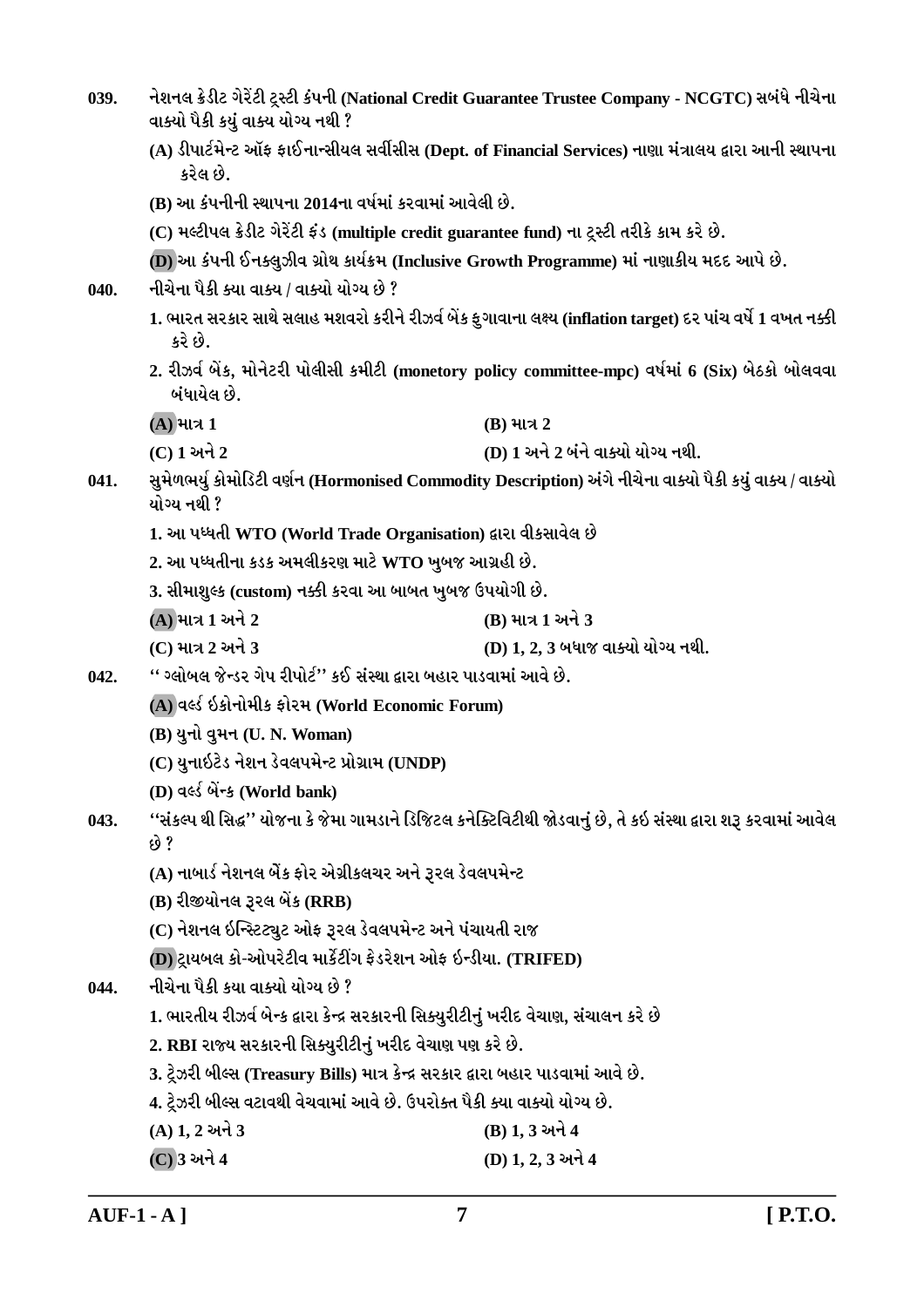039. નેશનલ ક્રેડીટ ગેરેંટી ટ્રસ્ટી કંપની (National Credit Guarantee Trustee Company - NCGTC) સબંધે નીચેના વાક્યો પૈકી કયું વાક્ય યોગ્ય નથી ?

(A) ડીપાર્ટમેન્ટ ઑફ ફાઈનાન્સીયલ સર્વીસીસ (Dept. of Financial Services) નાણા મંત્રાલય દ્વારા આની સ્થાપના કરેલ છે.

(B) આ કંપનીની સ્થાપના 2014ના વર્ષમાં કરવામાં આવેલી છે.

(C) મલ્ટીપલ ક્રેડીટ ગેરેંટી ફંડ (multiple credit guarantee fund) ના ટ્રસ્ટી તરીકે કામ કરે છે.

(D) આ કંપની ઈનક્લુઝીવ ગ્રોથ કાર્યક્રમ (Inclusive Growth Programme) માં નાણાકીય મદદ આપે છે.

040. નીચેના પૈકી ક્યા વાક્ય / વાક્યો યોગ્ય છે ?

1. ભારત સરકાર સાથે સલાહ મશવરો કરીને રીઝર્વ બેંક ફુગાવાના લક્ષ્ય (inflation target) દર પાંચ વર્ષે 1 વખત નક્કી કરે છે.

2. રીઝર્વ બેંક, મોનેટરી પોલીસી કમીટી (monetory policy committee-mpc) વર્ષમાં 6 (Six) બેઠકો બોલવવા બંધાયેલ છે.

(A) માત્ર 1
(B) માત્ર 2
(C) 1 અને 2
(D) 1 અને 2 બંને વાક્યો યોગ્ય નથી.

041. સુમેળભર્યુ કોમોડિટી વર્ણન (Hormonised Commodity Description) અંગે નીચેના વાક્યો પૈકી કયું વાક્ય / વાક્યો યોગ્ય નથી ?

1. આ પધ્ધતી WTO (World Trade Organisation) દ્વારા વીકસાવેલ છે

2. આ પધ્ધતીના કડક અમલીકરણ માટે WTO ખુબજ આગ્રહી છે.

3. સીમાશુલ્ક (custom) નક્કી કરવા આ બાબત ખુબજ ઉપયોગી છે.

(A) માત્ર 1 અને 2
(B) માત્ર 1 અને 3
(C) માત્ર 2 અને 3
(D) 1, 2, 3 બધાજ વાક્યો યોગ્ય નથી.

042. '' ગ્લોબલ જેન્ડર ગેપ રીપોર્ટ'' કઈ સંસ્થા દ્વારા બહાર પાડવામાં આવે છે.

(A) વર્લ્ડ ઇકોનોમીક ફોરમ (World Economic Forum)

(B) યુનો વુમન (U. N. Woman)

(C) યુનાઇટેડ નેશન ડેવલપમેન્ટ પ્રોગ્રામ (UNDP)

(D) વર્લ્ડ બેંન્ક (World bank)

043. ''સંકલ્પ થી સિદ્ધ'' યોજના કે જેમા ગામડાને ડિજિટલ કનેક્ટિવિટીથી જોડવાનું છે, તે કઇ સંસ્થા દ્વારા શરૂ કરવામાં આવેલ છે ?

(A) નાબાર્ડ નેશનલ બેંક ફોર એગ્રીકલચર અને રૂરલ ડેવલપમેન્ટ

(B) રીજીયોનલ રૂરલ બેંક (RRB)

(C) નેશનલ ઇન્સ્ટિટ્યુટ ઓફ રૂરલ ડેવલપમેન્ટ અને પંચાયતી રાજ

(D) ટ્રાયબલ કો-ઓપરેટીવ માર્કેટીંગ ફેડરેશન ઓફ ઇન્ડીયા. (TRIFED)

044. નીચેના પૈકી કયા વાક્યો યોગ્ય છે ?

1. ભારતીય રીઝર્વ બેન્ક દ્વારા કેન્દ્ર સરકારની સિક્યુરીટીનું ખરીદ વેચાણ, સંચાલન કરે છે

2. RBI રાજ્ય સરકારની સિક્યુરીટીનું ખરીદ વેચાણ પણ કરે છે.

3. ટ્રેઝરી બીલ્સ (Treasury Bills) માત્ર કેન્દ્ર સરકાર દ્વારા બહાર પાડવામાં આવે છે.

4. ટ્રેઝરી બીલ્સ વટાવથી વેચવામાં આવે છે. ઉપરોક્ત પૈકી ક્યા વાક્યો યોગ્ય છે.

(A) 1, 2 અને 3
(B) 1, 3 અને 4
(C) 3 અને 4
(D) 1, 2, 3 અને 4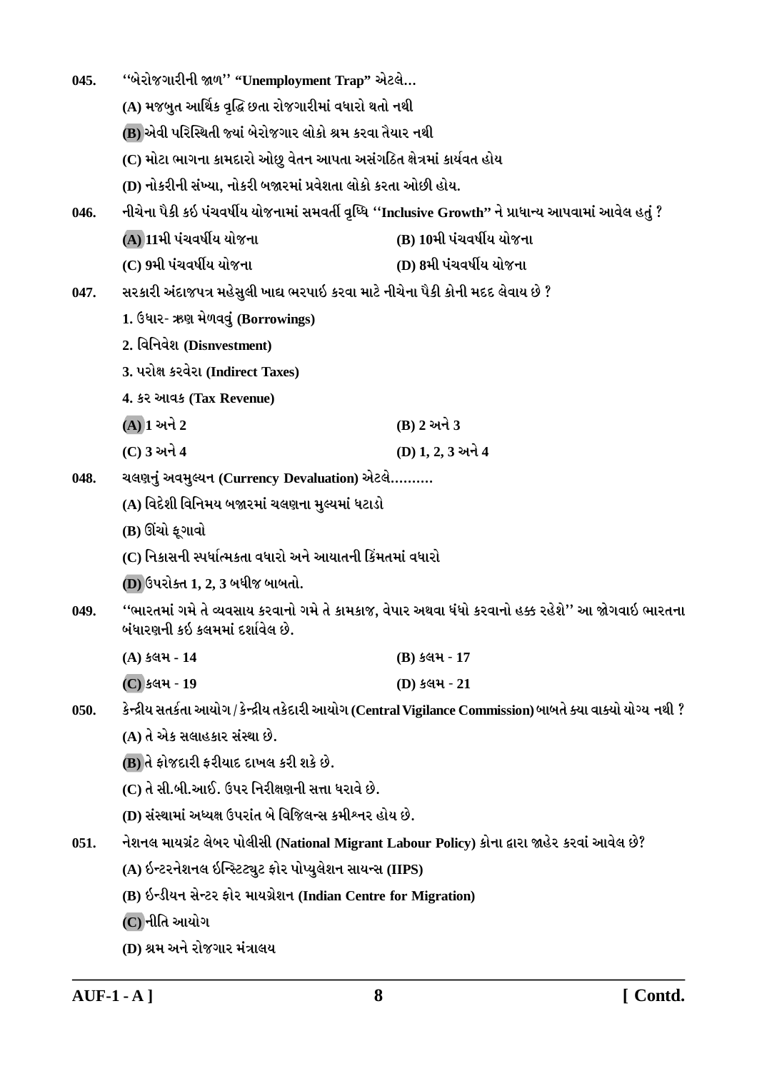045. ''બેરોજગારીની જાળ'' "Unemployment Trap" એટલે…

(A) મજબુત આર્થિક વૃદ્ધિ છતા રોજગારીમાં વધારો થતો નથી

(B) એવી પરિસ્થિતિ જ્યાં બેરોજગાર લોકો શ્રમ કરવા તૈયાર નથી

(C) મોટા ભાગના કામદારો ઓછુ વેતન આપતા અસંગઠિત ક્ષેત્રમાં કાર્યવત હોય

(D) નોકરીની સંખ્યા, નોકરી બજારમાં પ્રવેશતા લોકો કરતા ઓછી હોય.

046. નીચેના પૈકી કઇ પંચવર્ષીય યોજનામાં સમવર્તી વૃધ્ધિ ''Inclusive Growth" ને પ્રાધાન્ય આપવામાં આવેલ હતું ?

(A) 11મી પંચવર્ષીય યોજના

(B) 10મી પંચવર્ષીય યોજના

(C) 9મી પંચવર્ષીય યોજના

(D) 8મી પંચવર્ષીય યોજના

047. સરકારી અંદાજપત્ર મહેસુલી ખાદ્ય ભરપાઇ કરવા માટે નીચેના પૈકી કોની મદદ લેવાય છે ?

1. ઉધાર- ઋણ મેળવવું (Borrowings)

2. વિનિવેશ (Disnvestment)

3. પરોક્ષ કરવેરા (Indirect Taxes)

4. કર આવક (Tax Revenue)

(A) 1 અને 2

(B) 2 અને 3

(C) 3 અને 4

(D) 1, 2, 3 અને 4

048. ચલણનું અવમુલ્યન (Currency Devaluation) એટલે……….

(A) વિદેશી વિનિમય બજારમાં ચલણના મુલ્યમાં ઘટાડો

(B) ઊંચો ફૂગાવો

(C) નિકાસની સ્પર્ધાત્મકતા વધારો અને આયાતની કિંમતમાં વધારો

(D) ઉપરોક્ત 1, 2, 3 બધીજ બાબતો.

049. ''ભારતમાં ગમે તે વ્યવસાય કરવાનો ગમે તે કામકાજ, વેપાર અથવા ધંધો કરવાનો હક્ક રહેશે'' આ જોગવાઇ ભારતના બંધારણની કઇ કલમમાં દર્શાવેલ છે.

(A) કલમ - 14

(B) કલમ - 17

(C) કલમ - 19

(D) કલમ - 21

050. કેન્દ્રીય સતર્કતા આયોગ / કેન્દ્રીય તકેદારી આયોગ (Central Vigilance Commission) બાબતે ક્યા વાક્યો યોગ્ય નથી ?

(A) તે એક સલાહકાર સંસ્થા છે.

(B) તે ફોજદારી ફરીયાદ દાખલ કરી શકે છે.

(C) તે સી.બી.આઈ. ઉપર નિરીક્ષણની સત્તા ધરાવે છે.

(D) સંસ્થામાં અધ્યક્ષ ઉપરાંત બે વિજિલન્સ કમીશ્નર હોય છે.

051. નેશનલ માયગ્રંટ લેબર પોલીસી (National Migrant Labour Policy) કોના દ્વારા જાહેર કરવાં આવેલ છે?

(A) ઈન્ટરનેશનલ ઈન્સ્ટિટ્યુટ ફોર પોપ્યુલેશન સાયન્સ (IIPS)

(B) ઈન્ડીયન સેન્ટર ફોર માયગ્રેશન (Indian Centre for Migration)

(C) નીતિ આયોગ

(D) શ્રમ અને રોજગાર મંત્રાલય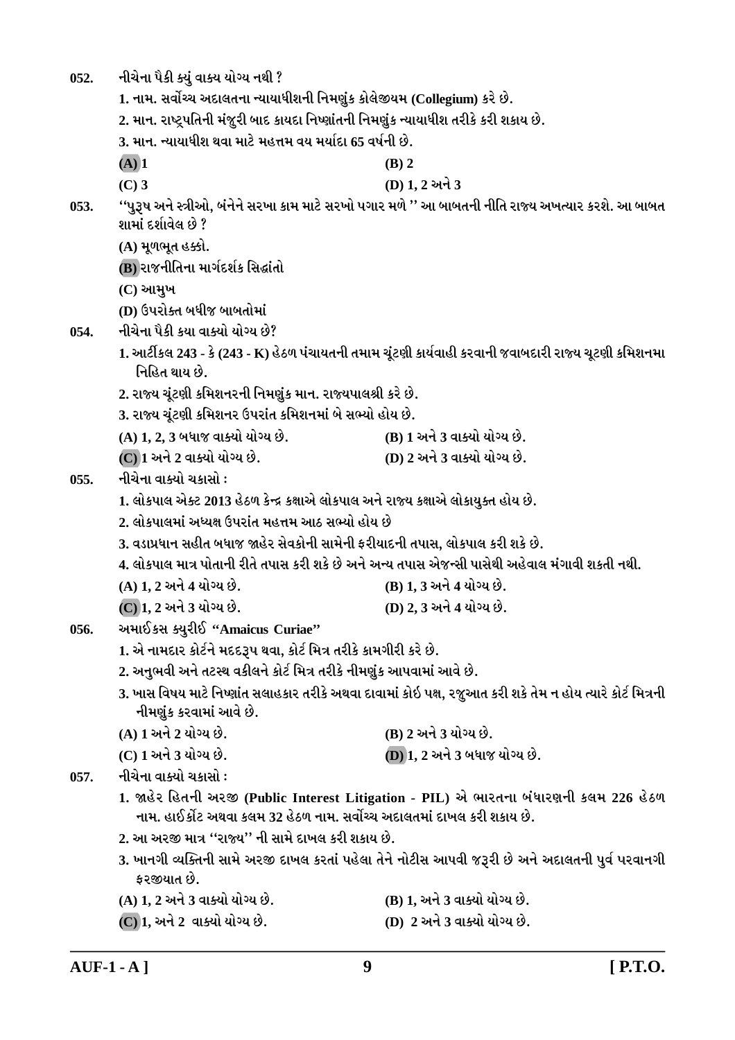052. નીચેના પૈકી ક્યું વાક્ય યોગ્ય નથી ?

1. નામ. સર્વોચ્ચ અદાલતના ન્યાયાધીશની નિમણુંક કોલેજીયમ (Collegium) કરે છે.
2. માન. રાષ્ટ્રપતિની મંજૂરી બાદ કાયદા નિષ્ણાંતની નિમણુંક ન્યાયાધીશ તરીકે કરી શકાય છે.
3. માન. ન્યાયાધીશ થવા માટે મહત્તમ વય મર્યાદા 65 વર્ષની છે.

(A) 1 (B) 2
(C) 3 (D) 1, 2 અને 3

053. ''પુરૂષ અને સ્ત્રીઓ, બંનેને સરખા કામ માટે સરખો પગાર મળે '' આ બાબતની નીતિ રાજ્ય અખત્યાર કરશે. આ બાબત શામાં દર્શાવેલ છે ?

(A) મૂળભૂત હક્કો.
(B) રાજનીતિના માર્ગદર્શક સિદ્ધાંતો
(C) આમુખ
(D) ઉપરોક્ત બધીજ બાબતોમાં

054. નીચેના પૈકી કયા વાક્યો યોગ્ય છે?

1. આર્ટીકલ 243 - કે (243 - K) હેઠળ પંચાયતની તમામ ચૂંટણી કાર્યવાહી કરવાની જવાબદારી રાજ્ય ચૂટણી કમિશનમા નિહિત થાય છે.
2. રાજ્ય ચૂંટણી કમિશનરની નિમણુંક માન. રાજ્યપાલશ્રી કરે છે.
3. રાજ્ય ચૂંટણી કમિશનર ઉપરાંત કમિશનમાં બે સભ્યો હોય છે.

(A) 1, 2, 3 બધાજ વાક્યો યોગ્ય છે. (B) 1 અને 3 વાક્યો યોગ્ય છે.
(C) 1 અને 2 વાક્યો યોગ્ય છે. (D) 2 અને 3 વાક્યો યોગ્ય છે.

055. નીચેના વાક્યો ચકાસો :

1. લોકપાલ એક્ટ 2013 હેઠળ કેન્દ્ર કક્ષાએ લોકપાલ અને રાજ્ય કક્ષાએ લોકાયુક્ત હોય છે.
2. લોકપાલમાં અધ્યક્ષ ઉપરાંત મહત્તમ આઠ સભ્યો હોય છે
3. વડાપ્રધાન સહીત બધાજ જાહેર સેવકોની સામેની ફરીયાદની તપાસ, લોકપાલ કરી શકે છે.
4. લોકપાલ માત્ર પોતાની રીતે તપાસ કરી શકે છે અને અન્ય તપાસ એજન્સી પાસેથી અહેવાલ મંગાવી શકતી નથી.

(A) 1, 2 અને 4 યોગ્ય છે. (B) 1, 3 અને 4 યોગ્ય છે.
(C) 1, 2 અને 3 યોગ્ય છે. (D) 2, 3 અને 4 યોગ્ય છે.

056. અમાઈકસ ક્યુરીઈ "Amaicus Curiae"

1. એ નામદાર કોર્ટને મદદરૂપ થવા, કોર્ટ મિત્ર તરીકે કામગીરી કરે છે.
2. અનુભવી અને તટસ્થ વકીલને કોર્ટ મિત્ર તરીકે નીમણુંક આપવામાં આવે છે.
3. ખાસ વિષય માટે નિષ્ણાંત સલાહકાર તરીકે અથવા દાવામાં કોઇ પક્ષ, રજુઆત કરી શકે તેમ ન હોય ત્યારે કોર્ટ મિત્રની નીમણુંક કરવામાં આવે છે.

(A) 1 અને 2 યોગ્ય છે. (B) 2 અને 3 યોગ્ય છે.
(C) 1 અને 3 યોગ્ય છે. (D) 1, 2 અને 3 બધાજ યોગ્ય છે.

057. નીચેના વાક્યો ચકાસો :

1. જાહેર હિતની અરજી (Public Interest Litigation - PIL) એ ભારતના બંધારણની કલમ 226 હેઠળ નામ. હાઈકોર્ટ અથવા કલમ 32 હેઠળ નામ. સર્વોચ્ચ અદાલતમાં દાખલ કરી શકાય છે.
2. આ અરજી માત્ર ''રાજ્ય'' ની સામે દાખલ કરી શકાય છે.
3. ખાનગી વ્યક્તિની સામે અરજી દાખલ કરતાં પહેલા તેને નોટીસ આપવી જરૂરી છે અને અદાલતની પુર્વ પરવાનગી ફરજીયાત છે.

(A) 1, 2 અને 3 વાક્યો યોગ્ય છે. (B) 1, અને 3 વાક્યો યોગ્ય છે.
(C) 1, અને 2 વાક્યો યોગ્ય છે. (D) 2 અને 3 વાક્યો યોગ્ય છે.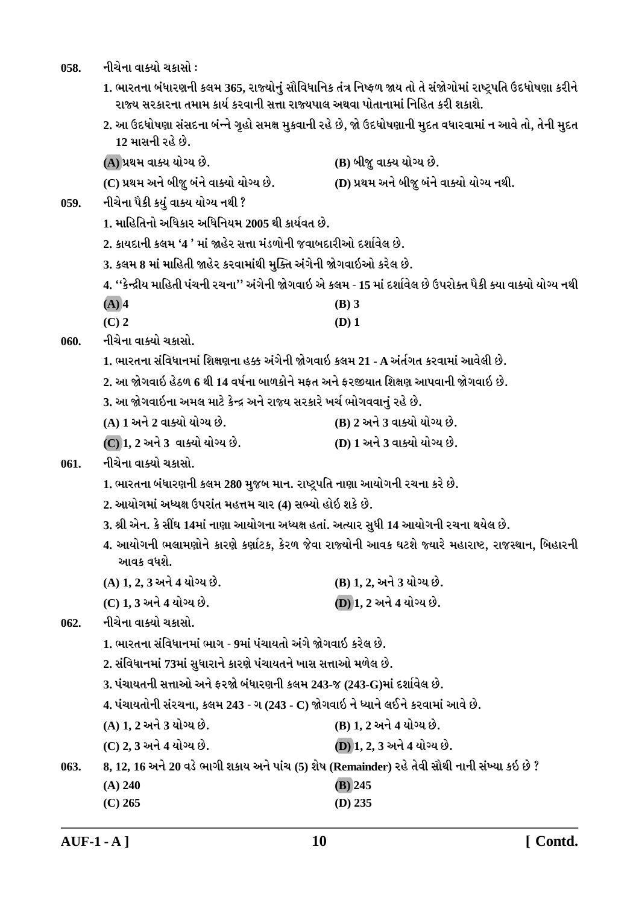058. નીચેના વાક્યો ચકાસો :

1. ભારતના બંધારણની કલમ 365, રાજ્યોનું સૌવિધાનિક તંત્ર નિષ્ફળ જાય તો તે સંજોગોમાં રાષ્ટ્રપતિ ઉદઘોષણા કરીને રાજ્ય સરકારના તમામ કાર્ય કરવાની સત્તા રાજ્યપાલ અથવા પોતાનામાં નિહિત કરી શકાશે.
2. આ ઉદઘોષણા સંસદના બંન્ને ગૃહો સમક્ષ મુકવાની રહે છે, જો ઉદઘોષણાની મુદત વધારવામાં ન આવે તો, તેની મુદત 12 માસની રહે છે.

(A) પ્રથમ વાક્ય યોગ્ય છે.  
(B) બીજુ વાક્ય યોગ્ય છે.  
(C) પ્રથમ અને બીજુ બંને વાક્યો યોગ્ય છે.  
(D) પ્રથમ અને બીજુ બંને વાક્યો યોગ્ય નથી.

059. નીચેના પૈકી કયું વાક્ય યોગ્ય નથી ?

1. માહિતિનો અધિકાર અધિનિયમ 2005 થી કાર્યવત છે.
2. કાયદાની કલમ '4 ' માં જાહેર સત્તા મંડળોની જવાબદારીઓ દર્શાવેલ છે.
3. કલમ 8 માં માહિતી જાહેર કરવામાંથી મુક્તિ અંગેની જોગવાઇઓ કરેલ છે.
4. ''કેન્દ્રીય માહિતી પંચની રચના'' અંગેની જોગવાઈ એ કલમ - 15 માં દર્શાવેલ છે ઉપરોક્ત પૈકી ક્યા વાક્યો યોગ્ય નથી

(A) 4  
(B) 3  
(C) 2  
(D) 1

060. નીચેના વાક્યો ચકાસો.

1. ભારતના સંવિધાનમાં શિક્ષણના હક્ક અંગેની જોગવાઇ કલમ 21 - A અંર્તગત કરવામાં આવેલી છે.
2. આ જોગવાઇ હેઠળ 6 થી 14 વર્ષના બાળકોને મફત અને ફરજીયાત શિક્ષણ આપવાની જોગવાઇ છે.
3. આ જોગવાઇના અમલ માટે કેન્દ્ર અને રાજ્ય સરકારે ખર્ચ ભોગવવાનું રહે છે.

(A) 1 અને 2 વાક્યો યોગ્ય છે.  
(B) 2 અને 3 વાક્યો યોગ્ય છે.  
(C) 1, 2 અને 3 વાક્યો યોગ્ય છે.  
(D) 1 અને 3 વાક્યો યોગ્ય છે.

061. નીચેના વાક્યો ચકાસો.

1. ભારતના બંધારણની કલમ 280 મુજબ માન. રાષ્ટ્રપતિ નાણા આયોગની રચના કરે છે.
2. આયોગમાં અધ્યક્ષ ઉપરાંત મહત્તમ ચાર (4) સભ્યો હોઇ શકે છે.
3. શ્રી એન. કે સીંઘ 14માં નાણા આયોગના અધ્યક્ષ હતાં. અત્યાર સુધી 14 આયોગની રચના થયેલ છે.
4. આયોગની ભલામણોને કારણે કર્ણાટક, કેરળ જેવા રાજ્યોની આવક ઘટશે જ્યારે મહારાષ્ટ, રાજસ્થાન, બિહારની આવક વધશે.

(A) 1, 2, 3 અને 4 યોગ્ય છે.  
(B) 1, 2, અને 3 યોગ્ય છે.  
(C) 1, 3 અને 4 યોગ્ય છે.  
(D) 1, 2 અને 4 યોગ્ય છે.

062. નીચેના વાક્યો ચકાસો.

1. ભારતના સંવિધાનમાં ભાગ - 9માં પંચાયતો અંગે જોગવાઇ કરેલ છે.
2. સંવિધાનમાં 73માં સુધારાને કારણે પંચાયતને ખાસ સત્તાઓ મળેલ છે.
3. પંચાયતની સત્તાઓ અને ફરજો બંધારણની કલમ 243-જ (243-G)માં દર્શાવેલ છે.
4. પંચાયતોની સંરચના, કલમ 243 - ગ (243 - C) જોગવાઇ ને ધ્યાને લઈને કરવામાં આવે છે.

(A) 1, 2 અને 3 યોગ્ય છે.  
(B) 1, 2 અને 4 યોગ્ય છે.  
(C) 2, 3 અને 4 યોગ્ય છે.  
(D) 1, 2, 3 અને 4 યોગ્ય છે.

063. 8, 12, 16 અને 20 વડે ભાગી શકાય અને પાંચ (5) શેષ (Remainder) રહે તેવી સૌથી નાની સંખ્યા કઇ છે ?

(A) 240  
(B) 245  
(C) 265  
(D) 235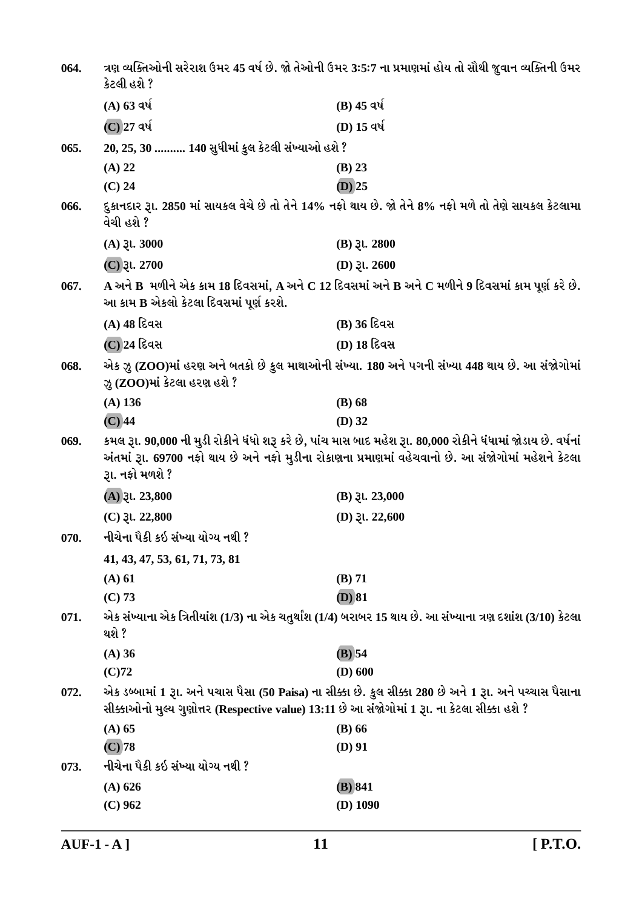064. ત્રણ વ્યક્તિઓની સરેરાશ ઉંમર 45 વર્ષ છે. જો તેઓની ઉંમર 3:5:7 ના પ્રમાણમાં હોય તો સૌથી જુવાન વ્યક્તિની ઉંમર કેટલી હશે ?

(A) 63 વર્ષ
(B) 45 વર્ષ
(C) 27 વર્ષ
(D) 15 વર્ષ

065. 20, 25, 30 .......... 140 સુધીમાં કુલ કેટલી સંખ્યાઓ હશે ?

(A) 22
(B) 23
(C) 24
(D) 25

066. દુકાનદાર રૂા. 2850 માં સાયકલ વેચે છે તો તેને 14% નફો થાય છે. જો તેને 8% નફો મળે તો તેણે સાયકલ કેટલામા વેચી હશે ?

(A) રૂા. 3000
(B) રૂા. 2800
(C) રૂા. 2700
(D) રૂા. 2600

067. A અને B મળીને એક કામ 18 દિવસમાં, A અને C 12 દિવસમાં અને B અને C મળીને 9 દિવસમાં કામ પૂર્ણ કરે છે. આ કામ B એકલો કેટલા દિવસમાં પૂર્ણ કરશે.

(A) 48 દિવસ
(B) 36 દિવસ
(C) 24 દિવસ
(D) 18 દિવસ

068. એક ઝુ (ZOO)માં હરણ અને બતકો છે કુલ માથાઓની સંખ્યા. 180 અને પગની સંખ્યા 448 થાય છે. આ સંજોગોમાં ઝુ (ZOO)માં કેટલા હરણ હશે ?

(A) 136
(B) 68
(C) 44
(D) 32

069. કમલ રૂા. 90,000 ની મુડી રોકીને ધંધો શરૂ કરે છે, પાંચ માસ બાદ મહેશ રૂા. 80,000 રોકીને ધંધામાં જોડાય છે. વર્ષનાં અંતમાં રૂા. 69700 નફો થાય છે અને નફો મુડીના રોકાણના પ્રમાણમાં વહેચવાનો છે. આ સંજોગોમાં મહેશને કેટલા રૂા. નફો મળશે ?

(A) રૂા. 23,800
(B) રૂા. 23,000
(C) રૂા. 22,800
(D) રૂા. 22,600

070. નીચેના પૈકી કઈ સંખ્યા યોગ્ય નથી ?

41, 43, 47, 53, 61, 71, 73, 81

(A) 61
(B) 71
(C) 73
(D) 81

071. એક સંખ્યાના એક ત્રિતીયાંશ (1/3) ના એક ચતુર્થાંશ (1/4) બરાબર 15 થાય છે. આ સંખ્યાના ત્રણ દશાંશ (3/10) કેટલા થશે ?

(A) 36
(B) 54
(C)72
(D) 600

072. એક ડબ્બામાં 1 રૂા. અને પચાસ પૈસા (50 Paisa) ના સીક્કા છે. કુલ સીક્કા 280 છે અને 1 રૂા. અને પચ્ચાસ પૈસાના સીક્કાઓનો મુલ્ય ગુણોત્તર (Respective value) 13:11 છે આ સંજોગોમાં 1 રૂા. ના કેટલા સીક્કા હશે ?

(A) 65
(B) 66
(C) 78
(D) 91

073. નીચેના પૈકી કઈ સંખ્યા યોગ્ય નથી ?

(A) 626
(B) 841
(C) 962
(D) 1090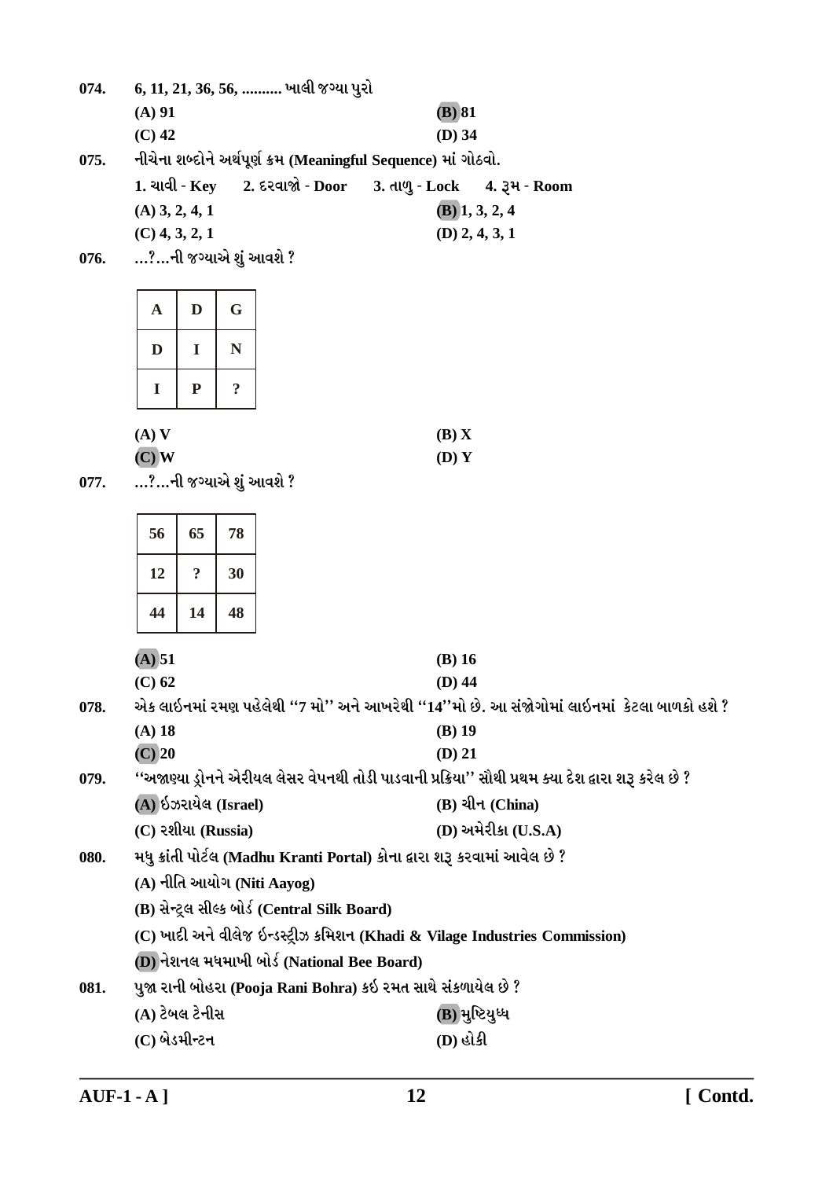074. 6, 11, 21, 36, 56, .......... ખાલી જગ્યા પુરો

(A) 91
(B) 81
(C) 42
(D) 34

075. નીચેના શબ્દોને અર્થપૂર્ણ ક્રમ (Meaningful Sequence) માં ગોઠવો.

1. ચાવી - Key  2. દરવાજો - Door  3. તાળુ - Lock  4. રૂમ - Room

(A) 3, 2, 4, 1
(B) 1, 3, 2, 4
(C) 4, 3, 2, 1
(D) 2, 4, 3, 1

076. ...?...ની જગ્યાએ શું આવશે ?

| A | D | G |
|---|---|---|
| D | I | N |
| I | P | ? |

(A) V
(B) X
(C) W
(D) Y

077. ...?...ની જગ્યાએ શું આવશે ?

| 56 | 65 | 78 |
|---|---|---|
| 12 | ? | 30 |
| 44 | 14 | 48 |

(A) 51
(B) 16
(C) 62
(D) 44

078. એક લાઈનમાં રમણ પહેલેથી "7 મો" અને આખરેથી "14"મો છે. આ સંજોગોમાં લાઈનમાં કેટલા બાળકો હશે ?

(A) 18
(B) 19
(C) 20
(D) 21

079. "અજાણ્યા ડ્રોનને એરીયલ લેસર વેપનથી તોડી પાડવાની પ્રક્રિયા" સૌથી પ્રથમ ક્યા દેશ દ્વારા શરૂ કરેલ છે ?

(A) ઈઝરાયેલ (Israel)
(B) ચીન (China)
(C) રશીયા (Russia)
(D) અમેરીકા (U.S.A)

080. મધુ ક્રાંતી પોર્ટલ (Madhu Kranti Portal) કોના દ્વારા શરૂ કરવામાં આવેલ છે ?

(A) નીતિ આયોગ (Niti Aayog)
(B) સેન્ટ્રલ સીલ્ક બોર્ડ (Central Silk Board)
(C) ખાદી અને વીલેજ ઈન્ડસ્ટ્રીઝ કમિશન (Khadi & Vilage Industries Commission)
(D) નેશનલ મધમાખી બોર્ડ (National Bee Board)

081. પુજા રાની બોહરા (Pooja Rani Bohra) કઈ રમત સાથે સંકળાયેલ છે ?

(A) ટેબલ ટેનીસ
(B) મુષ્ટિયુધ્ધ
(C) બેડમીન્ટન
(D) હોકી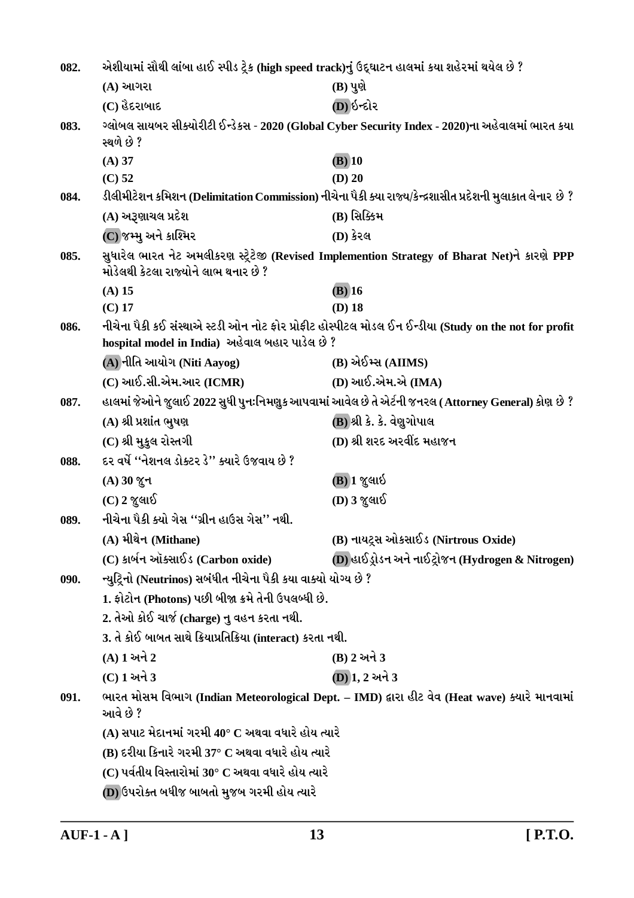082. એશીયામાં સૌથી લાંબા હાઈ સ્પીડ ટ્રેક (high speed track)નું ઉદ્દ્ઘાટન હાલમાં કયા શહેરમાં થયેલ છે ?

(A) આગરા (B) પુણે

(C) હૈદરાબાદ (D) ઈન્દોર

083. ગ્લોબલ સાયબર સીક્યોરીટી ઈન્ડેક્સ - 2020 (Global Cyber Security Index - 2020)ના અહેવાલમાં ભારત કયા સ્થળે છે ?

(A) 37 (B) 10

(C) 52 (D) 20

084. ડીલીમીટેશન કમિશન (Delimitation Commission) નીચેના પૈકી ક્યા રાજ્ય/કેન્દ્રશાસીત પ્રદેશની મુલાકાત લેનાર છે ?

(A) અરૂણાચલ પ્રદેશ (B) સિક્કિમ

(C) જમ્મુ અને કાશ્મિર (D) કેરલ

085. સુધારેલ ભારત નેટ અમલીકરણ સ્ટ્રેટેજી (Revised Implemention Strategy of Bharat Net)ને કારણે PPP મોડેલથી કેટલા રાજ્યોને લાભ થનાર છે ?

(A) 15 (B) 16

(C) 17 (D) 18

086. નીચેના પૈકી કઈ સંસ્થાએ સ્ટડી ઓન નોટ ફોર પ્રોફીટ હોસ્પીટલ મોડલ ઈન ઈન્ડીયા (Study on the not for profit hospital model in India) અહેવાલ બહાર પાડેલ છે ?

(A) નીતિ આયોગ (Niti Aayog) (B) એઈમ્સ (AIIMS)

(C) આઈ.સી.એમ.આર (ICMR) (D) આઈ.એમ.એ (IMA)

087. હાલમાં જેઓને જુલાઈ 2022 સુધી પુનઃનિમણુક આપવામાં આવેલ છે તે એટર્ની જનરલ (Attorney General) કોણ છે ?

(A) શ્રી પ્રશાંત ભુષણ (B) શ્રી કે. કે. વેણુગોપાલ

(C) શ્રી મુકુલ રોસ્તગી (D) શ્રી શરદ અરવીંદ મહાજન

088. દર વર્ષે ''નેશનલ ડોક્ટર ડે'' ક્યારે ઉજવાય છે ?

(A) 30 જુન (B) 1 જુલાઈ

(C) 2 જુલાઈ (D) 3 જુલાઈ

089. નીચેના પૈકી ક્યો ગેસ ''ગ્રીન હાઉસ ગેસ'' નથી.

(A) મીથેન (Mithane) (B) નાયટ્રસ ઓકસાઈડ (Nirtrous Oxide)

(C) કાર્બન ઑક્સાઈડ (Carbon oxide) (D) હાઈડ્રોજન અને નાઈટ્રોજન (Hydrogen & Nitrogen)

090. ન્યુટ્રિનો (Neutrinos) સબંધીત નીચેના પૈકી કયા વાક્યો યોગ્ય છે ?

1. ફોટોન (Photons) પછી બીજા ક્રમે તેની ઉપલબ્ધી છે.

2. તેઓ કોઈ ચાર્જ (charge) નુ વહન કરતા નથી.

3. તે કોઈ બાબત સાથે ક્રિયાપ્રતિક્રિયા (interact) કરતા નથી.

(A) 1 અને 2 (B) 2 અને 3

(C) 1 અને 3 (D) 1, 2 અને 3

091. ભારત મોસમ વિભાગ (Indian Meteorological Dept. – IMD) દ્વારા હીટ વેવ (Heat wave) ક્યારે માનવામાં આવે છે ?

(A) સપાટ મેદાનમાં ગરમી 40° C અથવા વધારે હોય ત્યારે

(B) દરીયા કિનારે ગરમી 37° C અથવા વધારે હોય ત્યારે

(C) પર્વતીય વિસ્તારોમાં 30° C અથવા વધારે હોય ત્યારે

(D) ઉપરોક્ત બધીજ બાબતો મુજબ ગરમી હોય ત્યારે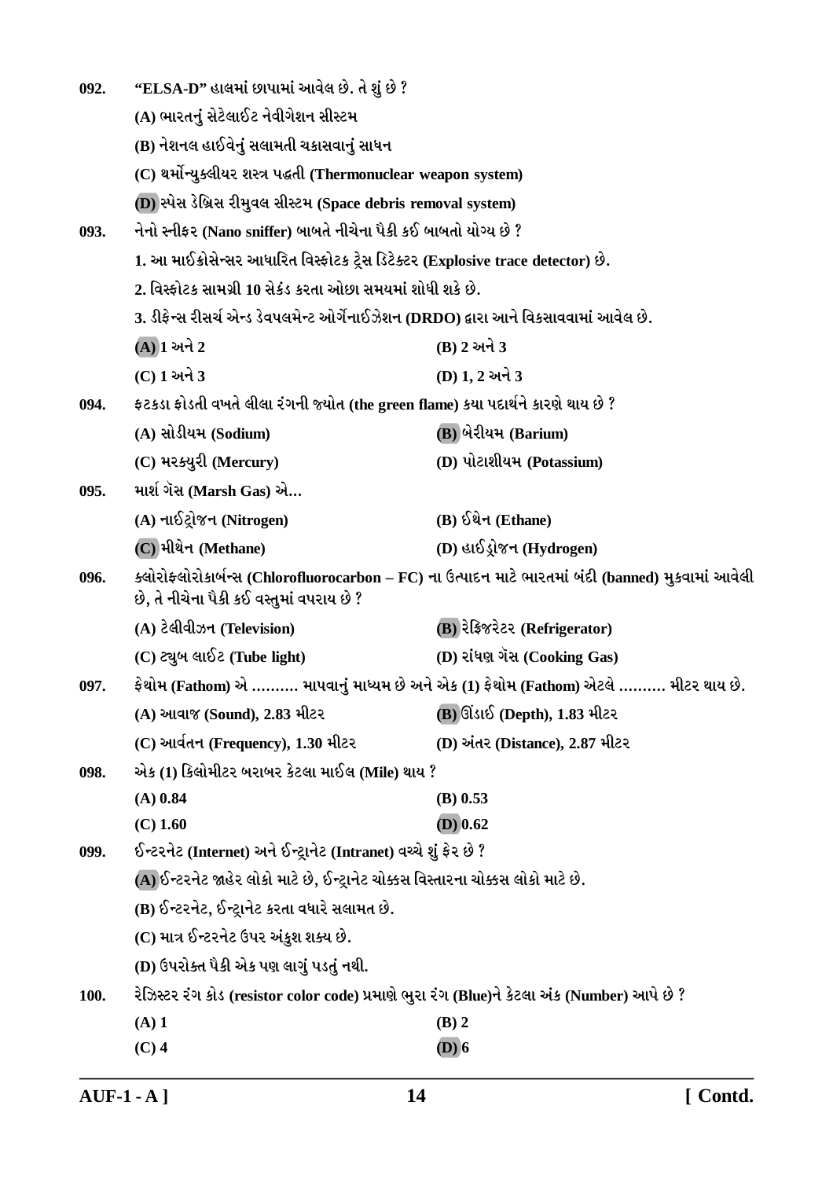092. "ELSA-D" હાલમાં છાપામાં આવેલ છે. તે શું છે ?

(A) ભારતનું સેટેલાઈટ નેવીગેશન સીસ્ટમ

(B) નેશનલ હાઈવેનું સલામતી ચકાસવાનું સાધન

(C) થર્મોન્યુક્લીયર શસ્ત્ર પદ્ધતી (Thermonuclear weapon system)

(D) સ્પેસ ડેબ્રિસ રીમુવલ સીસ્ટમ (Space debris removal system)

093. નેનો સ્નીફર (Nano sniffer) બાબતે નીચેના પૈકી કઈ બાબતો યોગ્ય છે ?

1. આ માઈક્રોસેન્સર આધારિત વિસ્ફોટક ટ્રેસ ડિટેક્ટર (Explosive trace detector) છે.

2. વિસ્ફોટક સામગ્રી 10 સેકંડ કરતા ઓછા સમયમાં શોધી શકે છે.

3. ડીફેન્સ રીસર્ચ એન્ડ ડેવપલમેન્ટ ઓર્ગેનાઈઝેશન (DRDO) દ્વારા આને વિકસાવવામાં આવેલ છે.

(A) 1 અને 2

(B) 2 અને 3

(C) 1 અને 3

(D) 1, 2 અને 3

094. ફટકડા ફોડતી વખતે લીલા રંગની જ્યોત (the green flame) કયા પદાર્થને કારણે થાય છે ?

(A) સોડીયમ (Sodium)

(B) બેરીયમ (Barium)

(C) મરક્યુરી (Mercury)

(D) પોટાશીયમ (Potassium)

095. માર્શ ગૅસ (Marsh Gas) એ…

(A) નાઈટ્રોજન (Nitrogen)

(B) ઈથેન (Ethane)

(C) મીથેન (Methane)

(D) હાઈડ્રોજન (Hydrogen)

096. ક્લોરોફ્લોરોકાર્બન્સ (Chlorofluorocarbon – FC) ના ઉત્પાદન માટે ભારતમાં બંદી (banned) મુકવામાં આવેલી છે, તે નીચેના પૈકી કઈ વસ્તુમાં વપરાય છે ?

(A) ટેલીવીઝન (Television)

(B) રેફ્રિજરેટર (Refrigerator)

(C) ટ્યુબ લાઈટ (Tube light)

(D) રાંધણ ગૅસ (Cooking Gas)

097. ફેથોમ (Fathom) એ ………. માપવાનું માધ્યમ છે અને એક (1) ફેથોમ (Fathom) એટલે ………. મીટર થાય છે.

(A) આવાજ (Sound), 2.83 મીટર

(B) ઊંડાઈ (Depth), 1.83 મીટર

(C) આર્વતન (Frequency), 1.30 મીટર

(D) અંતર (Distance), 2.87 મીટર

098. એક (1) કિલોમીટર બરાબર કેટલા માઈલ (Mile) થાય ?

(A) 0.84

(B) 0.53

(C) 1.60

(D) 0.62

099. ઈન્ટરનેટ (Internet) અને ઈન્ટ્રાનેટ (Intranet) વચ્ચે શું ફેર છે ?

(A) ઈન્ટરનેટ જાહેર લોકો માટે છે, ઈન્ટ્રાનેટ ચોક્કસ વિસ્તારના ચોક્કસ લોકો માટે છે.

(B) ઈન્ટરનેટ, ઈન્ટ્રાનેટ કરતા વધારે સલામત છે.

(C) માત્ર ઈન્ટરનેટ ઉપર અંકુશ શક્ય છે.

(D) ઉપરોક્ત પૈકી એક પણ લાગું પડતું નથી.

100. રેઝિસ્ટર રંગ કોડ (resistor color code) પ્રમાણે ભુરા રંગ (Blue)ને કેટલા અંક (Number) આપે છે ?

(A) 1

(B) 2

(C) 4

(D) 6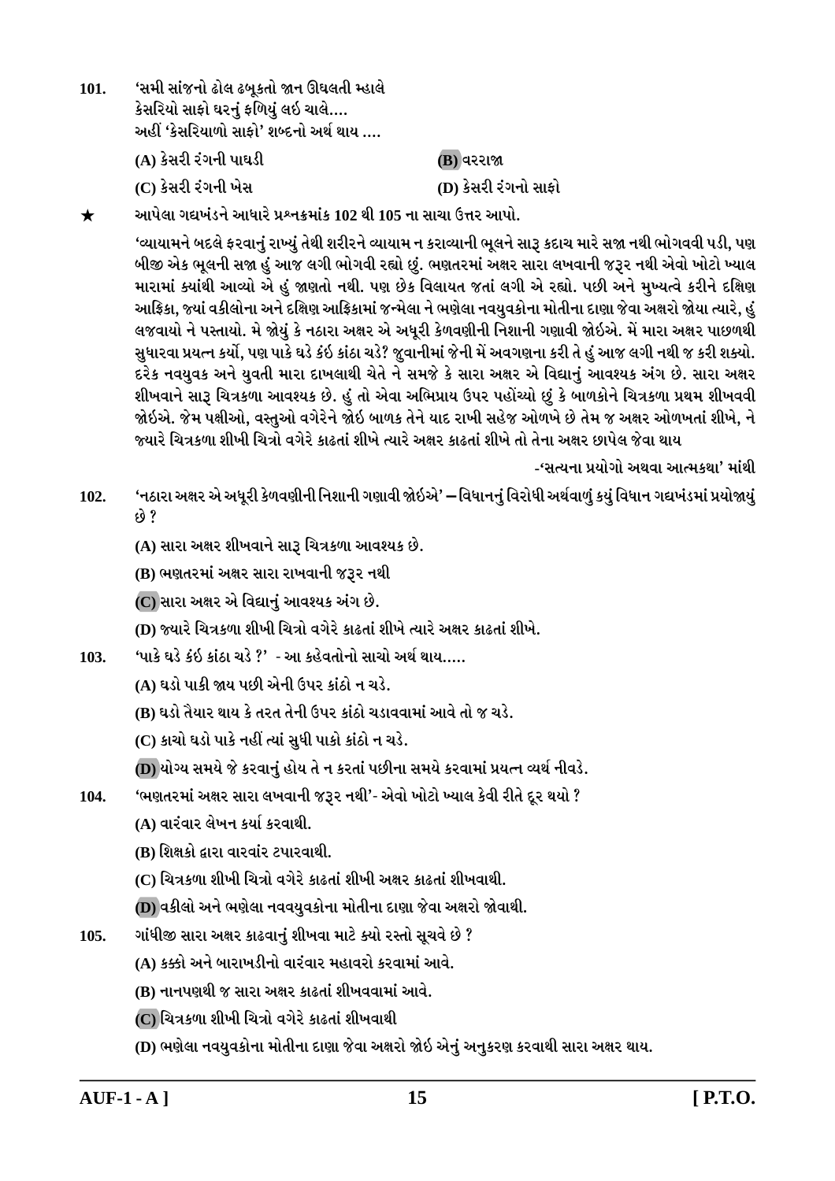101. 'સમી સાંજનો ઢોલ ઢબૂકતો જાન ઊઘલતી મ્હાલે
કેસરિયો સાફો ઘરનું ફળિયું લઈ ચાલે....
અહીં 'કેસરિયાળો સાફો' શબ્દનો અર્થ થાય ....

(A) કેસરી રંગની પાઘડી
(B) વરરાજા
(C) કેસરી રંગની ખેસ
(D) કેસરી રંગનો સાફો

★ આપેલા ગદ્યખંડને આધારે પ્રશ્નક્રમાંક 102 થી 105 ના સાચા ઉત્તર આપો.

'વ્યાયામને બદલે ફરવાનું રાખ્યું તેથી શરીરને વ્યાયામ ન કરાવ્યાની ભૂલને સારૂ કદાચ મારે સજા નથી ભોગવવી પડી, પણ બીજી એક ભૂલની સજા હું આજ લગી ભોગવી રહ્યો છું. ભણતરમાં અક્ષર સારા લખવાની જરૂર નથી એવો ખોટો ખ્યાલ મારામાં ક્યાંથી આવ્યો એ હું જાણતો નથી. પણ છેક વિલાયત જતાં લગી એ રહ્યો. પછી અને મુખ્યત્વે કરીને દક્ષિણ આફ્રિકા, જ્યાં વકીલોના અને દક્ષિણ આફ્રિકામાં જન્મેલા ને ભણેલા નવયુવકોના મોતીના દાણા જેવા અક્ષરો જોયા ત્યારે, હું લજવાયો ને પસ્તાયો. મે જોયું કે નઠારા અક્ષર એ અધૂરી કેળવણીની નિશાની ગણાવી જોઈએ. મેં મારા અક્ષર પાછળથી સુધારવા પ્રયત્ન કર્યો, પણ પાકે ઘડે કંઈ કાંઠા ચડે? જુવાનીમાં જેની મેં અવગણના કરી તે હું આજ લગી નથી જ કરી શક્યો. દરેક નવયુવક અને યુવતી મારા દાખલાથી ચેતે ને સમજે કે સારા અક્ષર એ વિદ્યાનું આવશ્યક અંગ છે. સારા અક્ષર શીખવાને સારૂ ચિત્રકળા આવશ્યક છે. હું તો એવા અભિપ્રાય ઉપર પહોંચ્યો છું કે બાળકોને ચિત્રકળા પ્રથમ શીખવવી જોઈએ. જેમ પક્ષીઓ, વસ્તુઓ વગેરેને જોઈ બાળક તેને યાદ રાખી સહેજ ઓળખે છે તેમ જ અક્ષર ઓળખતાં શીખે, ને જ્યારે ચિત્રકળા શીખી ચિત્રો વગેરે કાઢતાં શીખે ત્યારે અક્ષર કાઢતાં શીખે તો તેના અક્ષર છાપેલ જેવા થાય

-'સત્યના પ્રયોગો અથવા આત્મકથા' માંથી

102. 'નઠારા અક્ષર એ અધૂરી કેળવણીની નિશાની ગણાવી જોઈએ' – વિધાનનું વિરોધી અર્થવાળું કયું વિધાન ગદ્યખંડમાં પ્રયોજાયું છે ?

(A) સારા અક્ષર શીખવાને સારૂ ચિત્રકળા આવશ્યક છે.
(B) ભણતરમાં અક્ષર સારા રાખવાની જરૂર નથી
(C) સારા અક્ષર એ વિદ્યાનું આવશ્યક અંગ છે.
(D) જ્યારે ચિત્રકળા શીખી ચિત્રો વગેરે કાઢતાં શીખે ત્યારે અક્ષર કાઢતાં શીખે.

103. 'પાકે ઘડે કંઈ કાંઠા ચડે ?' - આ કહેવતોનો સાચો અર્થ થાય.....

(A) ઘડો પાકી જાય પછી એની ઉપર કાંઠો ન ચડે.
(B) ઘડો તૈયાર થાય કે તરત તેની ઉપર કાંઠો ચડાવવામાં આવે તો જ ચડે.
(C) કાચો ઘડો પાકે નહીં ત્યાં સુધી પાકો કાંઠો ન ચડે.
(D) યોગ્ય સમયે જે કરવાનું હોય તે ન કરતાં પછીના સમયે કરવામાં પ્રયત્ન વ્યર્થ નીવડે.

104. 'ભણતરમાં અક્ષર સારા લખવાની જરૂર નથી'- એવો ખોટો ખ્યાલ કેવી રીતે દૂર થયો ?

(A) વારંવાર લેખન કર્યા કરવાથી.
(B) શિક્ષકો દ્વારા વારવાંર ટપારવાથી.
(C) ચિત્રકળા શીખી ચિત્રો વગેરે કાઢતાં શીખી અક્ષર કાઢતાં શીખવાથી.
(D) વકીલો અને ભણેલા નવવયુવકોના મોતીના દાણા જેવા અક્ષરો જોવાથી.

105. ગાંધીજી સારા અક્ષર કાઢવાનું શીખવા માટે ક્યો રસ્તો સૂચવે છે ?

(A) કક્કો અને બારાખડીનો વારંવાર મહાવરો કરવામાં આવે.
(B) નાનપણથી જ સારા અક્ષર કાઢતાં શીખવવામાં આવે.
(C) ચિત્રકળા શીખી ચિત્રો વગેરે કાઢતાં શીખવાથી
(D) ભણેલા નવયુવકોના મોતીના દાણા જેવા અક્ષરો જોઈ એનું અનુકરણ કરવાથી સારા અક્ષર થાય.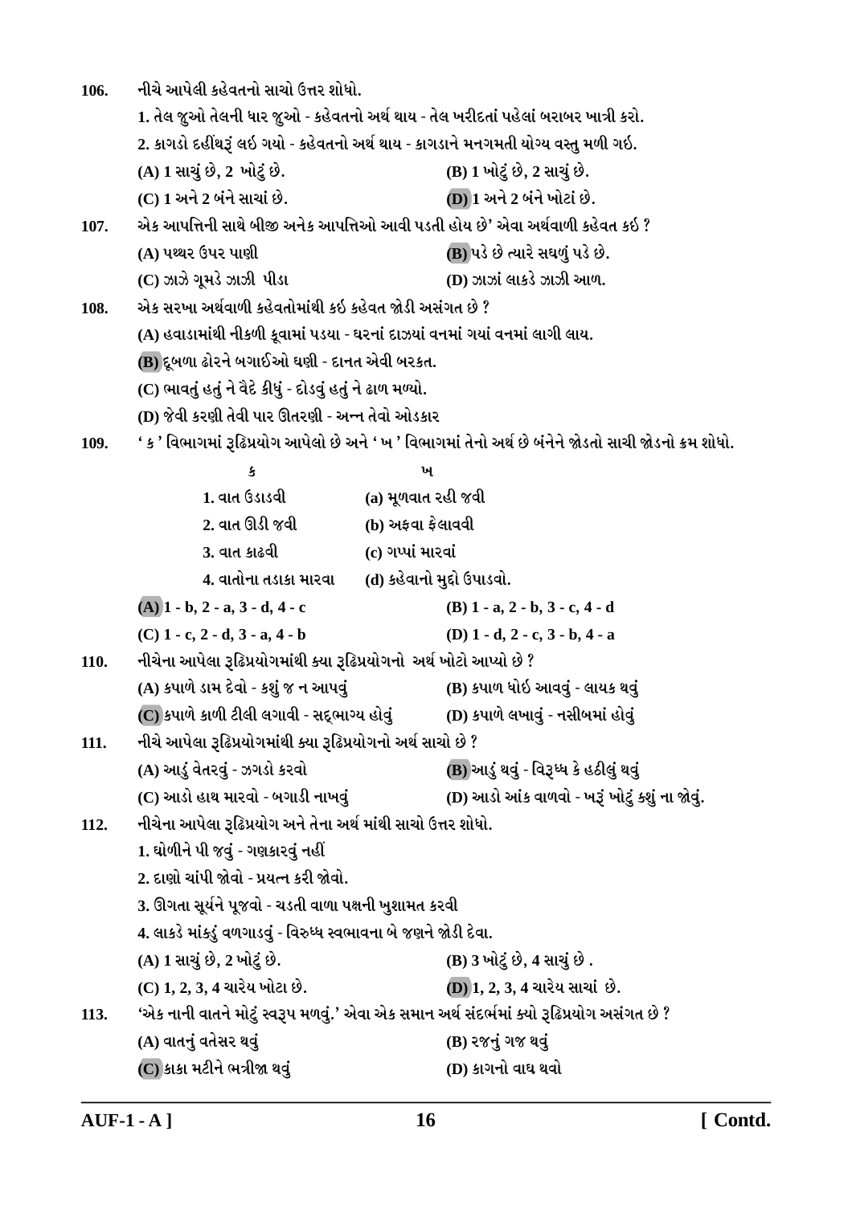106. નીચે આપેલી કહેવતનો સાચો ઉત્તર શોધો.

1. તેલ જુઓ તેલની ધાર જુઓ - કહેવતનો અર્થ થાય - તેલ ખરીદતાં પહેલાં બરાબર ખાત્રી કરો.

2. કાગડો દહીંથરૂં લઇ ગયો - કહેવતનો અર્થ થાય - કાગડાને મનગમતી યોગ્ય વસ્તુ મળી ગઇ.

(A) 1 સાચું છે, 2 ખોટું છે.
(B) 1 ખોટું છે, 2 સાચું છે.
(C) 1 અને 2 બંને સાચાં છે.
(D) 1 અને 2 બંને ખોટાં છે.

107. એક આપત્તિની સાથે બીજી અનેક આપત્તિઓ આવી પડતી હોય છે' એવા અર્થવાળી કહેવત કઇ ?

(A) પથ્થર ઉપર પાણી
(B) પડે છે ત્યારે સઘળું પડે છે.
(C) ઝાઝે ગૂમડે ઝાઝી પીડા
(D) ઝાઝાં લાકડે ઝાઝી આળ.

108. એક સરખા અર્થવાળી કહેવતોમાંથી કઇ કહેવત જોડી અસંગત છે ?

(A) હવાડામાંથી નીકળી કૂવામાં પડયા - ઘરનાં દાઝયાં વનમાં ગયાં વનમાં લાગી લાય.
(B) દૂબળા ઢોરને બગાઇઓ ઘણી - દાનત એવી બરકત.
(C) ભાવતું હતું ને વૈદે કીધું - દોડવું હતું ને ઢાળ મળ્યો.
(D) જેવી કરણી તેવી પાર ઊતરણી - અન્ન તેવો ઓડકાર

109. ' ક ' વિભાગમાં રૂઢિપ્રયોગ આપેલો છે અને ' ખ ' વિભાગમાં તેનો અર્થ છે બંનેને જોડતો સાચી જોડનો ક્રમ શોધો.

| ક | ખ |
|---|---|
| 1. વાત ઉડાડવી | (a) મૂળવાત રહી જવી |
| 2. વાત ઊડી જવી | (b) અફવા ફેલાવવી |
| 3. વાત કાઢવી | (c) ગપ્પાં મારવાં |
| 4. વાતોના તડાકા મારવા | (d) કહેવાનો મુદ્દો ઉપાડવો. |

(A) 1 - b, 2 - a, 3 - d, 4 - c
(B) 1 - a, 2 - b, 3 - c, 4 - d
(C) 1 - c, 2 - d, 3 - a, 4 - b
(D) 1 - d, 2 - c, 3 - b, 4 - a

110. નીચેના આપેલા રૂઢિપ્રયોગમાંથી ક્યા રૂઢિપ્રયોગનો અર્થ ખોટો આપ્યો છે ?

(A) કપાળે ડામ દેવો - કશું જ ન આપવું
(B) કપાળ ધોઇ આવવું - લાયક થવું
(C) કપાળે કાળી ટીલી લગાવી - સદ્ભાગ્ય હોવું
(D) કપાળે લખાવું - નસીબમાં હોવું

111. નીચે આપેલા રૂઢિપ્રયોગમાંથી ક્યા રૂઢિપ્રયોગનો અર્થ સાચો છે ?

(A) આડું વેતરવું - ઝગડો કરવો
(B) આડું થવું - વિરૂધ્ધ કે હઠીલું થવું
(C) આડો હાથ મારવો - બગાડી નાખવું
(D) આડો આંક વાળવો - ખરૂં ખોટું કશું ના જોવું.

112. નીચેના આપેલા રૂઢિપ્રયોગ અને તેના અર્થ માંથી સાચો ઉત્તર શોધો.

1. ઘોળીને પી જવું - ગણકારવું નહીં

2. દાણો ચાંપી જોવો - પ્રયત્ન કરી જોવો.

3. ઊગતા સૂર્યને પૂજવો - ચડતી વાળા પક્ષની ખુશામત કરવી

4. લાકડે માંકડું વળગાડવું - વિરુધ્ધ સ્વભાવના બે જણને જોડી દેવા.

(A) 1 સાચું છે, 2 ખોટું છે.
(B) 3 ખોટું છે, 4 સાચું છે .
(C) 1, 2, 3, 4 ચારેય ખોટા છે.
(D) 1, 2, 3, 4 ચારેય સાચાં છે.

113. 'એક નાની વાતને મોટું સ્વરૂપ મળવું.' એવા એક સમાન અર્થ સંદર્ભમાં ક્યો રૂઢિપ્રયોગ અસંગત છે ?

(A) વાતનું વતેસર થવું
(B) રજનું ગજ થવું
(C) કાકા મટીને ભત્રીજા થવું
(D) કાગનો વાઘ થવો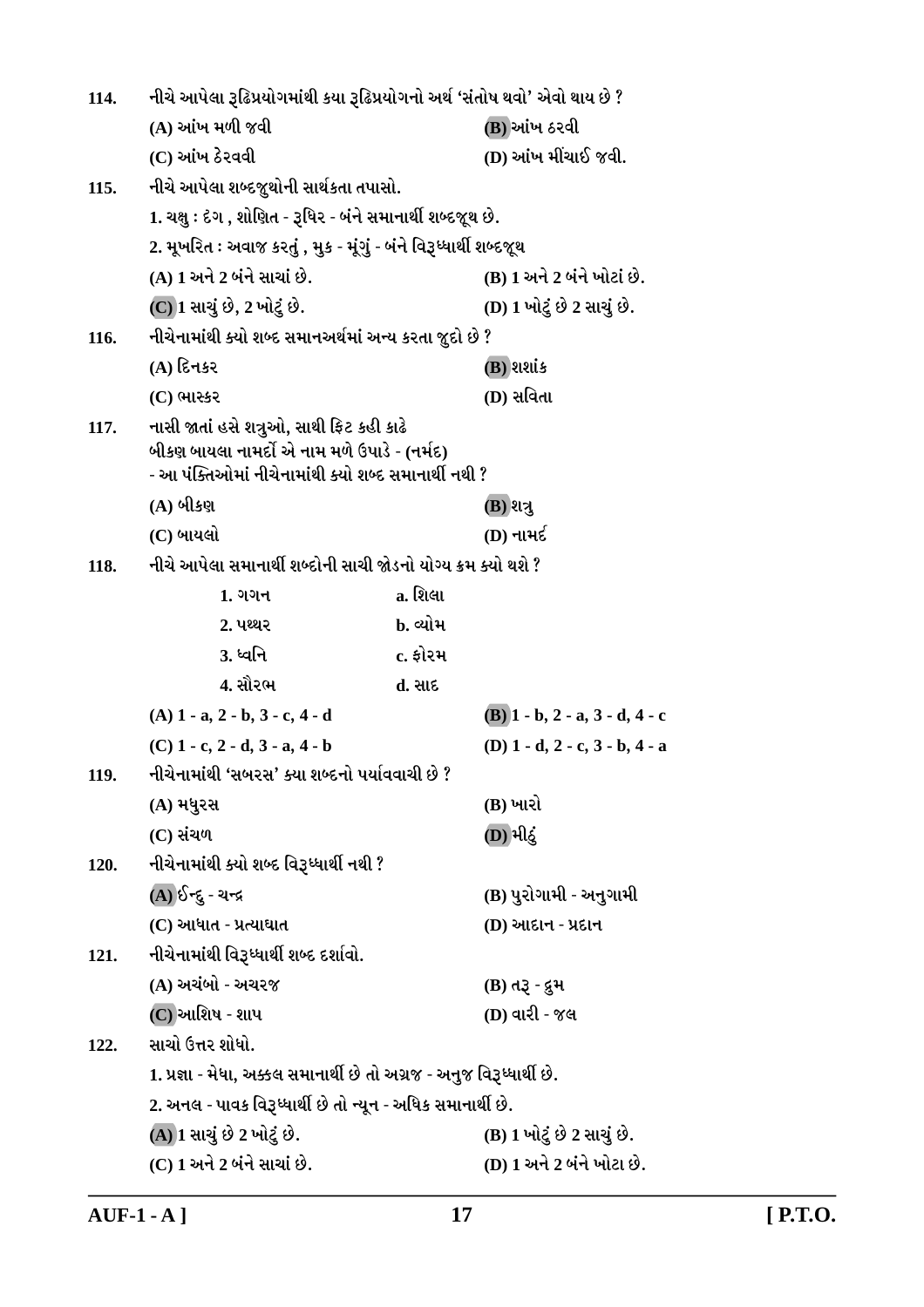**114.** નીચે આપેલા રૂઢિપ્રયોગમાંથી કયા રૂઢિપ્રયોગનો અર્થ 'સંતોષ થવો' એવો થાય છે ?

(A) આંખ મળી જવી
(B) આંખ ઠરવી
(C) આંખ ઠેરવવી
(D) આંખ મીંચાઈ જવી.

**115.** નીચે આપેલા શબ્દજૂથોની સાર્થકતા તપાસો.

1. ચક્ષુ : દ્રગ , શોણિત - રૂધિર - બંને સમાનાર્થી શબ્દજૂથ છે.

2. મૂખરિત : અવાજ કરતું , મુક - મૂંગું - બંને વિરૂધ્ધાર્થી શબ્દજૂથ

(A) 1 અને 2 બંને સાચાં છે.
(B) 1 અને 2 બંને ખોટાં છે.
(C) 1 સાચું છે, 2 ખોટું છે.
(D) 1 ખોટું છે 2 સાચું છે.

**116.** નીચેનામાંથી ક્યો શબ્દ સમાનઅર્થમાં અન્ય કરતા જુદો છે ?

(A) દિનકર
(B) શશાંક
(C) ભાસ્કર
(D) સવિતા

**117.** નાસી જાતાં હસે શત્રુઓ, સાથી ફિટ કહી કાઢે
બીકણ બાયલા નામર્દો એ નામ મળે ઉપાડે - (નર્મદ)
- આ પંક્તિઓમાં નીચેનામાંથી ક્યો શબ્દ સમાનાર્થી નથી ?

(A) બીકણ
(B) શત્રુ
(C) બાયલો
(D) નામર્દ

**118.** નીચે આપેલા સમાનાર્થી શબ્દોની સાચી જોડનો યોગ્ય ક્રમ ક્યો થશે ?

| | |
|---|---|
| 1. ગગન | a. શિલા |
| 2. પથ્થર | b. વ્યોમ |
| 3. ધ્વનિ | c. ફોરમ |
| 4. સૌરભ | d. સાદ |

(A) 1 - a, 2 - b, 3 - c, 4 - d
(B) 1 - b, 2 - a, 3 - d, 4 - c
(C) 1 - c, 2 - d, 3 - a, 4 - b
(D) 1 - d, 2 - c, 3 - b, 4 - a

**119.** નીચેનામાંથી 'સબરસ' ક્યા શબ્દનો પર્યાવવાચી છે ?

(A) મધુરસ
(B) ખારો
(C) સંચળ
(D) મીઠું

**120.** નીચેનામાંથી ક્યો શબ્દ વિરૂધ્ધાર્થી નથી ?

(A) ઈન્દુ - ચન્દ્ર
(B) પુરોગામી - અનુગામી
(C) આઘાત - પ્રત્યાઘાત
(D) આદાન - પ્રદાન

**121.** નીચેનામાંથી વિરૂધ્ધાર્થી શબ્દ દર્શાવો.

(A) અચંબો - અચરજ
(B) તરૂ - દ્રુમ
(C) આશિષ - શાપ
(D) વારી - જલ

**122.** સાચો ઉત્તર શોધો.

1. પ્રજ્ઞા - મેધા, અક્કલ સમાનાર્થી છે તો અગ્રજ - અનુજ વિરૂધ્ધાર્થી છે.

2. અનલ - પાવક વિરૂધ્ધાર્થી છે તો ન્યૂન - અધિક સમાનાર્થી છે.

(A) 1 સાચું છે 2 ખોટું છે.
(B) 1 ખોટું છે 2 સાચું છે.
(C) 1 અને 2 બંને સાચાં છે.
(D) 1 અને 2 બંને ખોટા છે.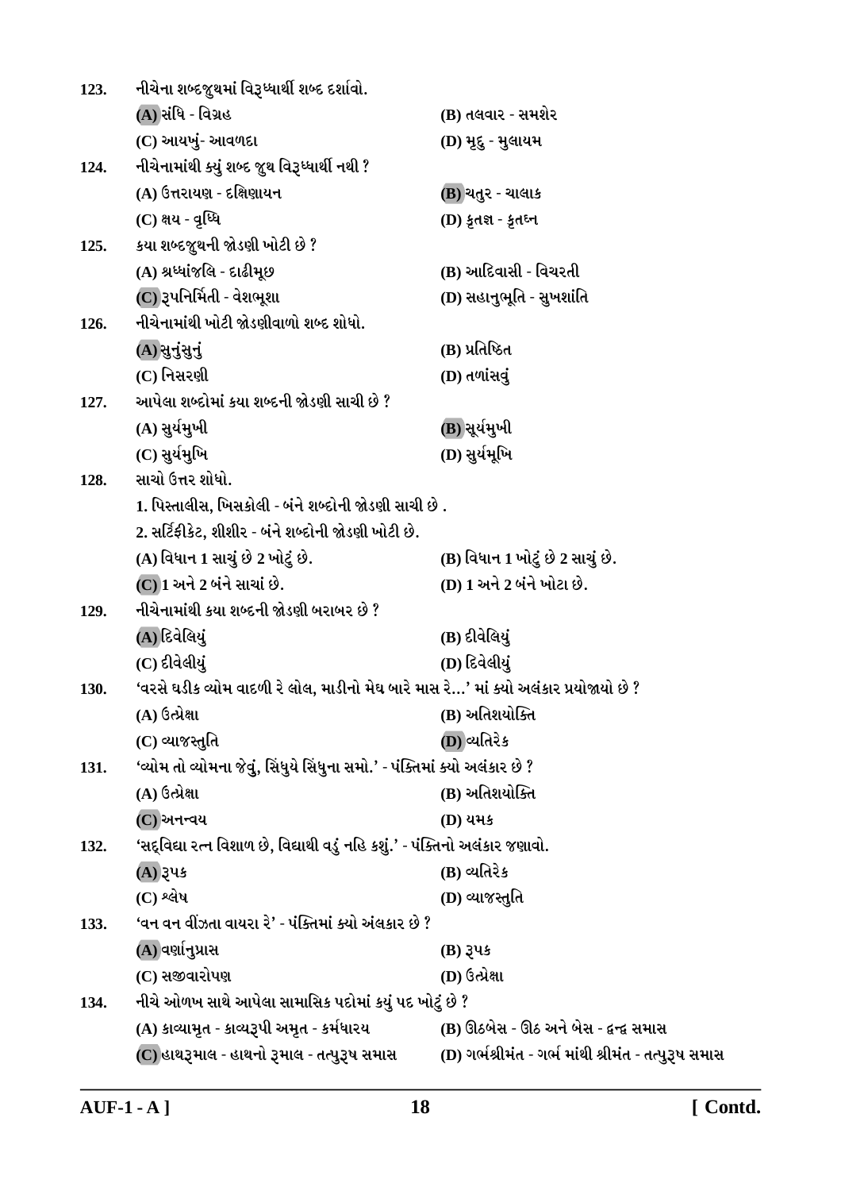123. નીચેના શબ્દજુથમાં વિરૂધ્ધાર્થી શબ્દ દર્શાવો.

(A) સંધિ - વિગ્રહ
(B) તલવાર - સમશેર
(C) આયખું- આવળદા
(D) મૃદુ - મુલાયમ

124. નીચેનામાંથી ક્યું શબ્દ જુથ વિરૂધ્ધાર્થી નથી ?

(A) ઉત્તરાયણ - દક્ષિણાયન
(B) ચતુર - ચાલાક
(C) ક્ષય - વૃધ્ધિ
(D) કૃતજ્ઞ - કૃતઘ્ન

125. કયા શબ્દજુથની જોડણી ખોટી છે ?

(A) શ્રધ્ધાંજલિ - દાઢીમૂછ
(B) આદિવાસી - વિચરતી
(C) રૂપનિર્મિતી - વેશભૂશા
(D) સહાનુભૂતિ - સુખશાંતિ

126. નીચેનામાંથી ખોટી જોડણીવાળો શબ્દ શોધો.

(A) સુનુંસુનું
(B) પ્રતિષ્ઠિત
(C) નિસરણી
(D) તળાંસવું

127. આપેલા શબ્દોમાં કયા શબ્દની જોડણી સાચી છે ?

(A) સુર્યમુખી
(B) સૂર્યમુખી
(C) સુર્યમુખિ
(D) સુર્યમૂખિ

128. સાચો ઉત્તર શોધો.

1. પિસ્તાલીસ, ખિસકોલી - બંને શબ્દોની જોડણી સાચી છે .

2. સર્ટિફીકેટ, શીશીર - બંને શબ્દોની જોડણી ખોટી છે.

(A) વિધાન 1 સાચું છે 2 ખોટું છે.
(B) વિધાન 1 ખોટું છે 2 સાચું છે.
(C) 1 અને 2 બંને સાચાં છે.
(D) 1 અને 2 બંને ખોટા છે.

129. નીચેનામાંથી કયા શબ્દની જોડણી બરાબર છે ?

(A) દિવેલિયું
(B) દીવેલિયું
(C) દીવેલીયું
(D) દિવેલીયું

130. 'વરસે ઘડીક વ્યોમ વાદળી રે લોલ, માડીનો મેઘ બારે માસ રે...' માં ક્યો અલંકાર પ્રયોજાયો છે ?

(A) ઉત્પ્રેક્ષા
(B) અતિશયોક્તિ
(C) વ્યાજસ્તુતિ
(D) વ્યતિરેક

131. 'વ્યોમ તો વ્યોમના જેવું, સિંધુયે સિંધુના સમો.' - પંક્તિમાં ક્યો અલંકાર છે ?

(A) ઉત્પ્રેક્ષા
(B) અતિશયોક્તિ
(C) અનન્વય
(D) યમક

132. 'સદ્‌વિદ્યા રત્ન વિશાળ છે, વિદ્યાથી વડું નહિ કશું.' - પંક્તિનો અલંકાર જણાવો.

(A) રૂપક
(B) વ્યતિરેક
(C) શ્લેષ
(D) વ્યાજસ્તુતિ

133. 'વન વન વીંઝતા વાયરા રે' - પંક્તિમાં ક્યો અંલકાર છે ?

(A) વર્ણાનુપ્રાસ
(B) રૂપક
(C) સજીવારોપણ
(D) ઉત્પ્રેક્ષા

134. નીચે ઓળખ સાથે આપેલા સામાસિક પદોમાં કયું પદ ખોટું છે ?

(A) કાવ્યામૃત - કાવ્યરૂપી અમૃત - કર્મધારય
(B) ઊઠબેસ - ઊઠ અને બેસ - દ્વન્દ્વ સમાસ
(C) હાથરૂમાલ - હાથનો રૂમાલ - તત્પુરૂષ સમાસ
(D) ગર્ભશ્રીમંત - ગર્ભ માંથી શ્રીમંત - તત્પુરૂષ સમાસ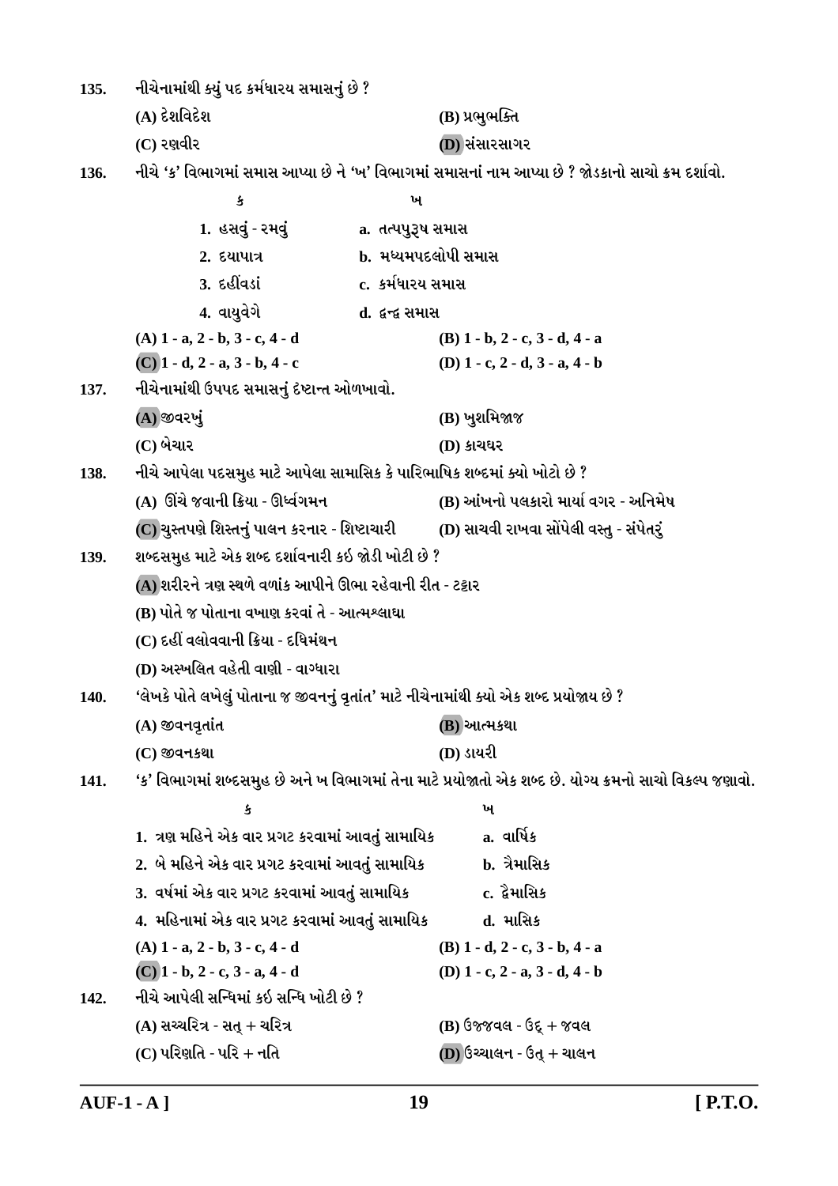135. નીચેનામાંથી ક્યું પદ કર્મધારય સમાસનું છે ?

(A) દેશવિદેશ
(B) પ્રભુભક્તિ
(C) રણવીર
(D) સંસારસાગર

136. નીચે 'ક' વિભાગમાં સમાસ આપ્યા છે ને 'ખ' વિભાગમાં સમાસનાં નામ આપ્યા છે ? જોડકાનો સાચો ક્રમ દર્શાવો.

| ક | ખ |
|---|---|
| 1. હસવું - રમવું | a. તત્પુરૂષ સમાસ |
| 2. દયાપાત્ર | b. મધ્યમપદલોપી સમાસ |
| 3. દહીંવડાં | c. કર્મધારય સમાસ |
| 4. વાયુવેગે | d. દ્વન્દ્વ સમાસ |

(A) 1 - a, 2 - b, 3 - c, 4 - d
(B) 1 - b, 2 - c, 3 - d, 4 - a
(C) 1 - d, 2 - a, 3 - b, 4 - c
(D) 1 - c, 2 - d, 3 - a, 4 - b

137. નીચેનામાંથી ઉપપદ સમાસનું દૃષ્ટાન્ત ઓળખાવો.

(A) જીવરખું
(B) ખુશમિજાજ
(C) બેચાર
(D) કાચઘર

138. નીચે આપેલા પદસમુહ માટે આપેલા સામાસિક કે પારિભાષિક શબ્દમાં ક્યો ખોટો છે ?

(A) ઊંચે જવાની ક્રિયા - ઊર્ધ્વગમન
(B) આંખનો પલકારો માર્યા વગર - અનિમેષ
(C) ચુસ્તપણે શિસ્તનું પાલન કરનાર - શિષ્ટાચારી
(D) સાચવી રાખવા સોંપેલી વસ્તુ - સંપેતરું

139. શબ્દસમુહ માટે એક શબ્દ દર્શાવનારી કઇ જોડી ખોટી છે ?

(A) શરીરને ત્રણ સ્થળે વળાંક આપીને ઊભા રહેવાની રીત - ટટ્ટાર
(B) પોતે જ પોતાના વખાણ કરવાં તે - આત્મશ્લાઘા
(C) દહીં વલોવવાની ક્રિયા - દધિમંથન
(D) અસ્ખલિત વહેતી વાણી - વાગ્ધારા

140. 'લેખકે પોતે લખેલું પોતાના જ જીવનનું વૃતાંત' માટે નીચેનામાંથી ક્યો એક શબ્દ પ્રયોજાય છે ?

(A) જીવનવૃતાંત
(B) આત્મકથા
(C) જીવનકથા
(D) ડાયરી

141. 'ક' વિભાગમાં શબ્દસમુહ છે અને ખ વિભાગમાં તેના માટે પ્રયોજાતો એક શબ્દ છે. યોગ્ય ક્રમનો સાચો વિકલ્પ જણાવો.

| ક | ખ |
|---|---|
| 1. ત્રણ મહિને એક વાર પ્રગટ કરવામાં આવતું સામાયિક | a. વાર્ષિક |
| 2. બે મહિને એક વાર પ્રગટ કરવામાં આવતું સામાયિક | b. ત્રૈમાસિક |
| 3. વર્ષમાં એક વાર પ્રગટ કરવામાં આવતું સામાયિક | c. દ્વૈમાસિક |
| 4. મહિનામાં એક વાર પ્રગટ કરવામાં આવતું સામાયિક | d. માસિક |

(A) 1 - a, 2 - b, 3 - c, 4 - d
(B) 1 - d, 2 - c, 3 - b, 4 - a
(C) 1 - b, 2 - c, 3 - a, 4 - d
(D) 1 - c, 2 - a, 3 - d, 4 - b

142. નીચે આપેલી સન્ધિમાં કઇ સન્ધિ ખોટી છે ?

(A) સચ્ચરિત્ર - સત્ + ચરિત્ર
(B) ઉજ્જવલ - ઉદ્ + જવલ
(C) પરિણતિ - પરિ + નતિ
(D) ઉચ્ચાલન - ઉત્ + ચાલન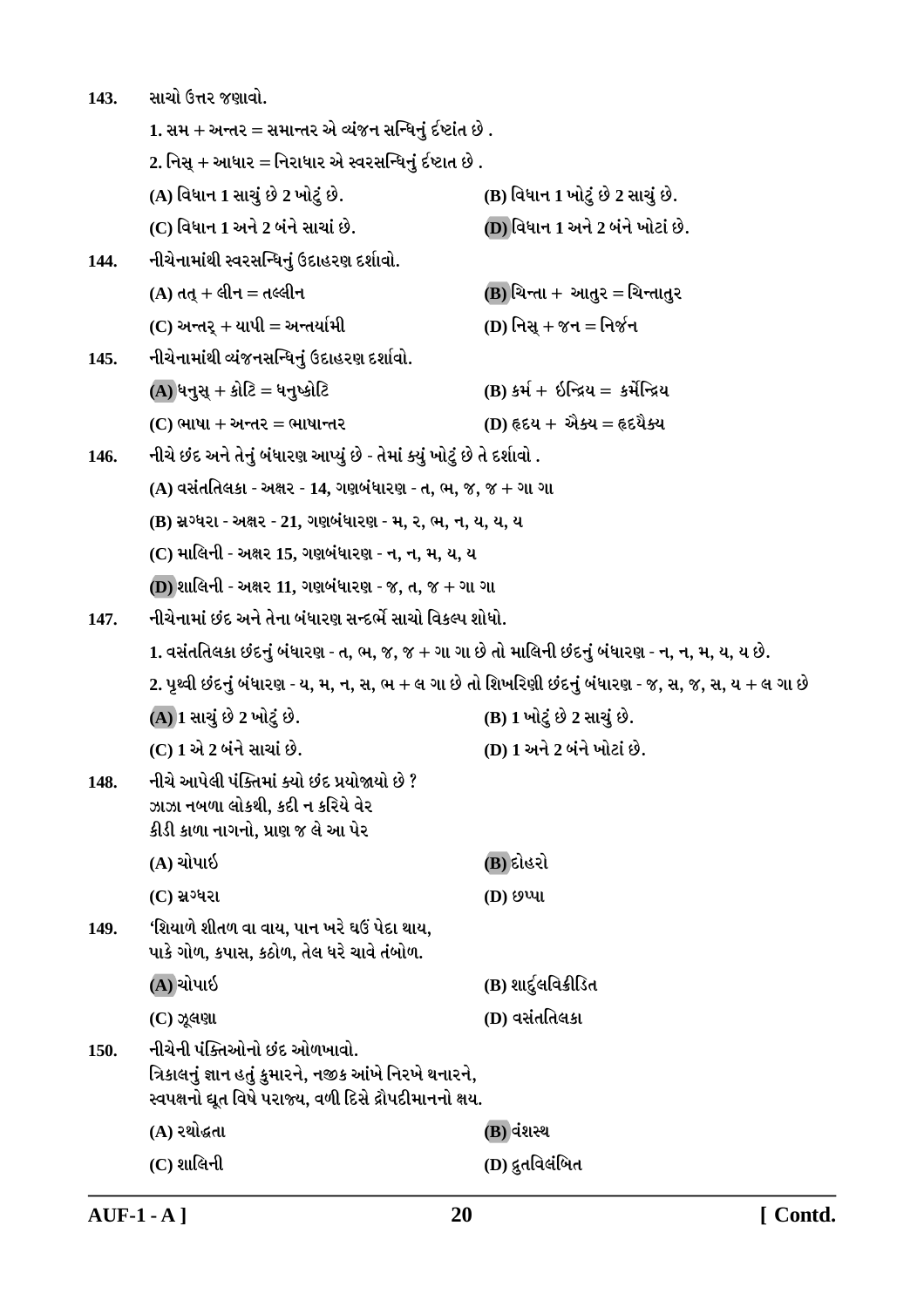**143.** સાચો ઉત્તર જણાવો.

1. સમ + અન્તર = સમાન્તર એ વ્યંજન સન્ધિનું દૃષ્ટાંત છે .

2. નિસ્ + આધાર = નિરાધાર એ સ્વરસન્ધિનું દૃષ્ટાત છે .

(A) વિધાન 1 સાચું છે 2 ખોટું છે.
(B) વિધાન 1 ખોટું છે 2 સાચું છે.
(C) વિધાન 1 અને 2 બંને સાચાં છે.
(D) વિધાન 1 અને 2 બંને ખોટાં છે.

**144.** નીચેનામાંથી સ્વરસન્ધિનું ઉદાહરણ દર્શાવો.

(A) તત્ + લીન = તલ્લીન
(B) ચિન્તા + આતુર = ચિન્તાતુર
(C) અન્તર્ + યાપી = અન્તર્યામી
(D) નિસ્ + જન = નિર્જન

**145.** નીચેનામાંથી વ્યંજનસન્ધિનું ઉદાહરણ દર્શાવો.

(A) ધનુસ્ + કોટિ = ધનુષ્કોટિ
(B) કર્મ + ઇન્દ્રિય = કર્મેન્દ્રિય
(C) ભાષા + અન્તર = ભાષાન્તર
(D) હૃદય + ઐક્ય = હૃદયૈક્ય

**146.** નીચે છંદ અને તેનું બંધારણ આપ્યું છે - તેમાં ક્યું ખોટું છે તે દર્શાવો .

(A) વસંતતિલકા - અક્ષર - 14, ગણબંધારણ - ત, ભ, જ, જ + ગા ગા

(B) સ્રગ્ધરા - અક્ષર - 21, ગણબંધારણ - મ, ર, ભ, ન, ય, ય, ય

(C) માલિની - અક્ષર 15, ગણબંધારણ - ન, ન, મ, ય, ય

(D) શાલિની - અક્ષર 11, ગણબંધારણ - જ, ત, જ + ગા ગા

**147.** નીચેનામાં છંદ અને તેના બંધારણ સન્દર્ભે સાચો વિકલ્પ શોધો.

1. વસંતતિલકા છંદનું બંધારણ - ત, ભ, જ, જ + ગા ગા છે તો માલિની છંદનું બંધારણ - ન, ન, મ, ય, ય છે.

2. પૃથ્વી છંદનું બંધારણ - ય, મ, ન, સ, ભ + લ ગા છે તો શિખરિણી છંદનું બંધારણ - જ, સ, જ, સ, ય + લ ગા છે

(A) 1 સાચું છે 2 ખોટું છે.
(B) 1 ખોટું છે 2 સાચું છે.
(C) 1 એ 2 બંને સાચાં છે.
(D) 1 અને 2 બંને ખોટાં છે.

**148.** નીચે આપેલી પંક્તિમાં ક્યો છંદ પ્રયોજાયો છે ?
ઝાઝા નબળા લોકથી, કદી ન કરિયે વેર
કીડી કાળા નાગનો, પ્રાણ જ લે આ પેર

(A) ચોપાઇ
(B) દોહરો
(C) સ્રગ્ધરા
(D) છપ્પા

**149.** 'શિયાળે શીતળ વા વાય, પાન ખરે ઘઉં પેદા થાય,
પાકે ગોળ, કપાસ, કઠોળ, તેલ ધરે ચાવે તંબોળ.

(A) ચોપાઇ
(B) શાર્દુલવિક્રીડિત
(C) ઝૂલણા
(D) વસંતતિલકા

**150.** નીચેની પંક્તિઓનો છંદ ઓળખાવો.
ત્રિકાલનું જ્ઞાન હતું કુમારને, નજીક આંખે નિરખે થનારને,
સ્વપક્ષનો દ્યૂત વિષે પરાજય, વળી દિસે દ્રૌપદીમાનનો ક્ષય.

(A) રથોદ્ધતા
(B) વંશસ્થ
(C) શાલિની
(D) દ્રુતવિલંબિત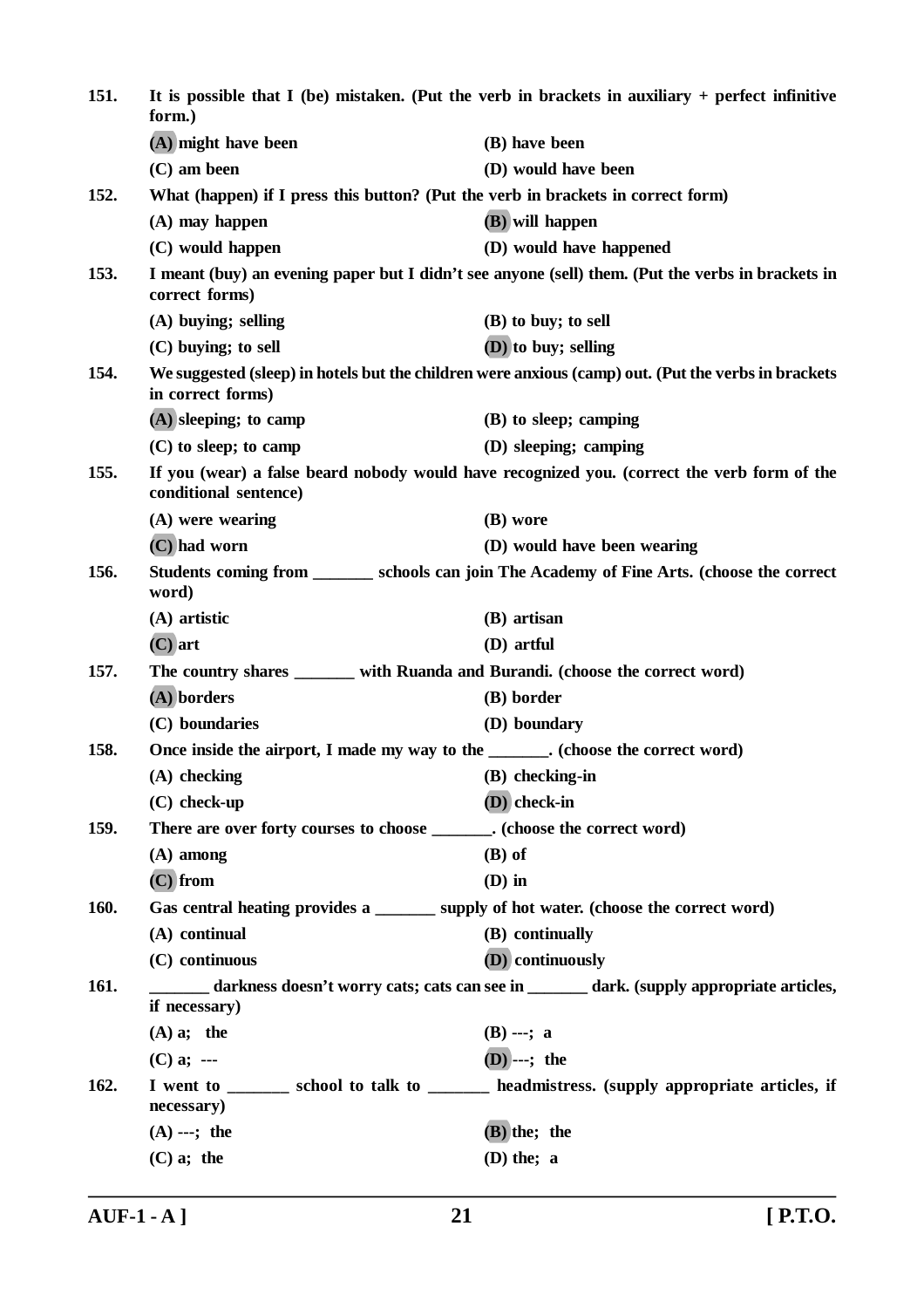**151.** It is possible that I (be) mistaken. (Put the verb in brackets in auxiliary + perfect infinitive form.)

(A) might have been  (B) have been
(C) am been  (D) would have been

**152.** What (happen) if I press this button? (Put the verb in brackets in correct form)

(A) may happen  (B) will happen
(C) would happen  (D) would have happened

**153.** I meant (buy) an evening paper but I didn't see anyone (sell) them. (Put the verbs in brackets in correct forms)

(A) buying; selling  (B) to buy; to sell
(C) buying; to sell  (D) to buy; selling

**154.** We suggested (sleep) in hotels but the children were anxious (camp) out. (Put the verbs in brackets in correct forms)

(A) sleeping; to camp  (B) to sleep; camping
(C) to sleep; to camp  (D) sleeping; camping

**155.** If you (wear) a false beard nobody would have recognized you. (correct the verb form of the conditional sentence)

(A) were wearing  (B) wore
(C) had worn  (D) would have been wearing

**156.** Students coming from _______ schools can join The Academy of Fine Arts. (choose the correct word)

(A) artistic  (B) artisan
(C) art  (D) artful

**157.** The country shares _______ with Ruanda and Burandi. (choose the correct word)

(A) borders  (B) border
(C) boundaries  (D) boundary

**158.** Once inside the airport, I made my way to the _______. (choose the correct word)

(A) checking  (B) checking-in
(C) check-up  (D) check-in

**159.** There are over forty courses to choose _______. (choose the correct word)

(A) among  (B) of
(C) from  (D) in

**160.** Gas central heating provides a _______ supply of hot water. (choose the correct word)

(A) continual  (B) continually
(C) continuous  (D) continuously

**161.** _______ darkness doesn't worry cats; cats can see in _______ dark. (supply appropriate articles, if necessary)

(A) a; the  (B) ---; a
(C) a; ---  (D) ---; the

**162.** I went to _______ school to talk to _______ headmistress. (supply appropriate articles, if necessary)

(A) ---; the  (B) the; the
(C) a; the  (D) the; a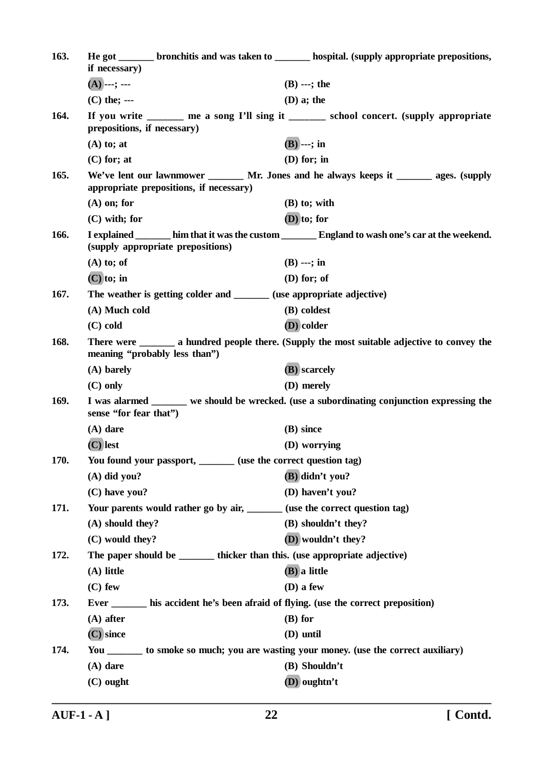163. He got _______ bronchitis and was taken to _______ hospital. (supply appropriate prepositions, if necessary)

(A) ---; ---
(B) ---; the
(C) the; ---
(D) a; the

164. If you write _______ me a song I'll sing it _______ school concert. (supply appropriate prepositions, if necessary)

(A) to; at
(B) ---; in
(C) for; at
(D) for; in

165. We've lent our lawnmower _______ Mr. Jones and he always keeps it _______ ages. (supply appropriate prepositions, if necessary)

(A) on; for
(B) to; with
(C) with; for
(D) to; for

166. I explained _______ him that it was the custom _______ England to wash one's car at the weekend. (supply appropriate prepositions)

(A) to; of
(B) ---; in
(C) to; in
(D) for; of

167. The weather is getting colder and _______ (use appropriate adjective)

(A) Much cold
(B) coldest
(C) cold
(D) colder

168. There were _______ a hundred people there. (Supply the most suitable adjective to convey the meaning "probably less than")

(A) barely
(B) scarcely
(C) only
(D) merely

169. I was alarmed _______ we should be wrecked. (use a subordinating conjunction expressing the sense "for fear that")

(A) dare
(B) since
(C) lest
(D) worrying

170. You found your passport, _______ (use the correct question tag)

(A) did you?
(B) didn't you?
(C) have you?
(D) haven't you?

171. Your parents would rather go by air, _______ (use the correct question tag)

(A) should they?
(B) shouldn't they?
(C) would they?
(D) wouldn't they?

172. The paper should be _______ thicker than this. (use appropriate adjective)

(A) little
(B) a little
(C) few
(D) a few

173. Ever _______ his accident he's been afraid of flying. (use the correct preposition)

(A) after
(B) for
(C) since
(D) until

174. You _______ to smoke so much; you are wasting your money. (use the correct auxiliary)

(A) dare
(B) Shouldn't
(C) ought
(D) oughtn't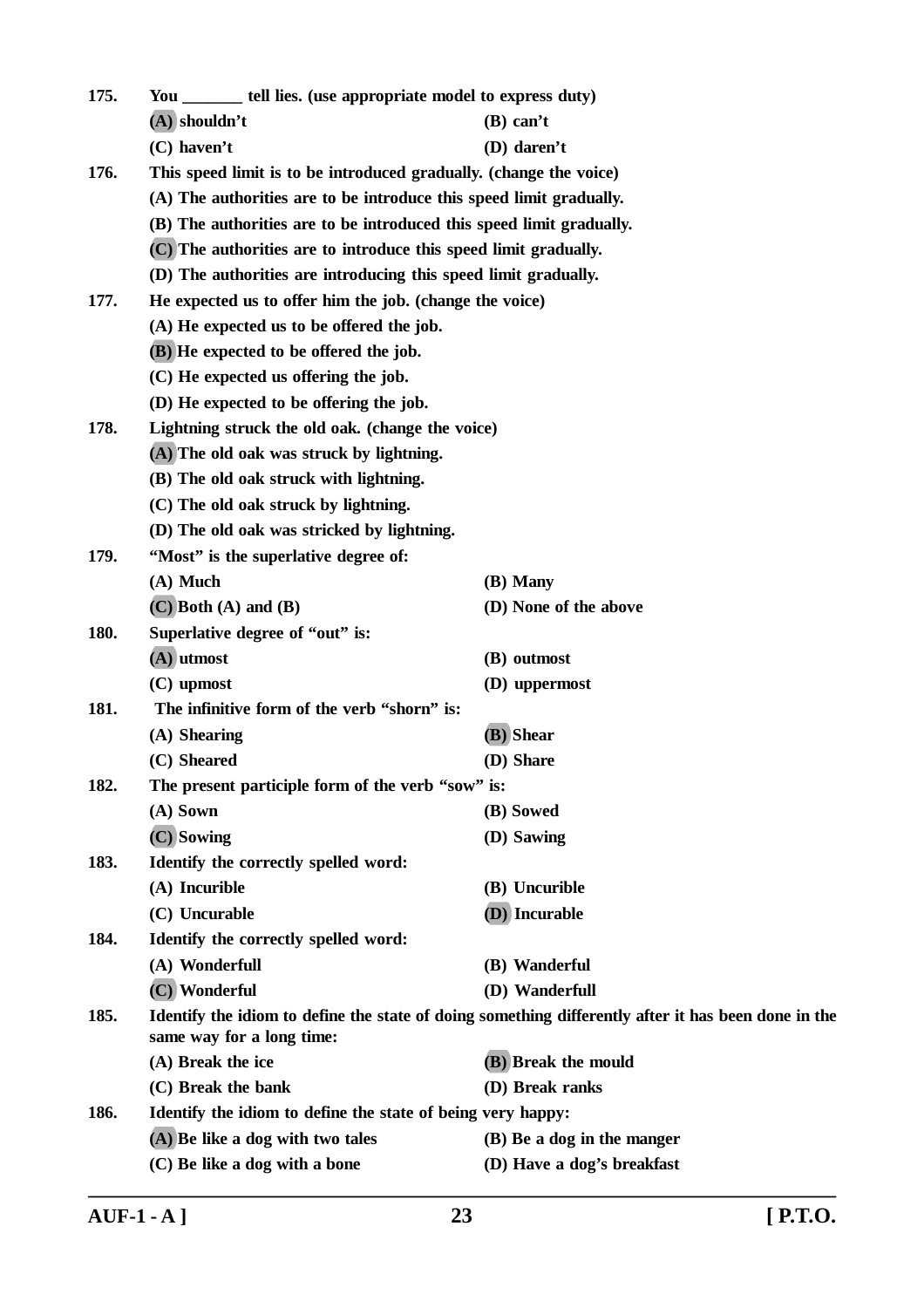**175.** **You _______ tell lies. (use appropriate model to express duty)**

**(A) shouldn't** **(B) can't**

**(C) haven't** **(D) daren't**

**176.** **This speed limit is to be introduced gradually. (change the voice)**

**(A) The authorities are to be introduce this speed limit gradually.**

**(B) The authorities are to be introduced this speed limit gradually.**

**(C) The authorities are to introduce this speed limit gradually.**

**(D) The authorities are introducing this speed limit gradually.**

**177.** **He expected us to offer him the job. (change the voice)**

**(A) He expected us to be offered the job.**

**(B) He expected to be offered the job.**

**(C) He expected us offering the job.**

**(D) He expected to be offering the job.**

**178.** **Lightning struck the old oak. (change the voice)**

**(A) The old oak was struck by lightning.**

**(B) The old oak struck with lightning.**

**(C) The old oak struck by lightning.**

**(D) The old oak was stricked by lightning.**

**179.** **"Most" is the superlative degree of:**

**(A) Much** **(B) Many**

**(C) Both (A) and (B)** **(D) None of the above**

**180.** **Superlative degree of "out" is:**

**(A) utmost** **(B) outmost**

**(C) upmost** **(D) uppermost**

**181.** **The infinitive form of the verb "shorn" is:**

**(A) Shearing** **(B) Shear**

**(C) Sheared** **(D) Share**

**182.** **The present participle form of the verb "sow" is:**

**(A) Sown** **(B) Sowed**

**(C) Sowing** **(D) Sawing**

**183.** **Identify the correctly spelled word:**

**(A) Incurible** **(B) Uncurible**

**(C) Uncurable** **(D) Incurable**

**184.** **Identify the correctly spelled word:**

**(A) Wonderfull** **(B) Wanderful**

**(C) Wonderful** **(D) Wanderfull**

**185.** **Identify the idiom to define the state of doing something differently after it has been done in the same way for a long time:**

**(A) Break the ice** **(B) Break the mould**

**(C) Break the bank** **(D) Break ranks**

**186.** **Identify the idiom to define the state of being very happy:**

**(A) Be like a dog with two tales** **(B) Be a dog in the manger**

**(C) Be like a dog with a bone** **(D) Have a dog's breakfast**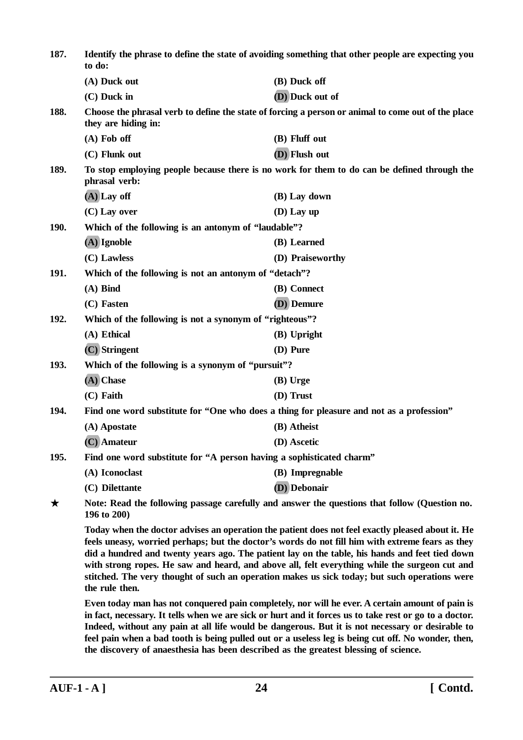**187. Identify the phrase to define the state of avoiding something that other people are expecting you to do:**

(A) Duck out
(B) Duck off
(C) Duck in
(D) Duck out of

**188. Choose the phrasal verb to define the state of forcing a person or animal to come out of the place they are hiding in:**

(A) Fob off
(B) Fluff out
(C) Flunk out
(D) Flush out

**189. To stop employing people because there is no work for them to do can be defined through the phrasal verb:**

(A) Lay off
(B) Lay down
(C) Lay over
(D) Lay up

**190. Which of the following is an antonym of "laudable"?**

(A) Ignoble
(B) Learned
(C) Lawless
(D) Praiseworthy

**191. Which of the following is not an antonym of "detach"?**

(A) Bind
(B) Connect
(C) Fasten
(D) Demure

**192. Which of the following is not a synonym of "righteous"?**

(A) Ethical
(B) Upright
(C) Stringent
(D) Pure

**193. Which of the following is a synonym of "pursuit"?**

(A) Chase
(B) Urge
(C) Faith
(D) Trust

**194. Find one word substitute for "One who does a thing for pleasure and not as a profession"**

(A) Apostate
(B) Atheist
(C) Amateur
(D) Ascetic

**195. Find one word substitute for "A person having a sophisticated charm"**

(A) Iconoclast
(B) Impregnable
(C) Dilettante
(D) Debonair

★ **Note: Read the following passage carefully and answer the questions that follow (Question no. 196 to 200)**

**Today when the doctor advises an operation the patient does not feel exactly pleased about it. He feels uneasy, worried perhaps; but the doctor's words do not fill him with extreme fears as they did a hundred and twenty years ago. The patient lay on the table, his hands and feet tied down with strong ropes. He saw and heard, and above all, felt everything while the surgeon cut and stitched. The very thought of such an operation makes us sick today; but such operations were the rule then.**

**Even today man has not conquered pain completely, nor will he ever. A certain amount of pain is in fact, necessary. It tells when we are sick or hurt and it forces us to take rest or go to a doctor. Indeed, without any pain at all life would be dangerous. But it is not necessary or desirable to feel pain when a bad tooth is being pulled out or a useless leg is being cut off. No wonder, then, the discovery of anaesthesia has been described as the greatest blessing of science.**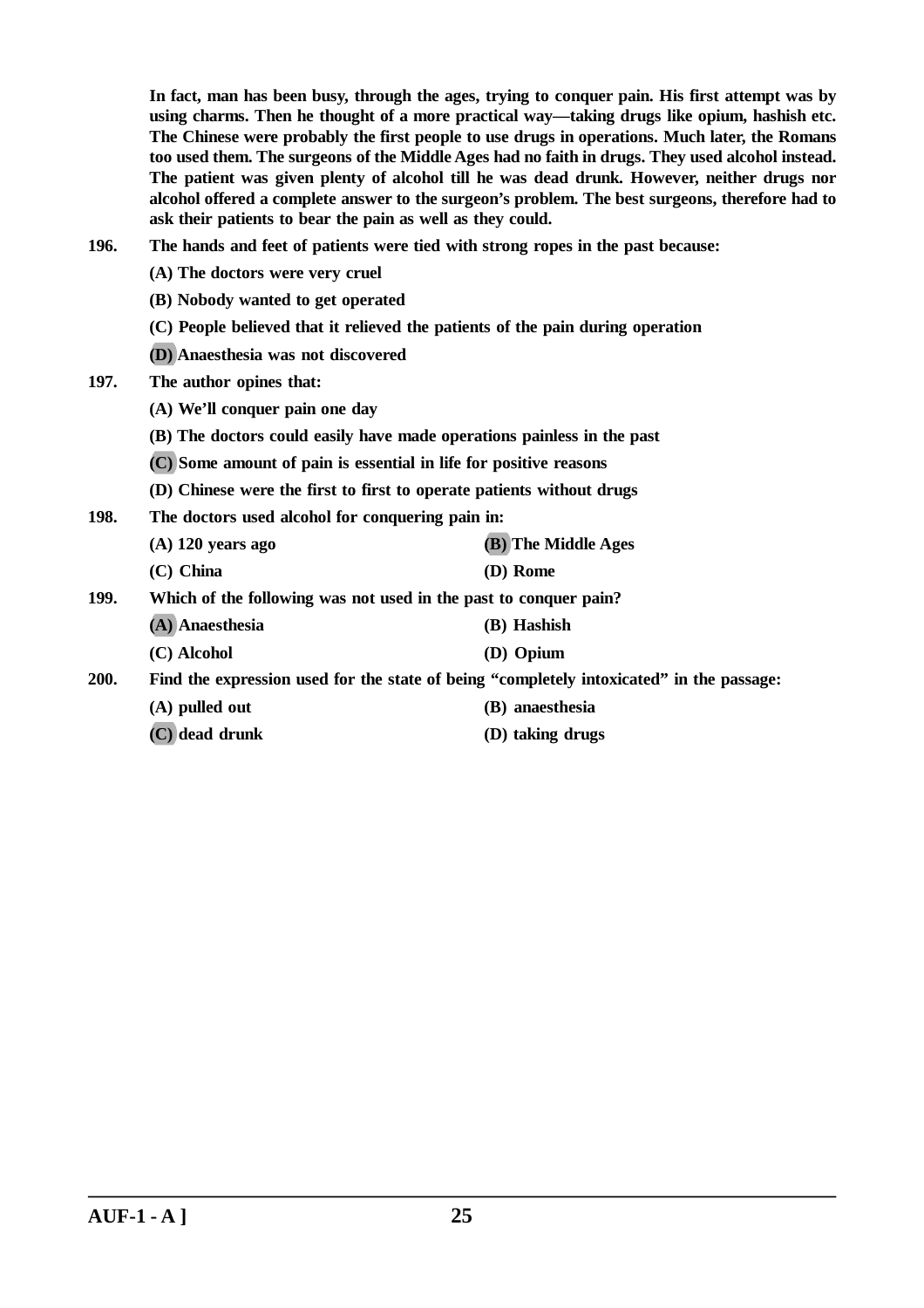**In fact, man has been busy, through the ages, trying to conquer pain. His first attempt was by using charms. Then he thought of a more practical way—taking drugs like opium, hashish etc. The Chinese were probably the first people to use drugs in operations. Much later, the Romans too used them. The surgeons of the Middle Ages had no faith in drugs. They used alcohol instead. The patient was given plenty of alcohol till he was dead drunk. However, neither drugs nor alcohol offered a complete answer to the surgeon's problem. The best surgeons, therefore had to ask their patients to bear the pain as well as they could.**

**196. The hands and feet of patients were tied with strong ropes in the past because:**

**(A) The doctors were very cruel**

**(B) Nobody wanted to get operated**

**(C) People believed that it relieved the patients of the pain during operation**

**(D) Anaesthesia was not discovered**

**197. The author opines that:**

**(A) We'll conquer pain one day**

**(B) The doctors could easily have made operations painless in the past**

**(C) Some amount of pain is essential in life for positive reasons**

**(D) Chinese were the first to first to operate patients without drugs**

**198. The doctors used alcohol for conquering pain in:**

**(A) 120 years ago**

**(B) The Middle Ages**

**(C) China**

**(D) Rome**

**199. Which of the following was not used in the past to conquer pain?**

**(A) Anaesthesia**

**(B) Hashish**

**(C) Alcohol**

**(D) Opium**

**200. Find the expression used for the state of being "completely intoxicated" in the passage:**

**(A) pulled out**

**(B) anaesthesia**

**(C) dead drunk**

**(D) taking drugs**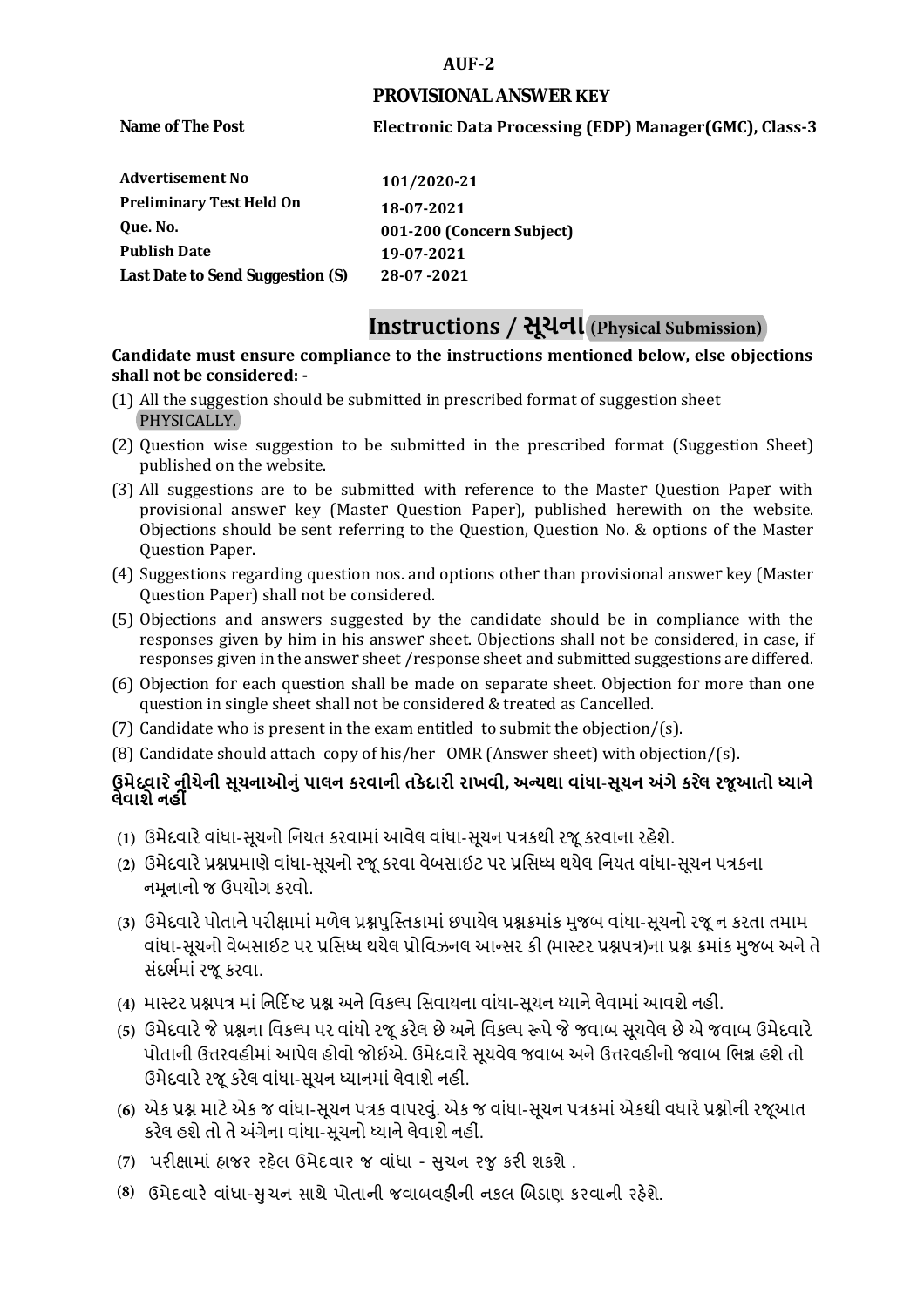**AUF-2**

## PROVISIONAL ANSWER KEY

| | |
|---|---|
| **Name of The Post** | **Electronic Data Processing (EDP) Manager(GMC), Class-3** |
| **Advertisement No** | **101/2020-21** |
| **Preliminary Test Held On** | **18-07-2021** |
| **Que. No.** | **001-200 (Concern Subject)** |
| **Publish Date** | **19-07-2021** |
| **Last Date to Send Suggestion (S)** | **28-07 -2021** |

# Instructions / સૂચના (Physical Submission)

**Candidate must ensure compliance to the instructions mentioned below, else objections shall not be considered: -**

(1) All the suggestion should be submitted in prescribed format of suggestion sheet PHYSICALLY.

(2) Question wise suggestion to be submitted in the prescribed format (Suggestion Sheet) published on the website.

(3) All suggestions are to be submitted with reference to the Master Question Paper with provisional answer key (Master Question Paper), published herewith on the website. Objections should be sent referring to the Question, Question No. & options of the Master Question Paper.

(4) Suggestions regarding question nos. and options other than provisional answer key (Master Question Paper) shall not be considered.

(5) Objections and answers suggested by the candidate should be in compliance with the responses given by him in his answer sheet. Objections shall not be considered, in case, if responses given in the answer sheet /response sheet and submitted suggestions are differed.

(6) Objection for each question shall be made on separate sheet. Objection for more than one question in single sheet shall not be considered & treated as Cancelled.

(7) Candidate who is present in the exam entitled to submit the objection/(s).

(8) Candidate should attach copy of his/her OMR (Answer sheet) with objection/(s).

**ઉમેદવારે નીચેની સૂચનાઓનું પાલન કરવાની તકેદારી રાખવી, અન્યથા વાંધા-સૂચન અંગે કરેલ રજૂઆતો ધ્યાને લેવાશે નહીં**

**(1)** ઉમેદવારે વાંધા-સૂચનો નિયત કરવામાં આવેલ વાંધા-સૂચન પત્રકથી રજૂ કરવાના રહેશે.

**(2)** ઉમેદવારે પ્રશ્નપ્રમાણે વાંધા-સૂચનો રજૂ કરવા વેબસાઇટ પર પ્રસિધ્ધ થયેલ નિયત વાંધા-સૂચન પત્રકના નમૂનાનો જ ઉપયોગ કરવો.

**(3)** ઉમેદવારે પોતાને પરીક્ષામાં મળેલ પ્રશ્નપુસ્તિકામાં છપાયેલ પ્રશ્નક્રમાંક મુજબ વાંધા-સૂચનો રજૂ ન કરતા તમામ વાંધા-સૂચનો વેબસાઇટ પર પ્રસિધ્ધ થયેલ પ્રોવિઝનલ આન્સર કી (માસ્ટર પ્રશ્નપત્ર)ના પ્રશ્ન ક્રમાંક મુજબ અને તે સંદર્ભમાં રજૂ કરવા.

**(4)** માસ્ટર પ્રશ્નપત્ર માં નિર્દિષ્ટ પ્રશ્ન અને વિકલ્પ સિવાયના વાંધા-સૂચન ધ્યાને લેવામાં આવશે નહીં.

**(5)** ઉમેદવારે જે પ્રશ્નના વિકલ્પ પર વાંધો રજૂ કરેલ છે અને વિકલ્પ રૂપે જે જવાબ સૂચવેલ છે એ જવાબ ઉમેદવારે પોતાની ઉત્તરવહીમાં આપેલ હોવો જોઇએ. ઉમેદવારે સૂચવેલ જવાબ અને ઉત્તરવહીનો જવાબ ભિન્ન હશે તો ઉમેદવારે રજૂ કરેલ વાંધા-સૂચન ધ્યાનમાં લેવાશે નહીં.

**(6)** એક પ્રશ્ન માટે એક જ વાંધા-સૂચન પત્રક વાપરવું. એક જ વાંધા-સૂચન પત્રકમાં એકથી વધારે પ્રશ્નોની રજૂઆત કરેલ હશે તો તે અંગેના વાંધા-સૂચનો ધ્યાને લેવાશે નહીં.

**(7)** પરીક્ષામાં હાજર રહેલ ઉમેદવાર જ વાંધા - સુચન રજુ કરી શકશે .

**(8)** ઉમેદવારે વાંધા-સુચન સાથે પોતાની જવાબવહીની નકલ બિડાણ કરવાની રહેશે.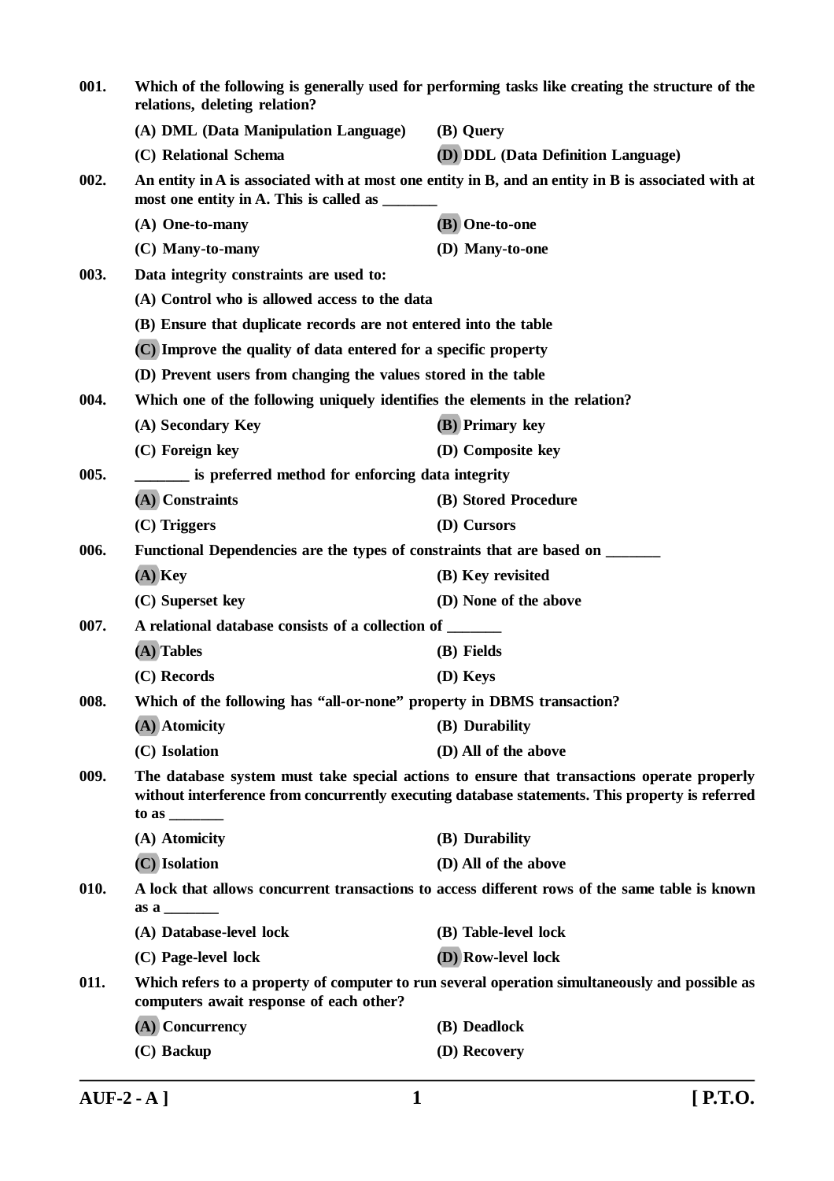**001.** **Which of the following is generally used for performing tasks like creating the structure of the relations, deleting relation?**

(A) DML (Data Manipulation Language) (B) Query

(C) Relational Schema (D) DDL (Data Definition Language)

**002.** **An entity in A is associated with at most one entity in B, and an entity in B is associated with at most one entity in A. This is called as _______**

(A) One-to-many (B) One-to-one

(C) Many-to-many (D) Many-to-one

**003.** **Data integrity constraints are used to:**

(A) Control who is allowed access to the data

(B) Ensure that duplicate records are not entered into the table

(C) Improve the quality of data entered for a specific property

(D) Prevent users from changing the values stored in the table

**004.** **Which one of the following uniquely identifies the elements in the relation?**

(A) Secondary Key (B) Primary key

(C) Foreign key (D) Composite key

**005.** **_______ is preferred method for enforcing data integrity**

(A) Constraints (B) Stored Procedure

(C) Triggers (D) Cursors

**006.** **Functional Dependencies are the types of constraints that are based on _______**

(A) Key (B) Key revisited

(C) Superset key (D) None of the above

**007.** **A relational database consists of a collection of _______**

(A) Tables (B) Fields

(C) Records (D) Keys

**008.** **Which of the following has "all-or-none" property in DBMS transaction?**

(A) Atomicity (B) Durability

(C) Isolation (D) All of the above

**009.** **The database system must take special actions to ensure that transactions operate properly without interference from concurrently executing database statements. This property is referred to as _______**

(A) Atomicity (B) Durability

(C) Isolation (D) All of the above

**010.** **A lock that allows concurrent transactions to access different rows of the same table is known as a _______**

(A) Database-level lock (B) Table-level lock

(C) Page-level lock (D) Row-level lock

**011.** **Which refers to a property of computer to run several operation simultaneously and possible as computers await response of each other?**

(A) Concurrency (B) Deadlock

(C) Backup (D) Recovery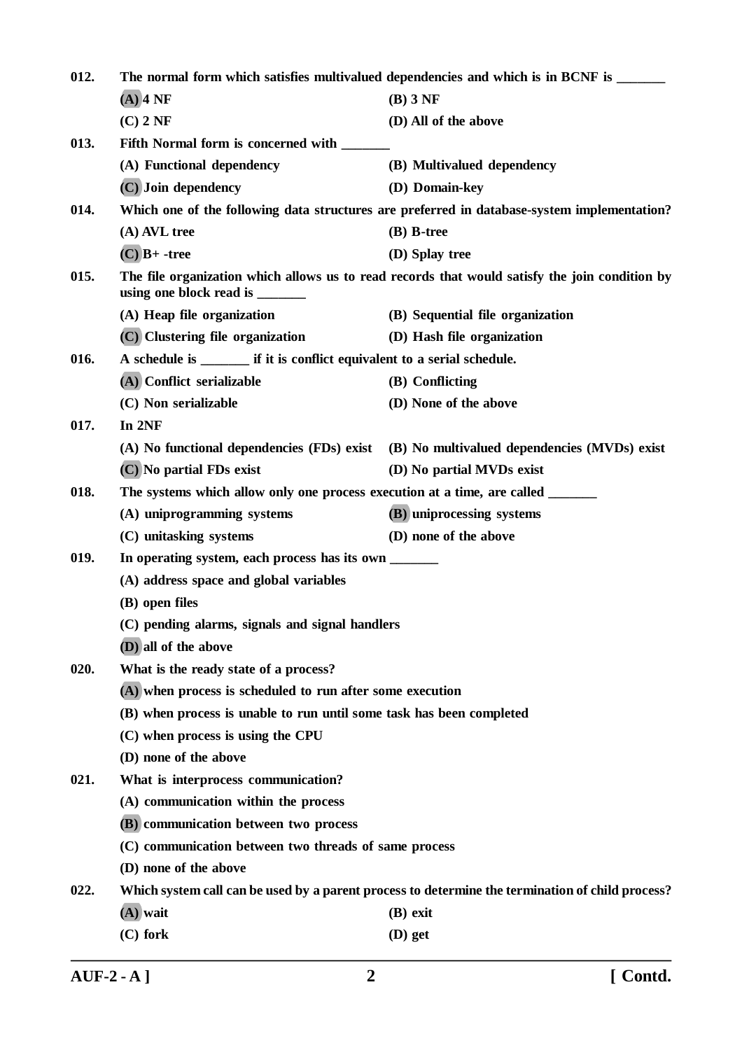012. The normal form which satisfies multivalued dependencies and which is in BCNF is _______

(A) 4 NF
(B) 3 NF
(C) 2 NF
(D) All of the above

013. Fifth Normal form is concerned with _______

(A) Functional dependency
(B) Multivalued dependency
(C) Join dependency
(D) Domain-key

014. Which one of the following data structures are preferred in database-system implementation?

(A) AVL tree
(B) B-tree
(C) B+ -tree
(D) Splay tree

015. The file organization which allows us to read records that would satisfy the join condition by using one block read is _______

(A) Heap file organization
(B) Sequential file organization
(C) Clustering file organization
(D) Hash file organization

016. A schedule is _______ if it is conflict equivalent to a serial schedule.

(A) Conflict serializable
(B) Conflicting
(C) Non serializable
(D) None of the above

017. In 2NF

(A) No functional dependencies (FDs) exist
(B) No multivalued dependencies (MVDs) exist
(C) No partial FDs exist
(D) No partial MVDs exist

018. The systems which allow only one process execution at a time, are called _______

(A) uniprogramming systems
(B) uniprocessing systems
(C) unitasking systems
(D) none of the above

019. In operating system, each process has its own _______

(A) address space and global variables
(B) open files
(C) pending alarms, signals and signal handlers
(D) all of the above

020. What is the ready state of a process?

(A) when process is scheduled to run after some execution
(B) when process is unable to run until some task has been completed
(C) when process is using the CPU
(D) none of the above

021. What is interprocess communication?

(A) communication within the process
(B) communication between two process
(C) communication between two threads of same process
(D) none of the above

022. Which system call can be used by a parent process to determine the termination of child process?

(A) wait
(B) exit
(C) fork
(D) get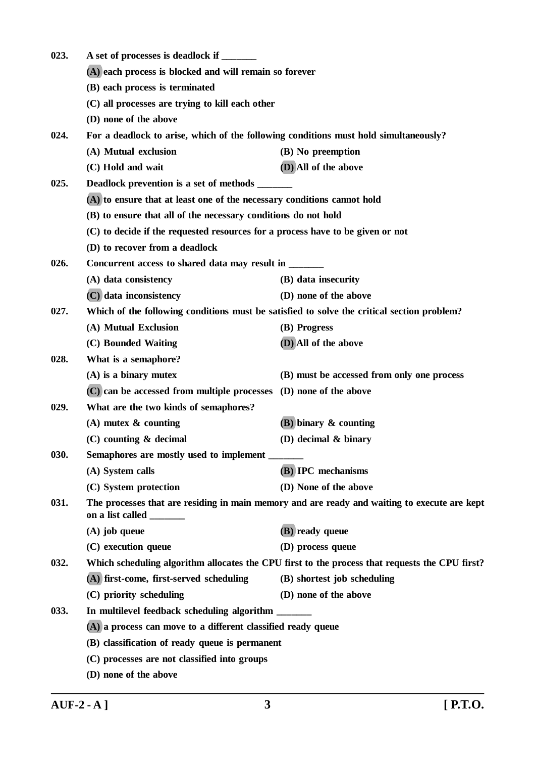023. A set of processes is deadlock if _______

(A) each process is blocked and will remain so forever

(B) each process is terminated

(C) all processes are trying to kill each other

(D) none of the above

024. For a deadlock to arise, which of the following conditions must hold simultaneously?

(A) Mutual exclusion

(B) No preemption

(C) Hold and wait

(D) All of the above

025. Deadlock prevention is a set of methods _______

(A) to ensure that at least one of the necessary conditions cannot hold

(B) to ensure that all of the necessary conditions do not hold

(C) to decide if the requested resources for a process have to be given or not

(D) to recover from a deadlock

026. Concurrent access to shared data may result in _______

(A) data consistency

(B) data insecurity

(C) data inconsistency

(D) none of the above

027. Which of the following conditions must be satisfied to solve the critical section problem?

(A) Mutual Exclusion

(B) Progress

(C) Bounded Waiting

(D) All of the above

028. What is a semaphore?

(A) is a binary mutex

(B) must be accessed from only one process

(C) can be accessed from multiple processes

(D) none of the above

029. What are the two kinds of semaphores?

(A) mutex & counting

(B) binary & counting

(C) counting & decimal

(D) decimal & binary

030. Semaphores are mostly used to implement _______

(A) System calls

(B) IPC mechanisms

(C) System protection

(D) None of the above

031. The processes that are residing in main memory and are ready and waiting to execute are kept on a list called _______

(A) job queue

(B) ready queue

(C) execution queue

(D) process queue

032. Which scheduling algorithm allocates the CPU first to the process that requests the CPU first?

(A) first-come, first-served scheduling

(B) shortest job scheduling

(C) priority scheduling

(D) none of the above

033. In multilevel feedback scheduling algorithm _______

(A) a process can move to a different classified ready queue

(B) classification of ready queue is permanent

(C) processes are not classified into groups

(D) none of the above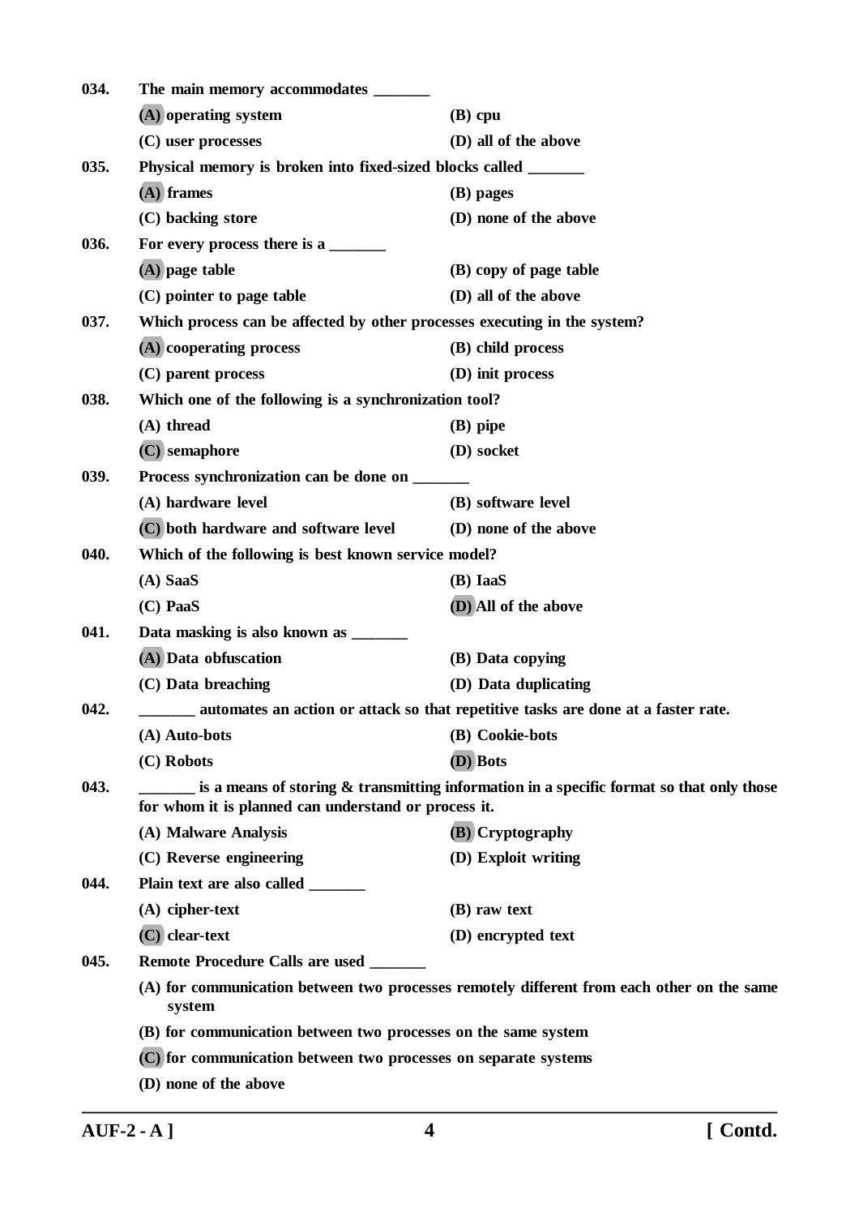**034. The main memory accommodates _______**

(A) operating system
(B) cpu
(C) user processes
(D) all of the above

**035. Physical memory is broken into fixed-sized blocks called _______**

(A) frames
(B) pages
(C) backing store
(D) none of the above

**036. For every process there is a _______**

(A) page table
(B) copy of page table
(C) pointer to page table
(D) all of the above

**037. Which process can be affected by other processes executing in the system?**

(A) cooperating process
(B) child process
(C) parent process
(D) init process

**038. Which one of the following is a synchronization tool?**

(A) thread
(B) pipe
(C) semaphore
(D) socket

**039. Process synchronization can be done on _______**

(A) hardware level
(B) software level
(C) both hardware and software level
(D) none of the above

**040. Which of the following is best known service model?**

(A) SaaS
(B) IaaS
(C) PaaS
(D) All of the above

**041. Data masking is also known as _______**

(A) Data obfuscation
(B) Data copying
(C) Data breaching
(D) Data duplicating

**042. _______ automates an action or attack so that repetitive tasks are done at a faster rate.**

(A) Auto-bots
(B) Cookie-bots
(C) Robots
(D) Bots

**043. _______ is a means of storing & transmitting information in a specific format so that only those for whom it is planned can understand or process it.**

(A) Malware Analysis
(B) Cryptography
(C) Reverse engineering
(D) Exploit writing

**044. Plain text are also called _______**

(A) cipher-text
(B) raw text
(C) clear-text
(D) encrypted text

**045. Remote Procedure Calls are used _______**

(A) for communication between two processes remotely different from each other on the same system
(B) for communication between two processes on the same system
(C) for communication between two processes on separate systems
(D) none of the above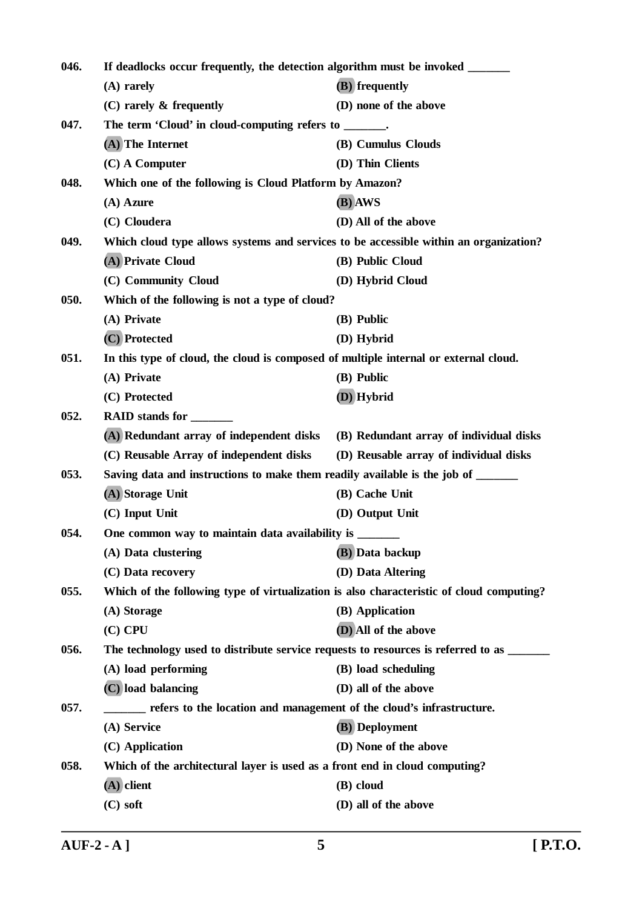**046.** **If deadlocks occur frequently, the detection algorithm must be invoked _______**

(A) rarely  
(B) frequently  
(C) rarely & frequently  
(D) none of the above

**047.** **The term 'Cloud' in cloud-computing refers to _______.**

(A) The Internet  
(B) Cumulus Clouds  
(C) A Computer  
(D) Thin Clients

**048.** **Which one of the following is Cloud Platform by Amazon?**

(A) Azure  
(B) AWS  
(C) Cloudera  
(D) All of the above

**049.** **Which cloud type allows systems and services to be accessible within an organization?**

(A) Private Cloud  
(B) Public Cloud  
(C) Community Cloud  
(D) Hybrid Cloud

**050.** **Which of the following is not a type of cloud?**

(A) Private  
(B) Public  
(C) Protected  
(D) Hybrid

**051.** **In this type of cloud, the cloud is composed of multiple internal or external cloud.**

(A) Private  
(B) Public  
(C) Protected  
(D) Hybrid

**052.** **RAID stands for _______**

(A) Redundant array of independent disks  
(B) Redundant array of individual disks  
(C) Reusable Array of independent disks  
(D) Reusable array of individual disks

**053.** **Saving data and instructions to make them readily available is the job of _______**

(A) Storage Unit  
(B) Cache Unit  
(C) Input Unit  
(D) Output Unit

**054.** **One common way to maintain data availability is _______**

(A) Data clustering  
(B) Data backup  
(C) Data recovery  
(D) Data Altering

**055.** **Which of the following type of virtualization is also characteristic of cloud computing?**

(A) Storage  
(B) Application  
(C) CPU  
(D) All of the above

**056.** **The technology used to distribute service requests to resources is referred to as _______**

(A) load performing  
(B) load scheduling  
(C) load balancing  
(D) all of the above

**057.** **_______ refers to the location and management of the cloud's infrastructure.**

(A) Service  
(B) Deployment  
(C) Application  
(D) None of the above

**058.** **Which of the architectural layer is used as a front end in cloud computing?**

(A) client  
(B) cloud  
(C) soft  
(D) all of the above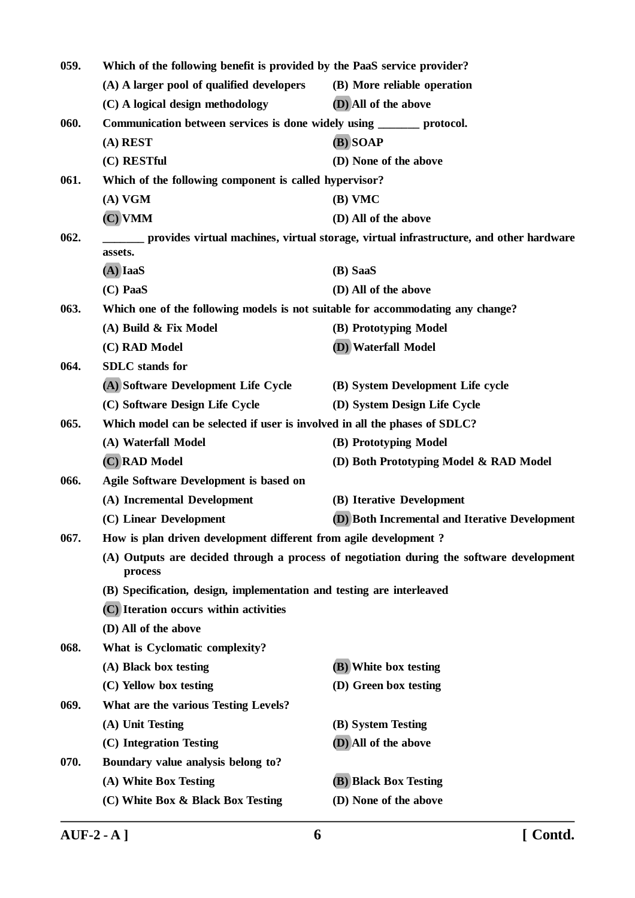**059.** **Which of the following benefit is provided by the PaaS service provider?**

(A) A larger pool of qualified developers
(B) More reliable operation
(C) A logical design methodology
(D) All of the above

**060.** **Communication between services is done widely using _______ protocol.**

(A) REST
(B) SOAP
(C) RESTful
(D) None of the above

**061.** **Which of the following component is called hypervisor?**

(A) VGM
(B) VMC
(C) VMM
(D) All of the above

**062.** **_______ provides virtual machines, virtual storage, virtual infrastructure, and other hardware assets.**

(A) IaaS
(B) SaaS
(C) PaaS
(D) All of the above

**063.** **Which one of the following models is not suitable for accommodating any change?**

(A) Build & Fix Model
(B) Prototyping Model
(C) RAD Model
(D) Waterfall Model

**064.** **SDLC stands for**

(A) Software Development Life Cycle
(B) System Development Life cycle
(C) Software Design Life Cycle
(D) System Design Life Cycle

**065.** **Which model can be selected if user is involved in all the phases of SDLC?**

(A) Waterfall Model
(B) Prototyping Model
(C) RAD Model
(D) Both Prototyping Model & RAD Model

**066.** **Agile Software Development is based on**

(A) Incremental Development
(B) Iterative Development
(C) Linear Development
(D) Both Incremental and Iterative Development

**067.** **How is plan driven development different from agile development ?**

(A) Outputs are decided through a process of negotiation during the software development process
(B) Specification, design, implementation and testing are interleaved
(C) Iteration occurs within activities
(D) All of the above

**068.** **What is Cyclomatic complexity?**

(A) Black box testing
(B) White box testing
(C) Yellow box testing
(D) Green box testing

**069.** **What are the various Testing Levels?**

(A) Unit Testing
(B) System Testing
(C) Integration Testing
(D) All of the above

**070.** **Boundary value analysis belong to?**

(A) White Box Testing
(B) Black Box Testing
(C) White Box & Black Box Testing
(D) None of the above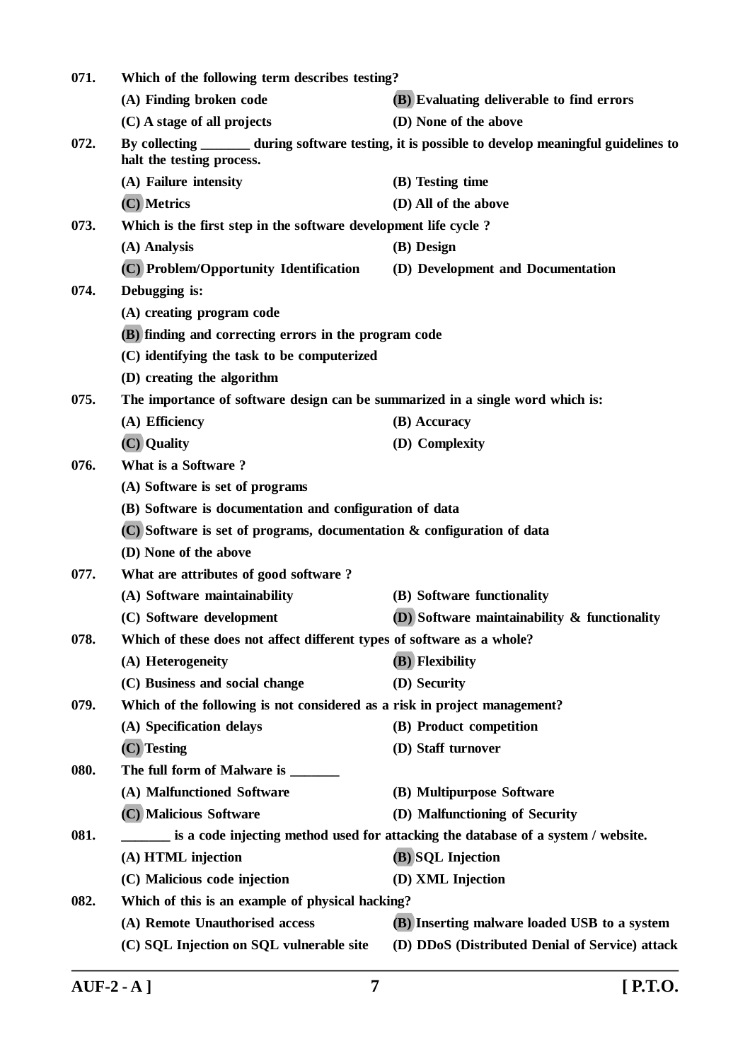071. **Which of the following term describes testing?**

(A) Finding broken code | (B) Evaluating deliverable to find errors

(C) A stage of all projects | (D) None of the above

072. **By collecting _______ during software testing, it is possible to develop meaningful guidelines to halt the testing process.**

(A) Failure intensity | (B) Testing time

(C) Metrics | (D) All of the above

073. **Which is the first step in the software development life cycle ?**

(A) Analysis | (B) Design

(C) Problem/Opportunity Identification | (D) Development and Documentation

074. **Debugging is:**

(A) creating program code

(B) finding and correcting errors in the program code

(C) identifying the task to be computerized

(D) creating the algorithm

075. **The importance of software design can be summarized in a single word which is:**

(A) Efficiency | (B) Accuracy

(C) Quality | (D) Complexity

076. **What is a Software ?**

(A) Software is set of programs

(B) Software is documentation and configuration of data

(C) Software is set of programs, documentation & configuration of data

(D) None of the above

077. **What are attributes of good software ?**

(A) Software maintainability | (B) Software functionality

(C) Software development | (D) Software maintainability & functionality

078. **Which of these does not affect different types of software as a whole?**

(A) Heterogeneity | (B) Flexibility

(C) Business and social change | (D) Security

079. **Which of the following is not considered as a risk in project management?**

(A) Specification delays | (B) Product competition

(C) Testing | (D) Staff turnover

080. **The full form of Malware is _______**

(A) Malfunctioned Software | (B) Multipurpose Software

(C) Malicious Software | (D) Malfunctioning of Security

081. **_______ is a code injecting method used for attacking the database of a system / website.**

(A) HTML injection | (B) SQL Injection

(C) Malicious code injection | (D) XML Injection

082. **Which of this is an example of physical hacking?**

(A) Remote Unauthorised access | (B) Inserting malware loaded USB to a system

(C) SQL Injection on SQL vulnerable site | (D) DDoS (Distributed Denial of Service) attack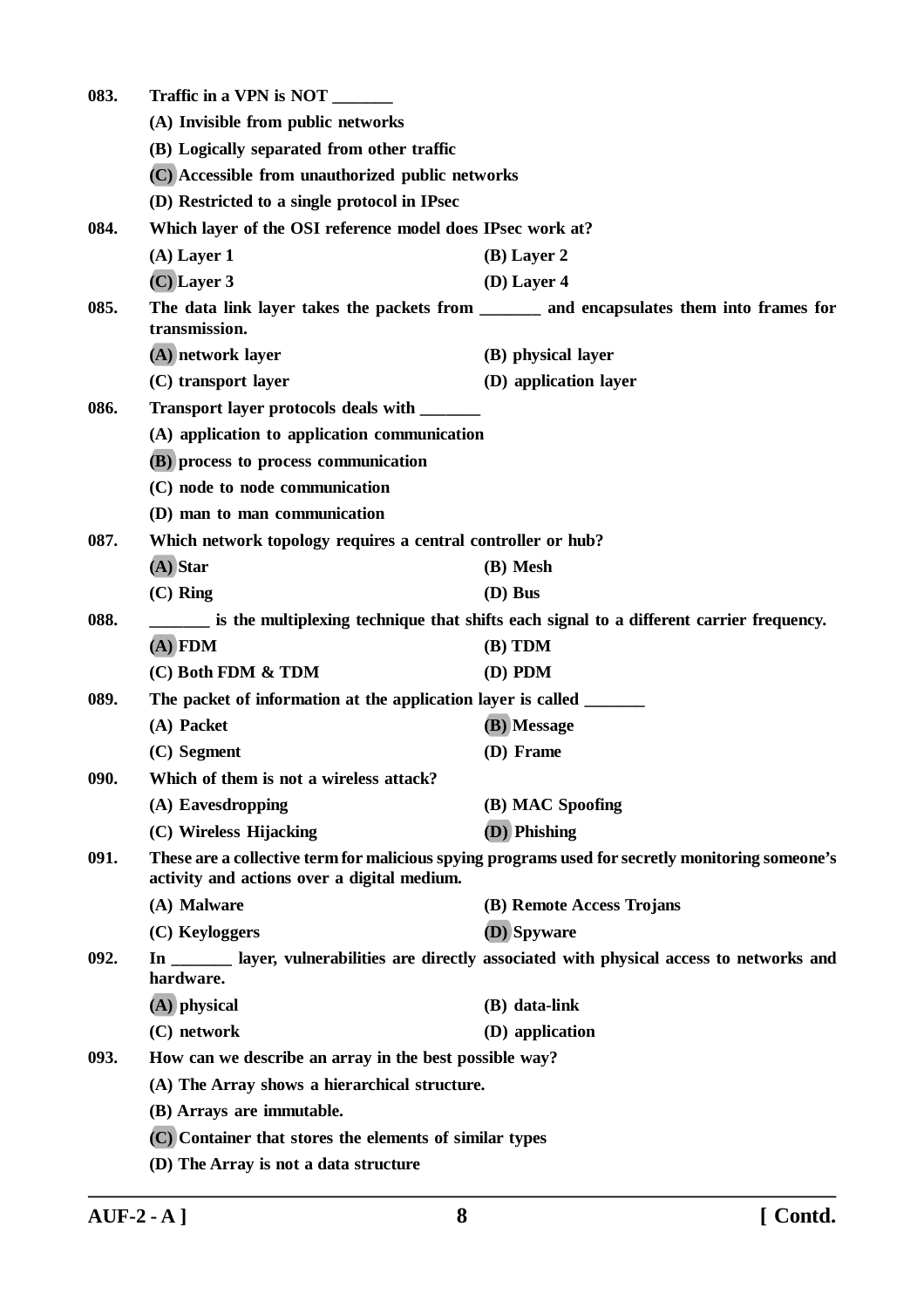**083. Traffic in a VPN is NOT _______**

(A) Invisible from public networks

(B) Logically separated from other traffic

(C) Accessible from unauthorized public networks

(D) Restricted to a single protocol in IPsec

**084. Which layer of the OSI reference model does IPsec work at?**

(A) Layer 1
(B) Layer 2
(C) Layer 3
(D) Layer 4

**085. The data link layer takes the packets from _______ and encapsulates them into frames for transmission.**

(A) network layer
(B) physical layer
(C) transport layer
(D) application layer

**086. Transport layer protocols deals with _______**

(A) application to application communication

(B) process to process communication

(C) node to node communication

(D) man to man communication

**087. Which network topology requires a central controller or hub?**

(A) Star
(B) Mesh
(C) Ring
(D) Bus

**088. _______ is the multiplexing technique that shifts each signal to a different carrier frequency.**

(A) FDM
(B) TDM
(C) Both FDM & TDM
(D) PDM

**089. The packet of information at the application layer is called _______**

(A) Packet
(B) Message
(C) Segment
(D) Frame

**090. Which of them is not a wireless attack?**

(A) Eavesdropping
(B) MAC Spoofing
(C) Wireless Hijacking
(D) Phishing

**091. These are a collective term for malicious spying programs used for secretly monitoring someone's activity and actions over a digital medium.**

(A) Malware
(B) Remote Access Trojans
(C) Keyloggers
(D) Spyware

**092. In _______ layer, vulnerabilities are directly associated with physical access to networks and hardware.**

(A) physical
(B) data-link
(C) network
(D) application

**093. How can we describe an array in the best possible way?**

(A) The Array shows a hierarchical structure.

(B) Arrays are immutable.

(C) Container that stores the elements of similar types

(D) The Array is not a data structure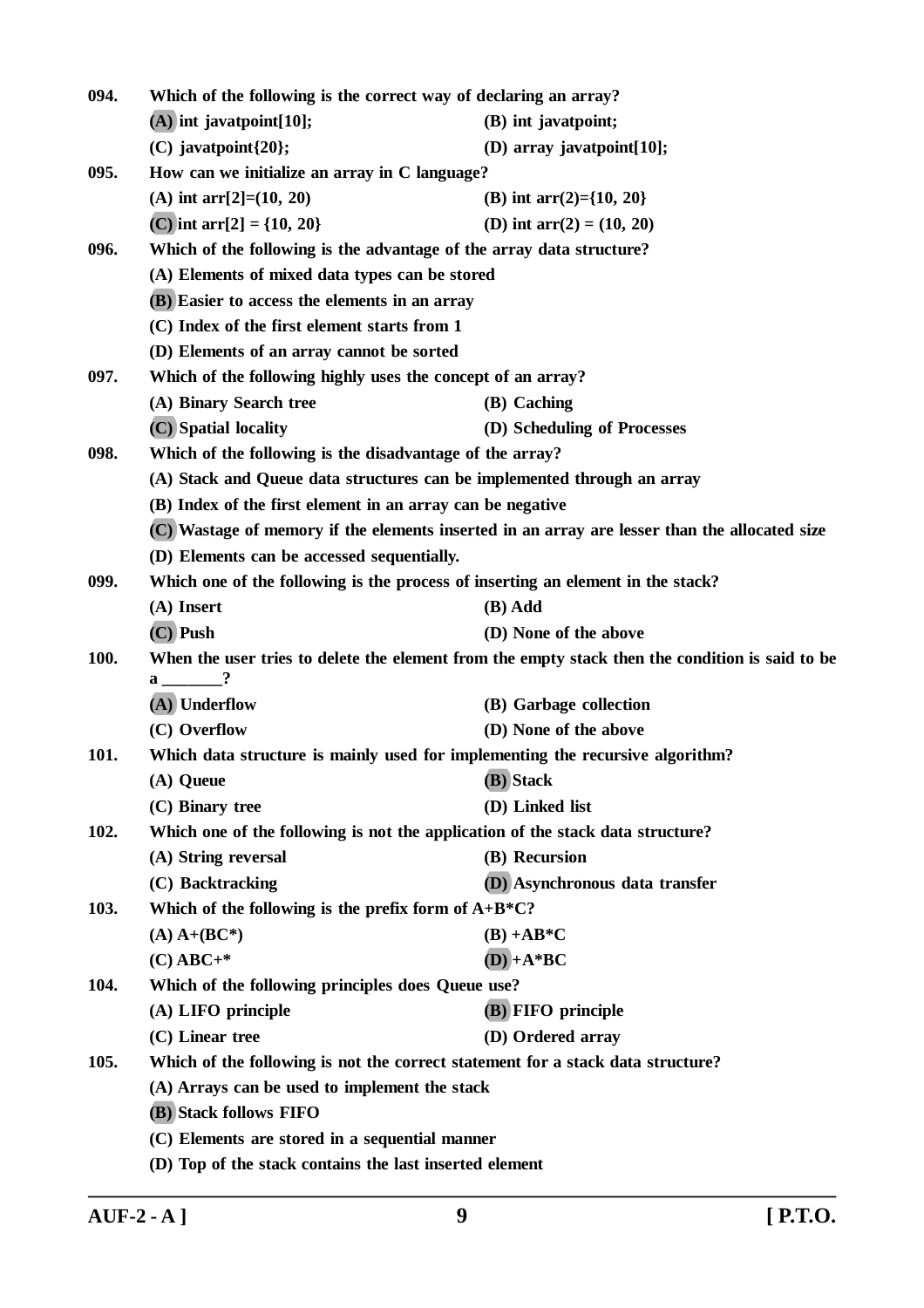**094.** Which of the following is the correct way of declaring an array?

(A) int javatpoint[10];
(B) int javatpoint;
(C) javatpoint{20};
(D) array javatpoint[10];

**095.** How can we initialize an array in C language?

(A) int arr[2]=(10, 20)
(B) int arr(2)={10, 20}
(C) int arr[2] = {10, 20}
(D) int arr(2) = (10, 20)

**096.** Which of the following is the advantage of the array data structure?

(A) Elements of mixed data types can be stored
(B) Easier to access the elements in an array
(C) Index of the first element starts from 1
(D) Elements of an array cannot be sorted

**097.** Which of the following highly uses the concept of an array?

(A) Binary Search tree
(B) Caching
(C) Spatial locality
(D) Scheduling of Processes

**098.** Which of the following is the disadvantage of the array?

(A) Stack and Queue data structures can be implemented through an array
(B) Index of the first element in an array can be negative
(C) Wastage of memory if the elements inserted in an array are lesser than the allocated size
(D) Elements can be accessed sequentially.

**099.** Which one of the following is the process of inserting an element in the stack?

(A) Insert
(B) Add
(C) Push
(D) None of the above

**100.** When the user tries to delete the element from the empty stack then the condition is said to be a _______?

(A) Underflow
(B) Garbage collection
(C) Overflow
(D) None of the above

**101.** Which data structure is mainly used for implementing the recursive algorithm?

(A) Queue
(B) Stack
(C) Binary tree
(D) Linked list

**102.** Which one of the following is not the application of the stack data structure?

(A) String reversal
(B) Recursion
(C) Backtracking
(D) Asynchronous data transfer

**103.** Which of the following is the prefix form of A+B*C?

(A) A+(BC*)
(B) +AB*C
(C) ABC+*
(D) +A*BC

**104.** Which of the following principles does Queue use?

(A) LIFO principle
(B) FIFO principle
(C) Linear tree
(D) Ordered array

**105.** Which of the following is not the correct statement for a stack data structure?

(A) Arrays can be used to implement the stack
(B) Stack follows FIFO
(C) Elements are stored in a sequential manner
(D) Top of the stack contains the last inserted element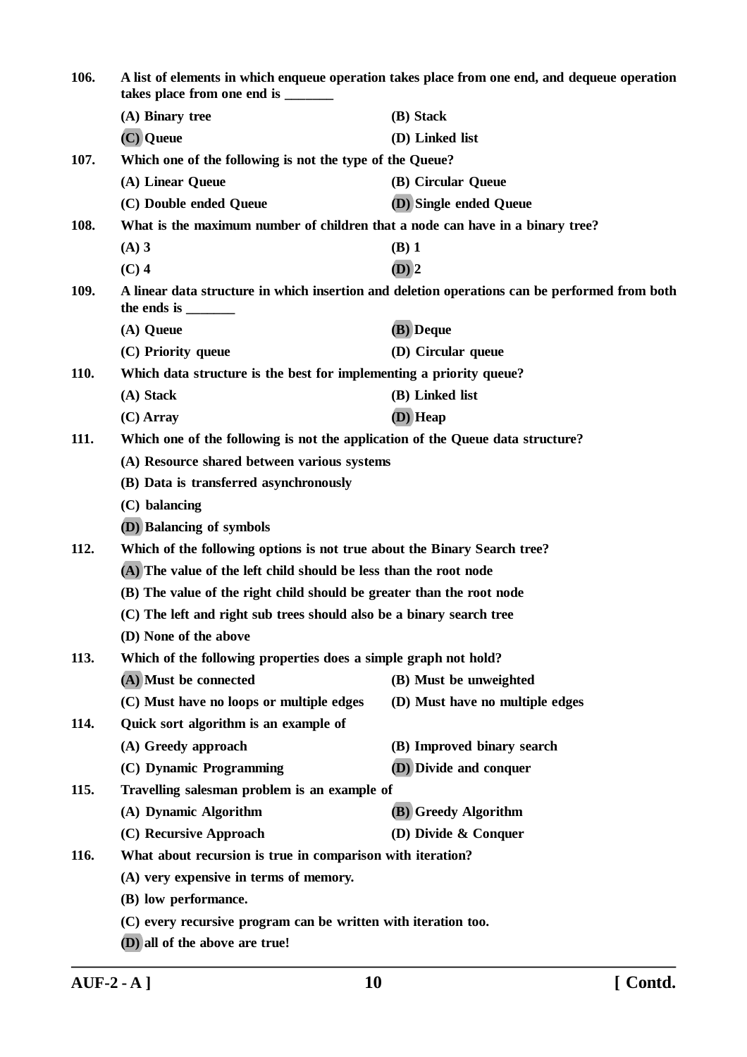**106.** **A list of elements in which enqueue operation takes place from one end, and dequeue operation takes place from one end is _______**

**(A) Binary tree** **(B) Stack**

**(C) Queue** **(D) Linked list**

**107.** **Which one of the following is not the type of the Queue?**

**(A) Linear Queue** **(B) Circular Queue**

**(C) Double ended Queue** **(D) Single ended Queue**

**108.** **What is the maximum number of children that a node can have in a binary tree?**

**(A) 3** **(B) 1**

**(C) 4** **(D) 2**

**109.** **A linear data structure in which insertion and deletion operations can be performed from both the ends is _______**

**(A) Queue** **(B) Deque**

**(C) Priority queue** **(D) Circular queue**

**110.** **Which data structure is the best for implementing a priority queue?**

**(A) Stack** **(B) Linked list**

**(C) Array** **(D) Heap**

**111.** **Which one of the following is not the application of the Queue data structure?**

**(A) Resource shared between various systems**

**(B) Data is transferred asynchronously**

**(C) balancing**

**(D) Balancing of symbols**

**112.** **Which of the following options is not true about the Binary Search tree?**

**(A) The value of the left child should be less than the root node**

**(B) The value of the right child should be greater than the root node**

**(C) The left and right sub trees should also be a binary search tree**

**(D) None of the above**

**113.** **Which of the following properties does a simple graph not hold?**

**(A) Must be connected** **(B) Must be unweighted**

**(C) Must have no loops or multiple edges** **(D) Must have no multiple edges**

**114.** **Quick sort algorithm is an example of**

**(A) Greedy approach** **(B) Improved binary search**

**(C) Dynamic Programming** **(D) Divide and conquer**

**115.** **Travelling salesman problem is an example of**

**(A) Dynamic Algorithm** **(B) Greedy Algorithm**

**(C) Recursive Approach** **(D) Divide & Conquer**

**116.** **What about recursion is true in comparison with iteration?**

**(A) very expensive in terms of memory.**

**(B) low performance.**

**(C) every recursive program can be written with iteration too.**

**(D) all of the above are true!**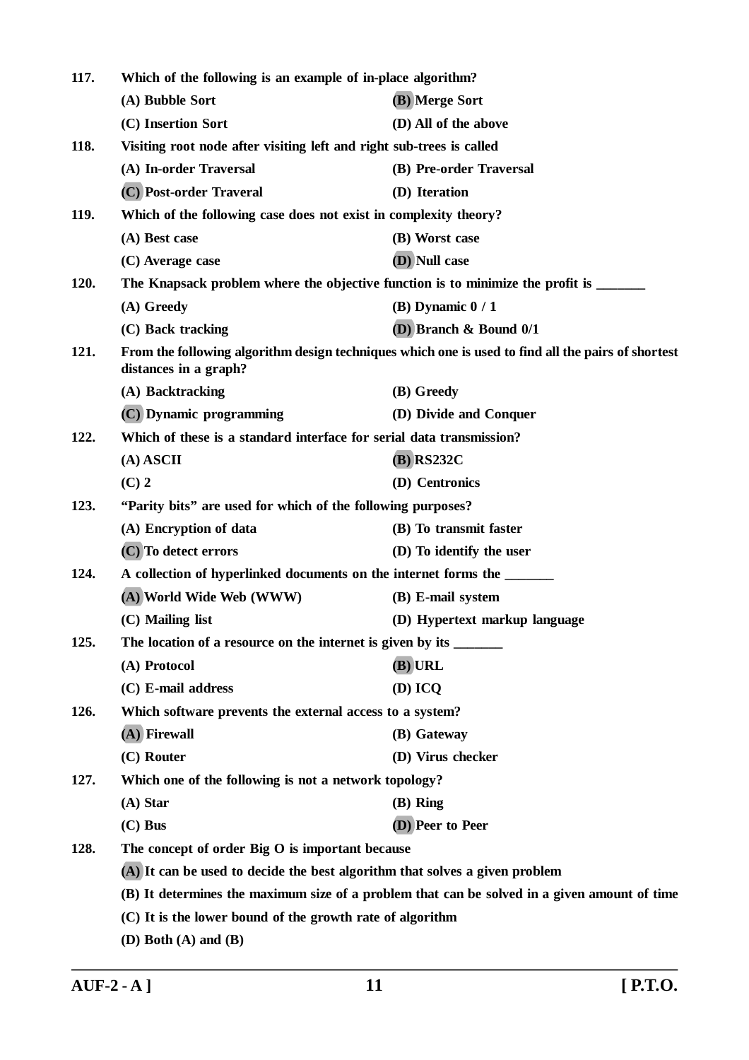**117.** **Which of the following is an example of in-place algorithm?**

**(A) Bubble Sort** **(B) Merge Sort**

**(C) Insertion Sort** **(D) All of the above**

**118.** **Visiting root node after visiting left and right sub-trees is called**

**(A) In-order Traversal** **(B) Pre-order Traversal**

**(C) Post-order Traveral** **(D) Iteration**

**119.** **Which of the following case does not exist in complexity theory?**

**(A) Best case** **(B) Worst case**

**(C) Average case** **(D) Null case**

**120.** **The Knapsack problem where the objective function is to minimize the profit is _______**

**(A) Greedy** **(B) Dynamic 0 / 1**

**(C) Back tracking** **(D) Branch & Bound 0/1**

**121.** **From the following algorithm design techniques which one is used to find all the pairs of shortest distances in a graph?**

**(A) Backtracking** **(B) Greedy**

**(C) Dynamic programming** **(D) Divide and Conquer**

**122.** **Which of these is a standard interface for serial data transmission?**

**(A) ASCII** **(B) RS232C**

**(C) 2** **(D) Centronics**

**123.** **"Parity bits" are used for which of the following purposes?**

**(A) Encryption of data** **(B) To transmit faster**

**(C) To detect errors** **(D) To identify the user**

**124.** **A collection of hyperlinked documents on the internet forms the _______**

**(A) World Wide Web (WWW)** **(B) E-mail system**

**(C) Mailing list** **(D) Hypertext markup language**

**125.** **The location of a resource on the internet is given by its _______**

**(A) Protocol** **(B) URL**

**(C) E-mail address** **(D) ICQ**

**126.** **Which software prevents the external access to a system?**

**(A) Firewall** **(B) Gateway**

**(C) Router** **(D) Virus checker**

**127.** **Which one of the following is not a network topology?**

**(A) Star** **(B) Ring**

**(C) Bus** **(D) Peer to Peer**

**128.** **The concept of order Big O is important because**

**(A) It can be used to decide the best algorithm that solves a given problem**

**(B) It determines the maximum size of a problem that can be solved in a given amount of time**

**(C) It is the lower bound of the growth rate of algorithm**

**(D) Both (A) and (B)**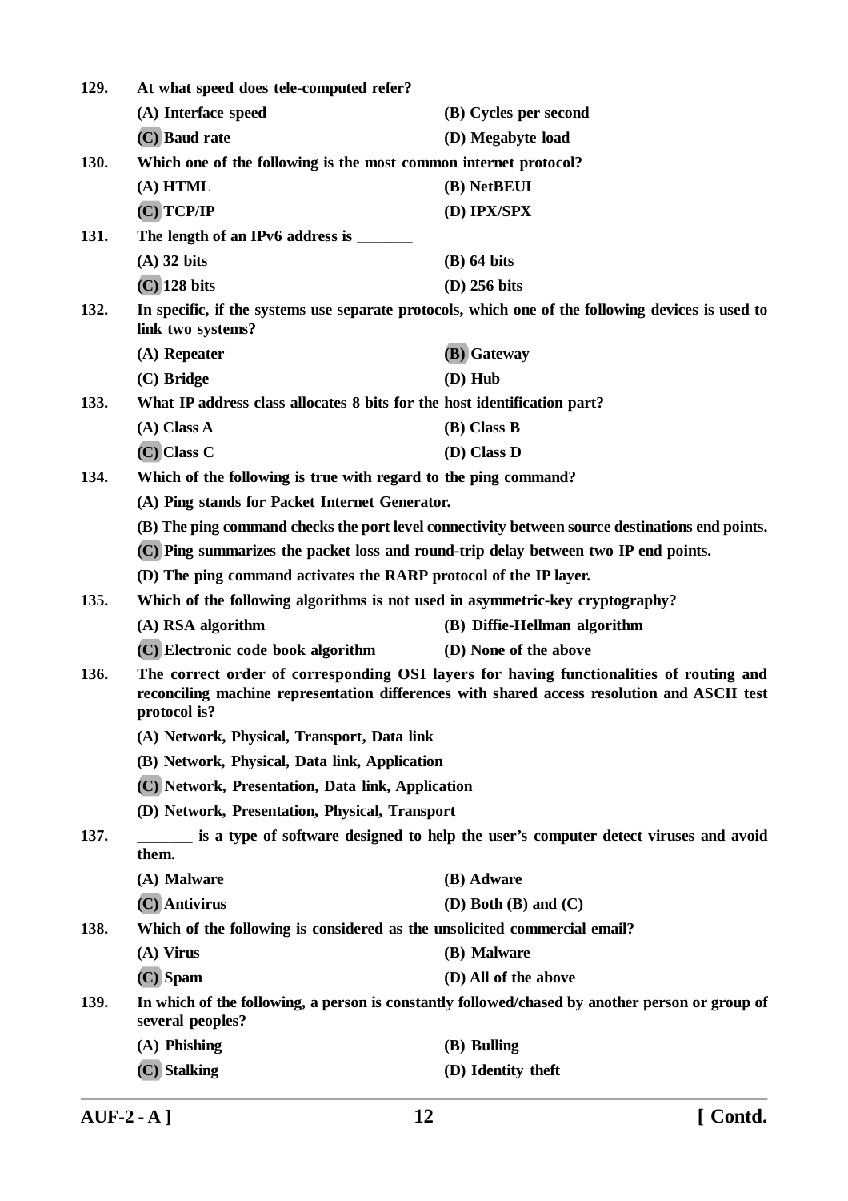**129.** **At what speed does tele-computed refer?**

**(A) Interface speed** **(B) Cycles per second**

**(C) Baud rate** **(D) Megabyte load**

**130.** **Which one of the following is the most common internet protocol?**

**(A) HTML** **(B) NetBEUI**

**(C) TCP/IP** **(D) IPX/SPX**

**131.** **The length of an IPv6 address is _______**

**(A) 32 bits** **(B) 64 bits**

**(C) 128 bits** **(D) 256 bits**

**132.** **In specific, if the systems use separate protocols, which one of the following devices is used to link two systems?**

**(A) Repeater** **(B) Gateway**

**(C) Bridge** **(D) Hub**

**133.** **What IP address class allocates 8 bits for the host identification part?**

**(A) Class A** **(B) Class B**

**(C) Class C** **(D) Class D**

**134.** **Which of the following is true with regard to the ping command?**

**(A) Ping stands for Packet Internet Generator.**

**(B) The ping command checks the port level connectivity between source destinations end points.**

**(C) Ping summarizes the packet loss and round-trip delay between two IP end points.**

**(D) The ping command activates the RARP protocol of the IP layer.**

**135.** **Which of the following algorithms is not used in asymmetric-key cryptography?**

**(A) RSA algorithm** **(B) Diffie-Hellman algorithm**

**(C) Electronic code book algorithm** **(D) None of the above**

**136.** **The correct order of corresponding OSI layers for having functionalities of routing and reconciling machine representation differences with shared access resolution and ASCII test protocol is?**

**(A) Network, Physical, Transport, Data link**

**(B) Network, Physical, Data link, Application**

**(C) Network, Presentation, Data link, Application**

**(D) Network, Presentation, Physical, Transport**

**137.** **_______ is a type of software designed to help the user's computer detect viruses and avoid them.**

**(A) Malware** **(B) Adware**

**(C) Antivirus** **(D) Both (B) and (C)**

**138.** **Which of the following is considered as the unsolicited commercial email?**

**(A) Virus** **(B) Malware**

**(C) Spam** **(D) All of the above**

**139.** **In which of the following, a person is constantly followed/chased by another person or group of several peoples?**

**(A) Phishing** **(B) Bulling**

**(C) Stalking** **(D) Identity theft**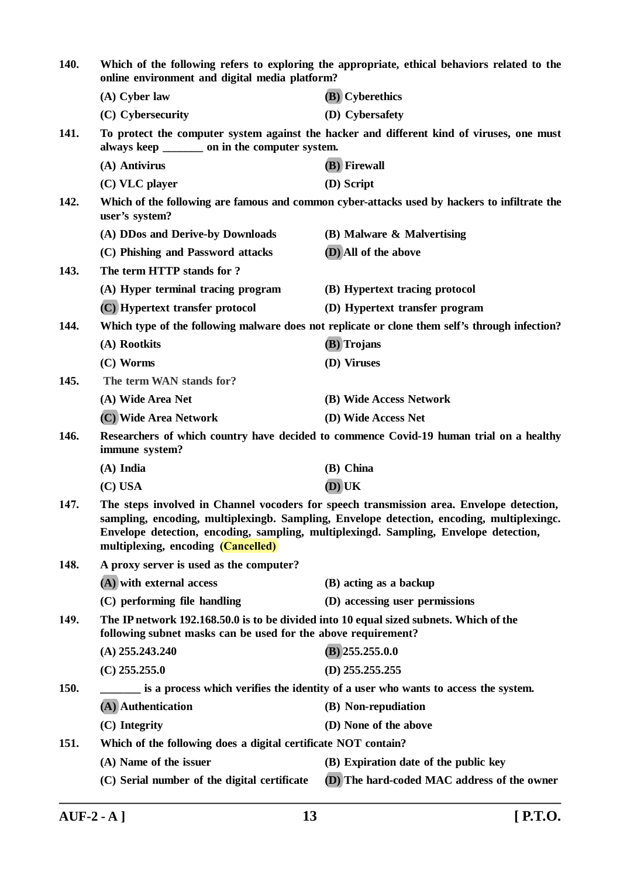140. Which of the following refers to exploring the appropriate, ethical behaviors related to the online environment and digital media platform?

(A) Cyber law
(B) Cyberethics
(C) Cybersecurity
(D) Cybersafety

141. To protect the computer system against the hacker and different kind of viruses, one must always keep _______ on in the computer system.

(A) Antivirus
(B) Firewall
(C) VLC player
(D) Script

142. Which of the following are famous and common cyber-attacks used by hackers to infiltrate the user's system?

(A) DDos and Derive-by Downloads
(B) Malware & Malvertising
(C) Phishing and Password attacks
(D) All of the above

143. The term HTTP stands for ?

(A) Hyper terminal tracing program
(B) Hypertext tracing protocol
(C) Hypertext transfer protocol
(D) Hypertext transfer program

144. Which type of the following malware does not replicate or clone them self's through infection?

(A) Rootkits
(B) Trojans
(C) Worms
(D) Viruses

145. The term WAN stands for?

(A) Wide Area Net
(B) Wide Access Network
(C) Wide Area Network
(D) Wide Access Net

146. Researchers of which country have decided to commence Covid-19 human trial on a healthy immune system?

(A) India
(B) China
(C) USA
(D) UK

147. The steps involved in Channel vocoders for speech transmission area. Envelope detection, sampling, encoding, multiplexingb. Sampling, Envelope detection, encoding, multiplexingc. Envelope detection, encoding, sampling, multiplexingd. Sampling, Envelope detection, multiplexing, encoding **(Cancelled)**

148. A proxy server is used as the computer?

(A) with external access
(B) acting as a backup
(C) performing file handling
(D) accessing user permissions

149. The IP network 192.168.50.0 is to be divided into 10 equal sized subnets. Which of the following subnet masks can be used for the above requirement?

(A) 255.243.240
(B) 255.255.0.0
(C) 255.255.0
(D) 255.255.255

150. _______ is a process which verifies the identity of a user who wants to access the system.

(A) Authentication
(B) Non-repudiation
(C) Integrity
(D) None of the above

151. Which of the following does a digital certificate NOT contain?

(A) Name of the issuer
(B) Expiration date of the public key
(C) Serial number of the digital certificate
(D) The hard-coded MAC address of the owner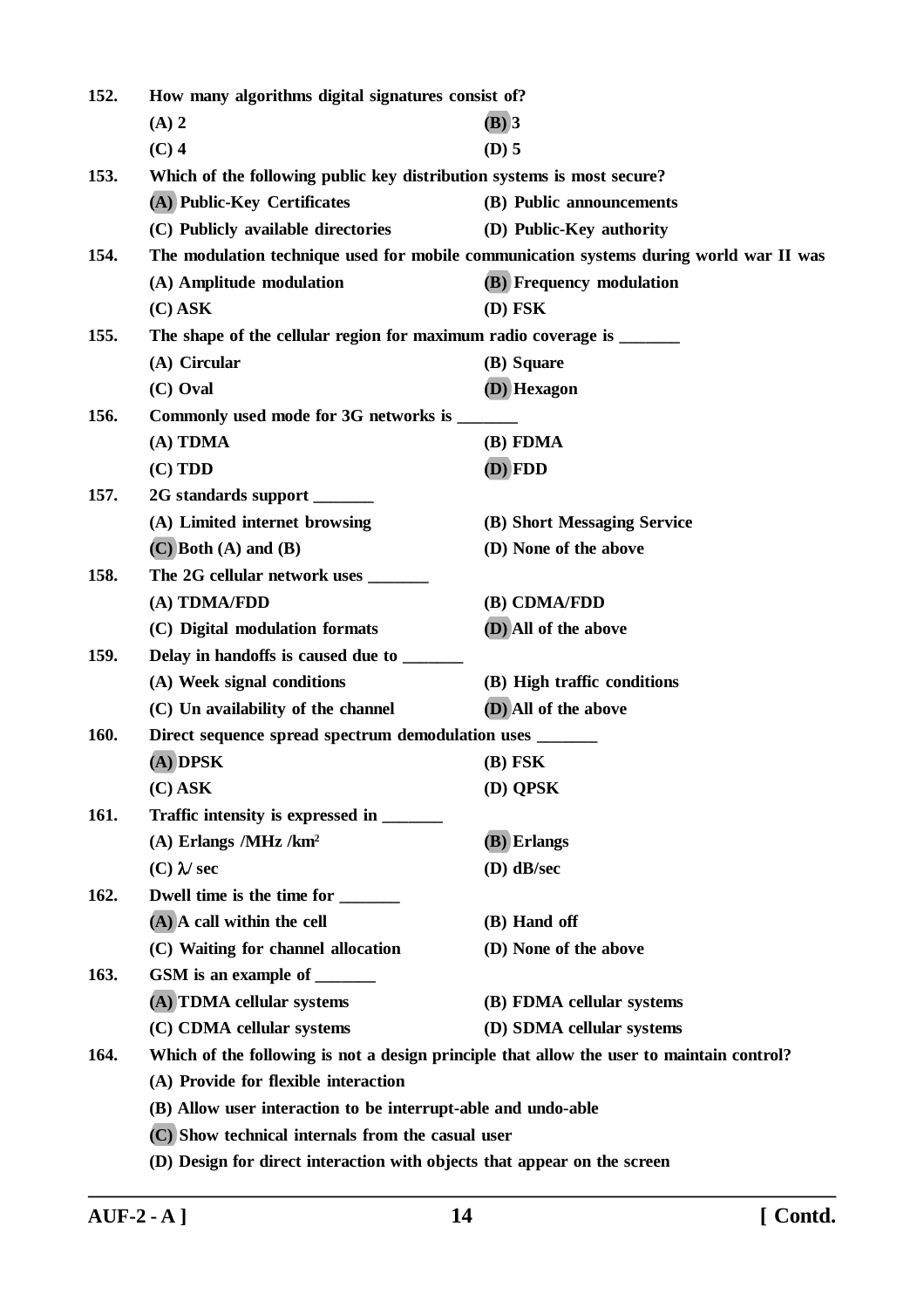**152. How many algorithms digital signatures consist of?**

**(A) 2** **(B) 3**

**(C) 4** **(D) 5**

**153. Which of the following public key distribution systems is most secure?**

**(A) Public-Key Certificates** **(B) Public announcements**

**(C) Publicly available directories** **(D) Public-Key authority**

**154. The modulation technique used for mobile communication systems during world war II was**

**(A) Amplitude modulation** **(B) Frequency modulation**

**(C) ASK** **(D) FSK**

**155. The shape of the cellular region for maximum radio coverage is _______**

**(A) Circular** **(B) Square**

**(C) Oval** **(D) Hexagon**

**156. Commonly used mode for 3G networks is _______**

**(A) TDMA** **(B) FDMA**

**(C) TDD** **(D) FDD**

**157. 2G standards support _______**

**(A) Limited internet browsing** **(B) Short Messaging Service**

**(C) Both (A) and (B)** **(D) None of the above**

**158. The 2G cellular network uses _______**

**(A) TDMA/FDD** **(B) CDMA/FDD**

**(C) Digital modulation formats** **(D) All of the above**

**159. Delay in handoffs is caused due to _______**

**(A) Week signal conditions** **(B) High traffic conditions**

**(C) Un availability of the channel** **(D) All of the above**

**160. Direct sequence spread spectrum demodulation uses _______**

**(A) DPSK** **(B) FSK**

**(C) ASK** **(D) QPSK**

**161. Traffic intensity is expressed in _______**

**(A) Erlangs /MHz /km$^2$** **(B) Erlangs**

**(C) $\lambda$/ sec** **(D) dB/sec**

**162. Dwell time is the time for _______**

**(A) A call within the cell** **(B) Hand off**

**(C) Waiting for channel allocation** **(D) None of the above**

**163. GSM is an example of _______**

**(A) TDMA cellular systems** **(B) FDMA cellular systems**

**(C) CDMA cellular systems** **(D) SDMA cellular systems**

**164. Which of the following is not a design principle that allow the user to maintain control?**

**(A) Provide for flexible interaction**

**(B) Allow user interaction to be interrupt-able and undo-able**

**(C) Show technical internals from the casual user**

**(D) Design for direct interaction with objects that appear on the screen**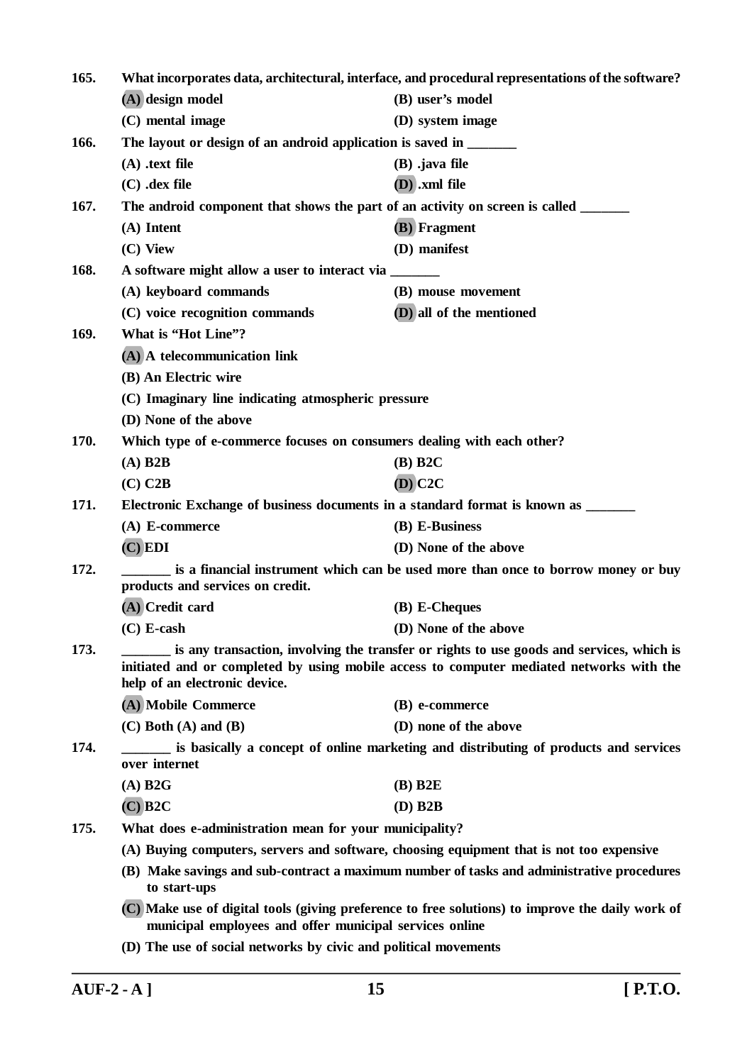**165. What incorporates data, architectural, interface, and procedural representations of the software?**

**(A) design model** **(B) user's model**

**(C) mental image** **(D) system image**

**166. The layout or design of an android application is saved in _______**

**(A) .text file** **(B) .java file**

**(C) .dex file** **(D) .xml file**

**167. The android component that shows the part of an activity on screen is called _______**

**(A) Intent** **(B) Fragment**

**(C) View** **(D) manifest**

**168. A software might allow a user to interact via _______**

**(A) keyboard commands** **(B) mouse movement**

**(C) voice recognition commands** **(D) all of the mentioned**

**169. What is "Hot Line"?**

**(A) A telecommunication link**

**(B) An Electric wire**

**(C) Imaginary line indicating atmospheric pressure**

**(D) None of the above**

**170. Which type of e-commerce focuses on consumers dealing with each other?**

**(A) B2B** **(B) B2C**

**(C) C2B** **(D) C2C**

**171. Electronic Exchange of business documents in a standard format is known as _______**

**(A) E-commerce** **(B) E-Business**

**(C) EDI** **(D) None of the above**

**172. _______ is a financial instrument which can be used more than once to borrow money or buy products and services on credit.**

**(A) Credit card** **(B) E-Cheques**

**(C) E-cash** **(D) None of the above**

**173. _______ is any transaction, involving the transfer or rights to use goods and services, which is initiated and or completed by using mobile access to computer mediated networks with the help of an electronic device.**

**(A) Mobile Commerce** **(B) e-commerce**

**(C) Both (A) and (B)** **(D) none of the above**

**174. _______ is basically a concept of online marketing and distributing of products and services over internet**

**(A) B2G** **(B) B2E**

**(C) B2C** **(D) B2B**

**175. What does e-administration mean for your municipality?**

**(A) Buying computers, servers and software, choosing equipment that is not too expensive**

**(B) Make savings and sub-contract a maximum number of tasks and administrative procedures to start-ups**

**(C) Make use of digital tools (giving preference to free solutions) to improve the daily work of municipal employees and offer municipal services online**

**(D) The use of social networks by civic and political movements**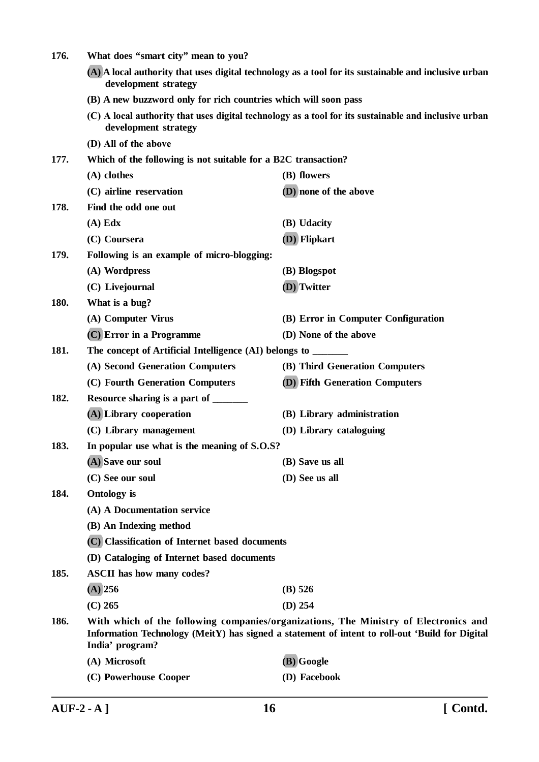**176. What does "smart city" mean to you?**

**(A) A local authority that uses digital technology as a tool for its sustainable and inclusive urban development strategy**

**(B) A new buzzword only for rich countries which will soon pass**

**(C) A local authority that uses digital technology as a tool for its sustainable and inclusive urban development strategy**

**(D) All of the above**

**177. Which of the following is not suitable for a B2C transaction?**

**(A) clothes** **(B) flowers**

**(C) airline reservation** **(D) none of the above**

**178. Find the odd one out**

**(A) Edx** **(B) Udacity**

**(C) Coursera** **(D) Flipkart**

**179. Following is an example of micro-blogging:**

**(A) Wordpress** **(B) Blogspot**

**(C) Livejournal** **(D) Twitter**

**180. What is a bug?**

**(A) Computer Virus** **(B) Error in Computer Configuration**

**(C) Error in a Programme** **(D) None of the above**

**181. The concept of Artificial Intelligence (AI) belongs to _______**

**(A) Second Generation Computers** **(B) Third Generation Computers**

**(C) Fourth Generation Computers** **(D) Fifth Generation Computers**

**182. Resource sharing is a part of _______**

**(A) Library cooperation** **(B) Library administration**

**(C) Library management** **(D) Library cataloguing**

**183. In popular use what is the meaning of S.O.S?**

**(A) Save our soul** **(B) Save us all**

**(C) See our soul** **(D) See us all**

**184. Ontology is**

**(A) A Documentation service**

**(B) An Indexing method**

**(C) Classification of Internet based documents**

**(D) Cataloging of Internet based documents**

**185. ASCII has how many codes?**

**(A) 256** **(B) 526**

**(C) 265** **(D) 254**

**186. With which of the following companies/organizations, The Ministry of Electronics and Information Technology (MeitY) has signed a statement of intent to roll-out 'Build for Digital India' program?**

**(A) Microsoft** **(B) Google**

**(C) Powerhouse Cooper** **(D) Facebook**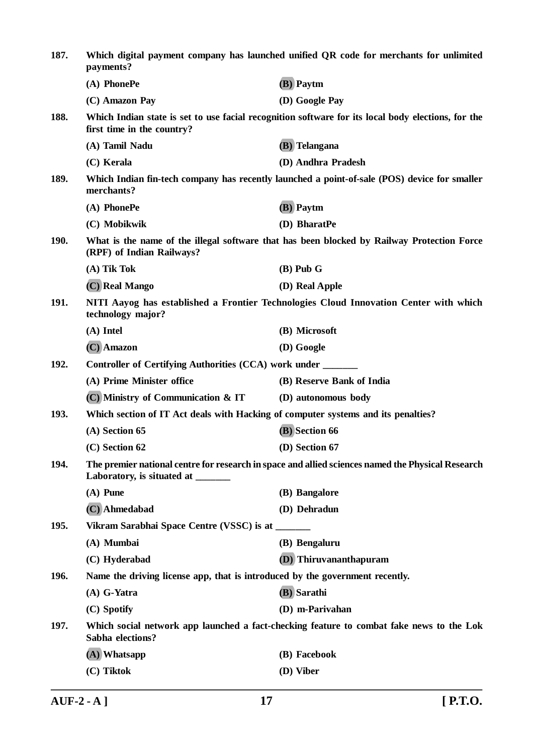**187. Which digital payment company has launched unified QR code for merchants for unlimited payments?**

**(A) PhonePe** **(B) Paytm**

**(C) Amazon Pay** **(D) Google Pay**

**188. Which Indian state is set to use facial recognition software for its local body elections, for the first time in the country?**

**(A) Tamil Nadu** **(B) Telangana**

**(C) Kerala** **(D) Andhra Pradesh**

**189. Which Indian fin-tech company has recently launched a point-of-sale (POS) device for smaller merchants?**

**(A) PhonePe** **(B) Paytm**

**(C) Mobikwik** **(D) BharatPe**

**190. What is the name of the illegal software that has been blocked by Railway Protection Force (RPF) of Indian Railways?**

**(A) Tik Tok** **(B) Pub G**

**(C) Real Mango** **(D) Real Apple**

**191. NITI Aayog has established a Frontier Technologies Cloud Innovation Center with which technology major?**

**(A) Intel** **(B) Microsoft**

**(C) Amazon** **(D) Google**

**192. Controller of Certifying Authorities (CCA) work under _______**

**(A) Prime Minister office** **(B) Reserve Bank of India**

**(C) Ministry of Communication & IT** **(D) autonomous body**

**193. Which section of IT Act deals with Hacking of computer systems and its penalties?**

**(A) Section 65** **(B) Section 66**

**(C) Section 62** **(D) Section 67**

**194. The premier national centre for research in space and allied sciences named the Physical Research Laboratory, is situated at _______**

**(A) Pune** **(B) Bangalore**

**(C) Ahmedabad** **(D) Dehradun**

**195. Vikram Sarabhai Space Centre (VSSC) is at _______**

**(A) Mumbai** **(B) Bengaluru**

**(C) Hyderabad** **(D) Thiruvananthapuram**

**196. Name the driving license app, that is introduced by the government recently.**

**(A) G-Yatra** **(B) Sarathi**

**(C) Spotify** **(D) m-Parivahan**

**197. Which social network app launched a fact-checking feature to combat fake news to the Lok Sabha elections?**

**(A) Whatsapp** **(B) Facebook**

**(C) Tiktok** **(D) Viber**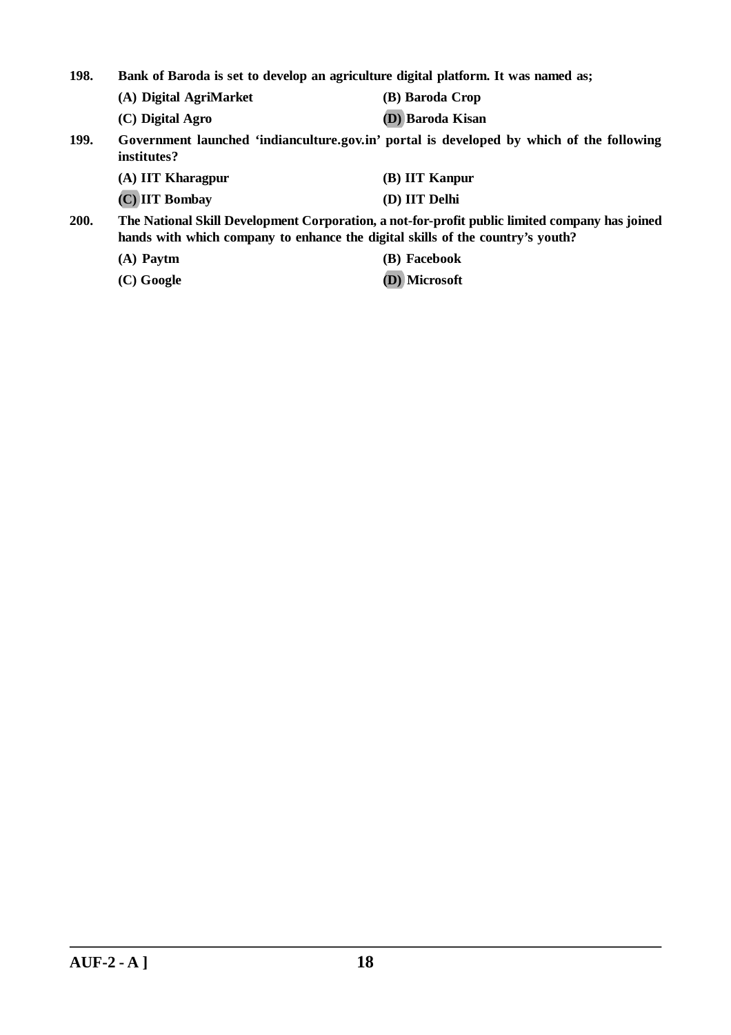**198. Bank of Baroda is set to develop an agriculture digital platform. It was named as;**

**(A) Digital AgriMarket** **(B) Baroda Crop**

**(C) Digital Agro** **(D) Baroda Kisan**

**199. Government launched 'indianculture.gov.in' portal is developed by which of the following institutes?**

**(A) IIT Kharagpur** **(B) IIT Kanpur**

**(C) IIT Bombay** **(D) IIT Delhi**

**200. The National Skill Development Corporation, a not-for-profit public limited company has joined hands with which company to enhance the digital skills of the country's youth?**

**(A) Paytm** **(B) Facebook**

**(C) Google** **(D) Microsoft**